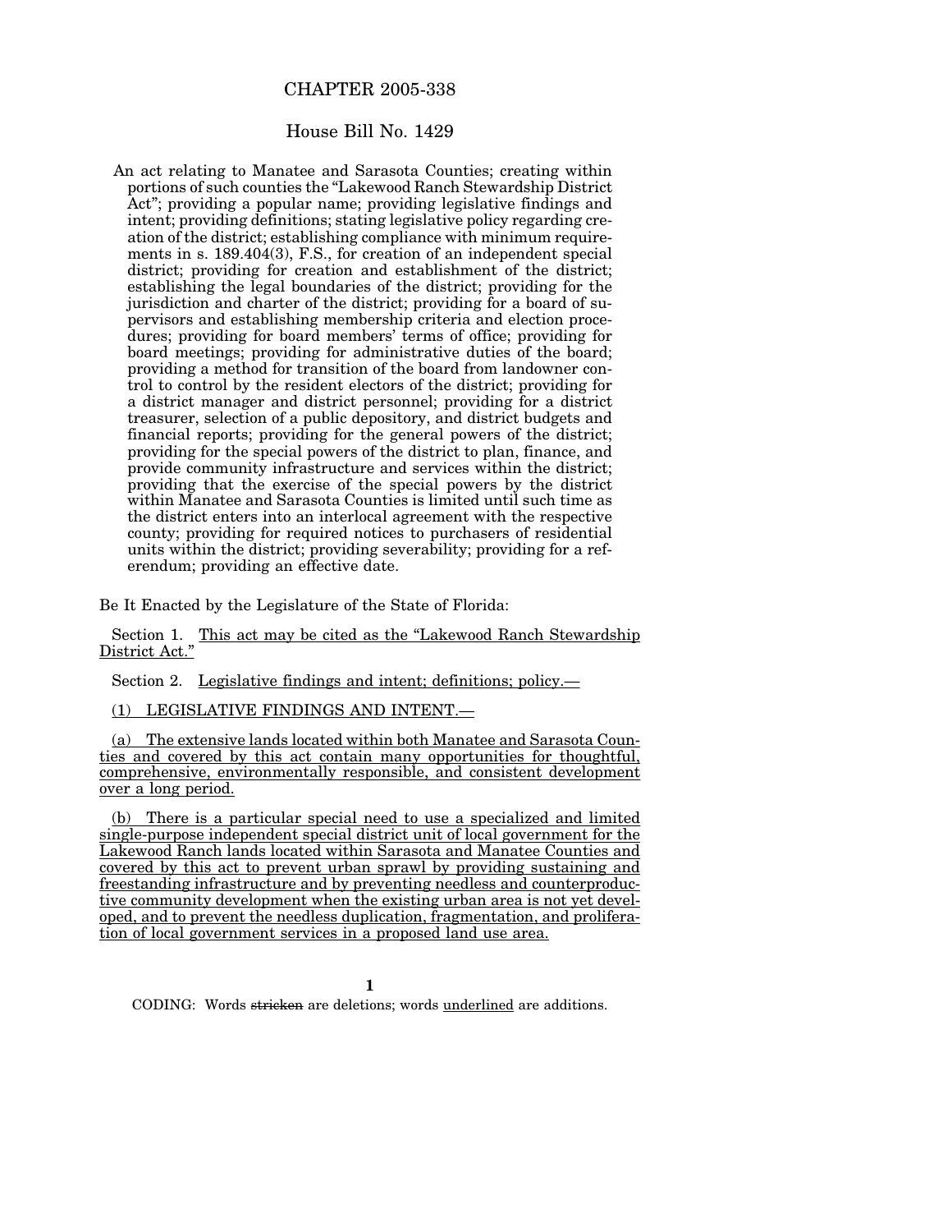# CHAPTER 2005-338

## House Bill No. 1429

An act relating to Manatee and Sarasota Counties; creating within portions of such counties the "Lakewood Ranch Stewardship District Act"; providing a popular name; providing legislative findings and intent; providing definitions; stating legislative policy regarding creation of the district; establishing compliance with minimum requirements in s. 189.404(3), F.S., for creation of an independent special district; providing for creation and establishment of the district; establishing the legal boundaries of the district; providing for the jurisdiction and charter of the district; providing for a board of supervisors and establishing membership criteria and election procedures; providing for board members' terms of office; providing for board meetings; providing for administrative duties of the board; providing a method for transition of the board from landowner control to control by the resident electors of the district; providing for a district manager and district personnel; providing for a district treasurer, selection of a public depository, and district budgets and financial reports; providing for the general powers of the district; providing for the special powers of the district to plan, finance, and provide community infrastructure and services within the district; providing that the exercise of the special powers by the district within Manatee and Sarasota Counties is limited until such time as the district enters into an interlocal agreement with the respective county; providing for required notices to purchasers of residential units within the district; providing severability; providing for a referendum; providing an effective date.

Be It Enacted by the Legislature of the State of Florida:

Section 1. <u>This act may be cited as the "Lakewood Ranch Stewardship District Act."</u>

Section 2. <u>Legislative findings and intent; definitions; policy.—</u>

<u>(1) LEGISLATIVE FINDINGS AND INTENT.—</u>

<u>(a) The extensive lands located within both Manatee and Sarasota Counties and covered by this act contain many opportunities for thoughtful, comprehensive, environmentally responsible, and consistent development over a long period.</u>

<u>(b) There is a particular special need to use a specialized and limited single-purpose independent special district unit of local government for the Lakewood Ranch lands located within Sarasota and Manatee Counties and covered by this act to prevent urban sprawl by providing sustaining and freestanding infrastructure and by preventing needless and counterproductive community development when the existing urban area is not yet developed, and to prevent the needless duplication, fragmentation, and proliferation of local government services in a proposed land use area.</u>

CODING: Words ~~stricken~~ are deletions; words <u>underlined</u> are additions.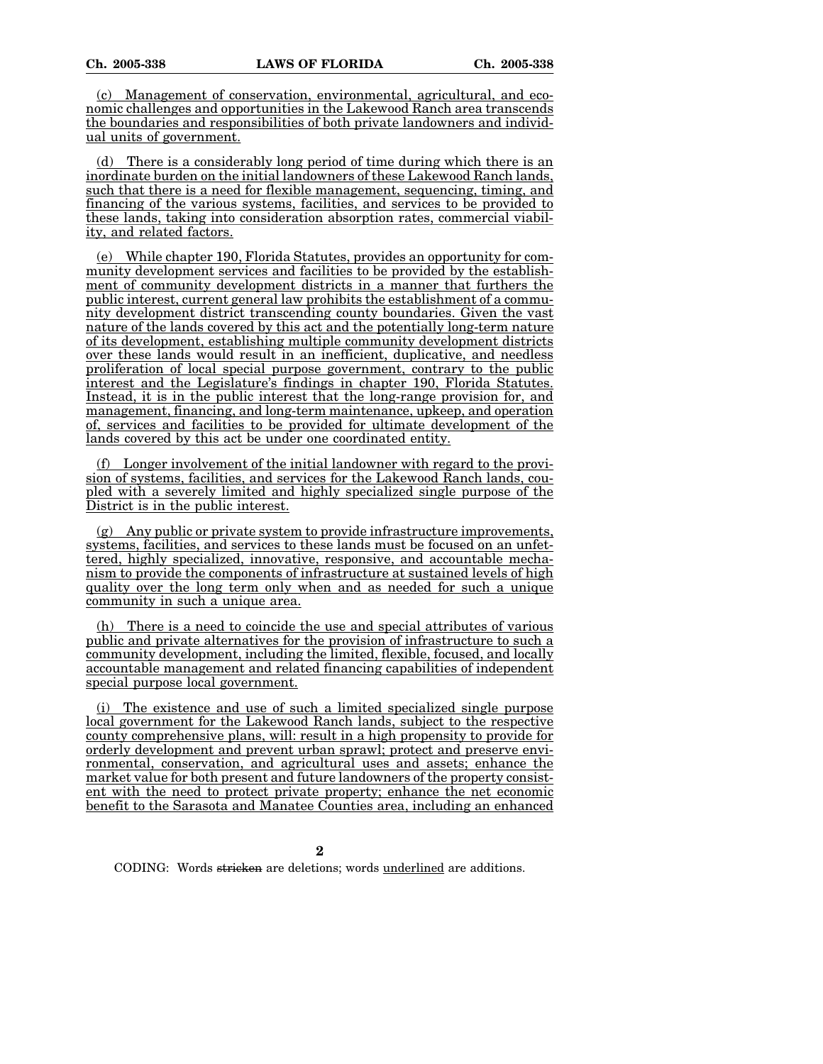(c) Management of conservation, environmental, agricultural, and economic challenges and opportunities in the Lakewood Ranch area transcends the boundaries and responsibilities of both private landowners and individual units of government.

(d) There is a considerably long period of time during which there is an inordinate burden on the initial landowners of these Lakewood Ranch lands, such that there is a need for flexible management, sequencing, timing, and financing of the various systems, facilities, and services to be provided to these lands, taking into consideration absorption rates, commercial viability, and related factors.

(e) While chapter 190, Florida Statutes, provides an opportunity for community development services and facilities to be provided by the establishment of community development districts in a manner that furthers the public interest, current general law prohibits the establishment of a community development district transcending county boundaries. Given the vast nature of the lands covered by this act and the potentially long-term nature of its development, establishing multiple community development districts over these lands would result in an inefficient, duplicative, and needless proliferation of local special purpose government, contrary to the public interest and the Legislature's findings in chapter 190, Florida Statutes. Instead, it is in the public interest that the long-range provision for, and management, financing, and long-term maintenance, upkeep, and operation of, services and facilities to be provided for ultimate development of the lands covered by this act be under one coordinated entity.

(f) Longer involvement of the initial landowner with regard to the provision of systems, facilities, and services for the Lakewood Ranch lands, coupled with a severely limited and highly specialized single purpose of the District is in the public interest.

(g) Any public or private system to provide infrastructure improvements, systems, facilities, and services to these lands must be focused on an unfettered, highly specialized, innovative, responsive, and accountable mechanism to provide the components of infrastructure at sustained levels of high quality over the long term only when and as needed for such a unique community in such a unique area.

(h) There is a need to coincide the use and special attributes of various public and private alternatives for the provision of infrastructure to such a community development, including the limited, flexible, focused, and locally accountable management and related financing capabilities of independent special purpose local government.

(i) The existence and use of such a limited specialized single purpose local government for the Lakewood Ranch lands, subject to the respective county comprehensive plans, will: result in a high propensity to provide for orderly development and prevent urban sprawl; protect and preserve environmental, conservation, and agricultural uses and assets; enhance the market value for both present and future landowners of the property consistent with the need to protect private property; enhance the net economic benefit to the Sarasota and Manatee Counties area, including an enhanced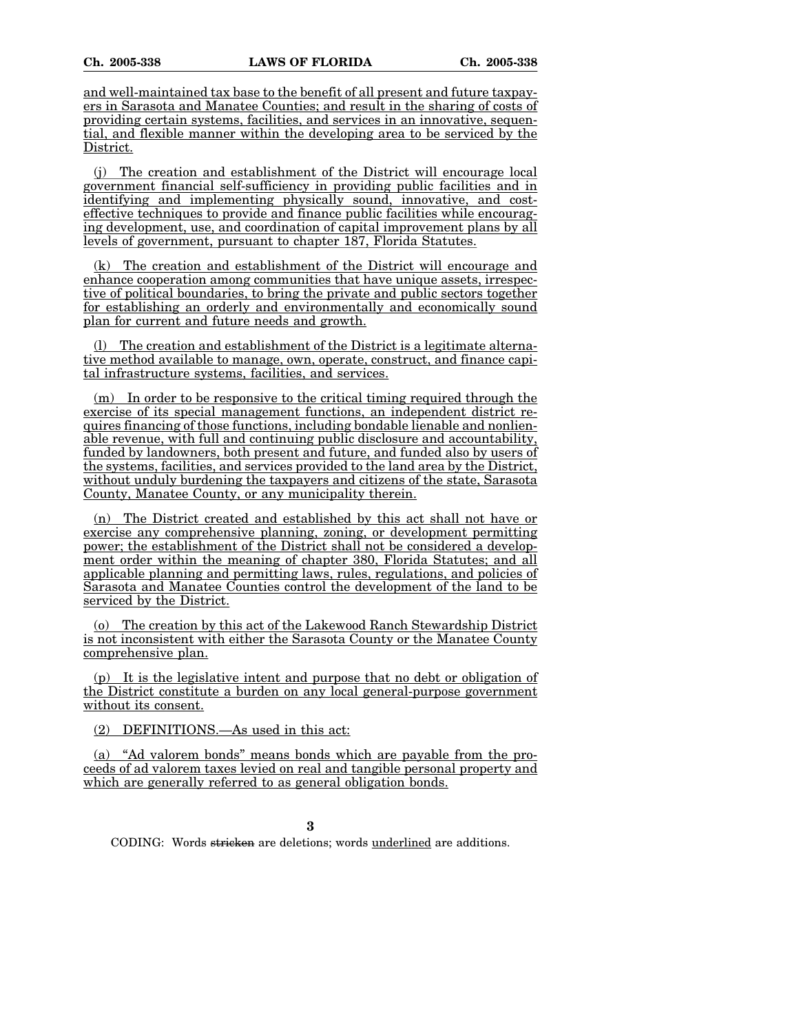and well-maintained tax base to the benefit of all present and future taxpayers in Sarasota and Manatee Counties; and result in the sharing of costs of providing certain systems, facilities, and services in an innovative, sequential, and flexible manner within the developing area to be serviced by the District.

(j) The creation and establishment of the District will encourage local government financial self-sufficiency in providing public facilities and in identifying and implementing physically sound, innovative, and cost-effective techniques to provide and finance public facilities while encouraging development, use, and coordination of capital improvement plans by all levels of government, pursuant to chapter 187, Florida Statutes.

(k) The creation and establishment of the District will encourage and enhance cooperation among communities that have unique assets, irrespective of political boundaries, to bring the private and public sectors together for establishing an orderly and environmentally and economically sound plan for current and future needs and growth.

(l) The creation and establishment of the District is a legitimate alternative method available to manage, own, operate, construct, and finance capital infrastructure systems, facilities, and services.

(m) In order to be responsive to the critical timing required through the exercise of its special management functions, an independent district requires financing of those functions, including bondable lienable and nonlienable revenue, with full and continuing public disclosure and accountability, funded by landowners, both present and future, and funded also by users of the systems, facilities, and services provided to the land area by the District, without unduly burdening the taxpayers and citizens of the state, Sarasota County, Manatee County, or any municipality therein.

(n) The District created and established by this act shall not have or exercise any comprehensive planning, zoning, or development permitting power; the establishment of the District shall not be considered a development order within the meaning of chapter 380, Florida Statutes; and all applicable planning and permitting laws, rules, regulations, and policies of Sarasota and Manatee Counties control the development of the land to be serviced by the District.

(o) The creation by this act of the Lakewood Ranch Stewardship District is not inconsistent with either the Sarasota County or the Manatee County comprehensive plan.

(p) It is the legislative intent and purpose that no debt or obligation of the District constitute a burden on any local general-purpose government without its consent.

(2) DEFINITIONS.—As used in this act:

(a) "Ad valorem bonds" means bonds which are payable from the proceeds of ad valorem taxes levied on real and tangible personal property and which are generally referred to as general obligation bonds.

CODING: Words ~~stricken~~ are deletions; words underlined are additions.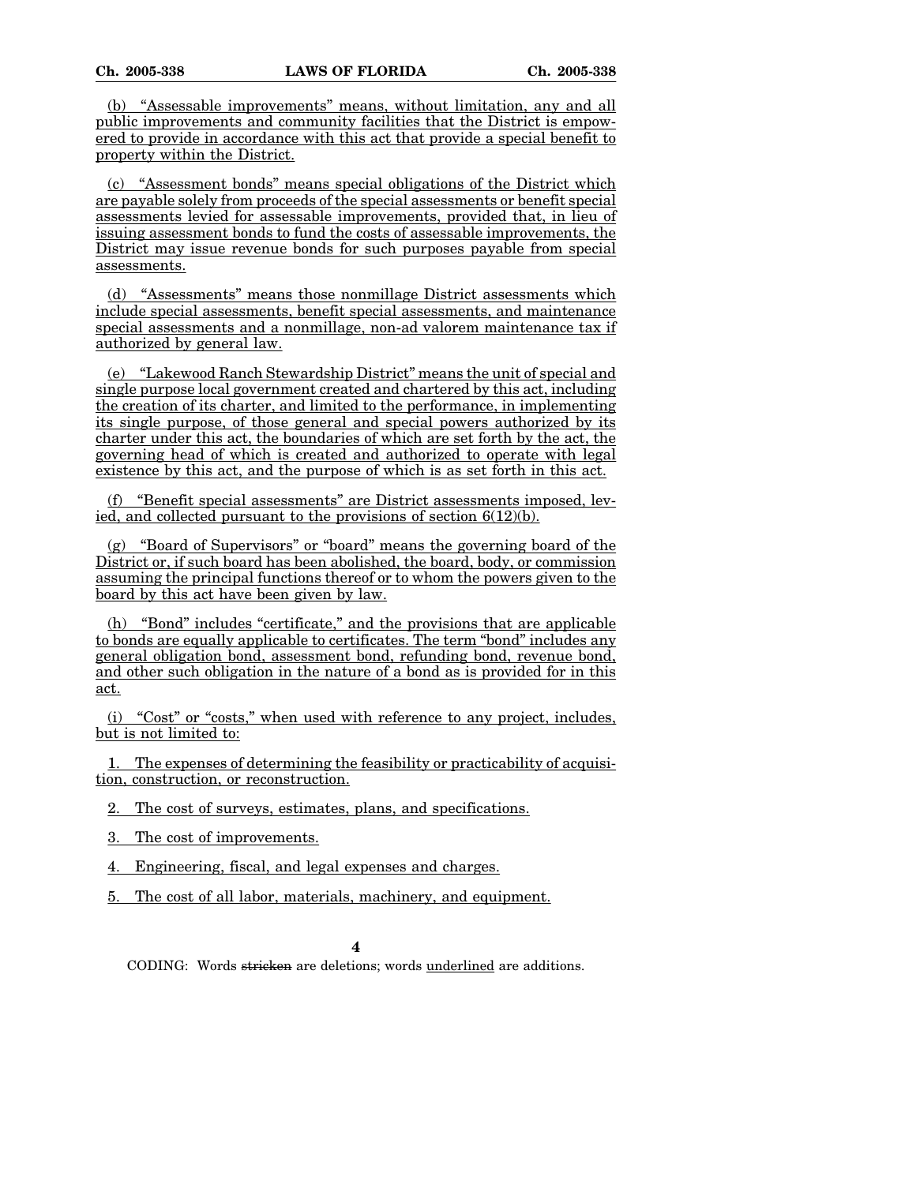(b) "Assessable improvements" means, without limitation, any and all public improvements and community facilities that the District is empowered to provide in accordance with this act that provide a special benefit to property within the District.

(c) "Assessment bonds" means special obligations of the District which are payable solely from proceeds of the special assessments or benefit special assessments levied for assessable improvements, provided that, in lieu of issuing assessment bonds to fund the costs of assessable improvements, the District may issue revenue bonds for such purposes payable from special assessments.

(d) "Assessments" means those nonmillage District assessments which include special assessments, benefit special assessments, and maintenance special assessments and a nonmillage, non-ad valorem maintenance tax if authorized by general law.

(e) "Lakewood Ranch Stewardship District" means the unit of special and single purpose local government created and chartered by this act, including the creation of its charter, and limited to the performance, in implementing its single purpose, of those general and special powers authorized by its charter under this act, the boundaries of which are set forth by the act, the governing head of which is created and authorized to operate with legal existence by this act, and the purpose of which is as set forth in this act.

(f) "Benefit special assessments" are District assessments imposed, levied, and collected pursuant to the provisions of section 6(12)(b).

(g) "Board of Supervisors" or "board" means the governing board of the District or, if such board has been abolished, the board, body, or commission assuming the principal functions thereof or to whom the powers given to the board by this act have been given by law.

(h) "Bond" includes "certificate," and the provisions that are applicable to bonds are equally applicable to certificates. The term "bond" includes any general obligation bond, assessment bond, refunding bond, revenue bond, and other such obligation in the nature of a bond as is provided for in this act.

(i) "Cost" or "costs," when used with reference to any project, includes, but is not limited to:

1. The expenses of determining the feasibility or practicability of acquisition, construction, or reconstruction.

2. The cost of surveys, estimates, plans, and specifications.

3. The cost of improvements.

4. Engineering, fiscal, and legal expenses and charges.

5. The cost of all labor, materials, machinery, and equipment.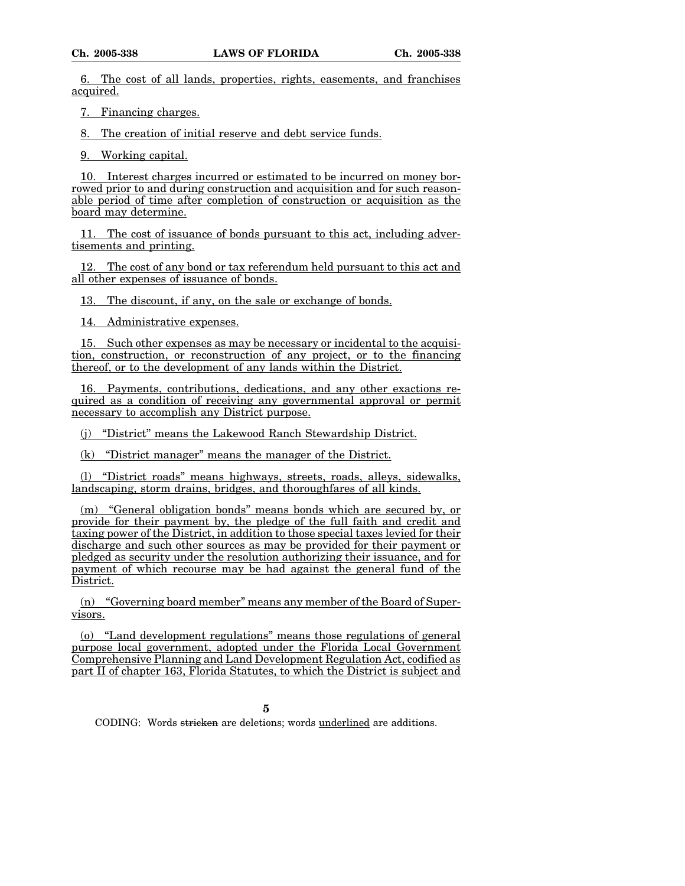6. The cost of all lands, properties, rights, easements, and franchises acquired.

7. Financing charges.

8. The creation of initial reserve and debt service funds.

9. Working capital.

10. Interest charges incurred or estimated to be incurred on money borrowed prior to and during construction and acquisition and for such reasonable period of time after completion of construction or acquisition as the board may determine.

11. The cost of issuance of bonds pursuant to this act, including advertisements and printing.

12. The cost of any bond or tax referendum held pursuant to this act and all other expenses of issuance of bonds.

13. The discount, if any, on the sale or exchange of bonds.

14. Administrative expenses.

15. Such other expenses as may be necessary or incidental to the acquisition, construction, or reconstruction of any project, or to the financing thereof, or to the development of any lands within the District.

16. Payments, contributions, dedications, and any other exactions required as a condition of receiving any governmental approval or permit necessary to accomplish any District purpose.

(j) "District" means the Lakewood Ranch Stewardship District.

(k) "District manager" means the manager of the District.

(l) "District roads" means highways, streets, roads, alleys, sidewalks, landscaping, storm drains, bridges, and thoroughfares of all kinds.

(m) "General obligation bonds" means bonds which are secured by, or provide for their payment by, the pledge of the full faith and credit and taxing power of the District, in addition to those special taxes levied for their discharge and such other sources as may be provided for their payment or pledged as security under the resolution authorizing their issuance, and for payment of which recourse may be had against the general fund of the District.

(n) "Governing board member" means any member of the Board of Supervisors.

(o) "Land development regulations" means those regulations of general purpose local government, adopted under the Florida Local Government Comprehensive Planning and Land Development Regulation Act, codified as part II of chapter 163, Florida Statutes, to which the District is subject and

CODING: Words ~~stricken~~ are deletions; words underlined are additions.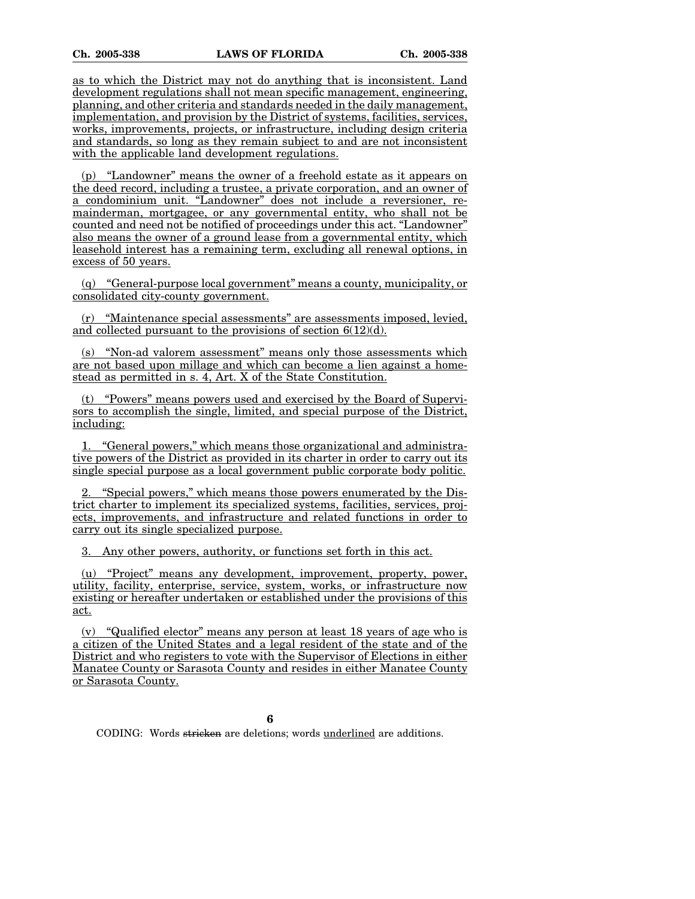as to which the District may not do anything that is inconsistent. Land development regulations shall not mean specific management, engineering, planning, and other criteria and standards needed in the daily management, implementation, and provision by the District of systems, facilities, services, works, improvements, projects, or infrastructure, including design criteria and standards, so long as they remain subject to and are not inconsistent with the applicable land development regulations.

(p) "Landowner" means the owner of a freehold estate as it appears on the deed record, including a trustee, a private corporation, and an owner of a condominium unit. "Landowner" does not include a reversioner, remainderman, mortgagee, or any governmental entity, who shall not be counted and need not be notified of proceedings under this act. "Landowner" also means the owner of a ground lease from a governmental entity, which leasehold interest has a remaining term, excluding all renewal options, in excess of 50 years.

(q) "General-purpose local government" means a county, municipality, or consolidated city-county government.

(r) "Maintenance special assessments" are assessments imposed, levied, and collected pursuant to the provisions of section 6(12)(d).

(s) "Non-ad valorem assessment" means only those assessments which are not based upon millage and which can become a lien against a homestead as permitted in s. 4, Art. X of the State Constitution.

(t) "Powers" means powers used and exercised by the Board of Supervisors to accomplish the single, limited, and special purpose of the District, including:

1. "General powers," which means those organizational and administrative powers of the District as provided in its charter in order to carry out its single special purpose as a local government public corporate body politic.

2. "Special powers," which means those powers enumerated by the District charter to implement its specialized systems, facilities, services, projects, improvements, and infrastructure and related functions in order to carry out its single specialized purpose.

3. Any other powers, authority, or functions set forth in this act.

(u) "Project" means any development, improvement, property, power, utility, facility, enterprise, service, system, works, or infrastructure now existing or hereafter undertaken or established under the provisions of this act.

(v) "Qualified elector" means any person at least 18 years of age who is a citizen of the United States and a legal resident of the state and of the District and who registers to vote with the Supervisor of Elections in either Manatee County or Sarasota County and resides in either Manatee County or Sarasota County.

CODING: Words ~~stricken~~ are deletions; words underlined are additions.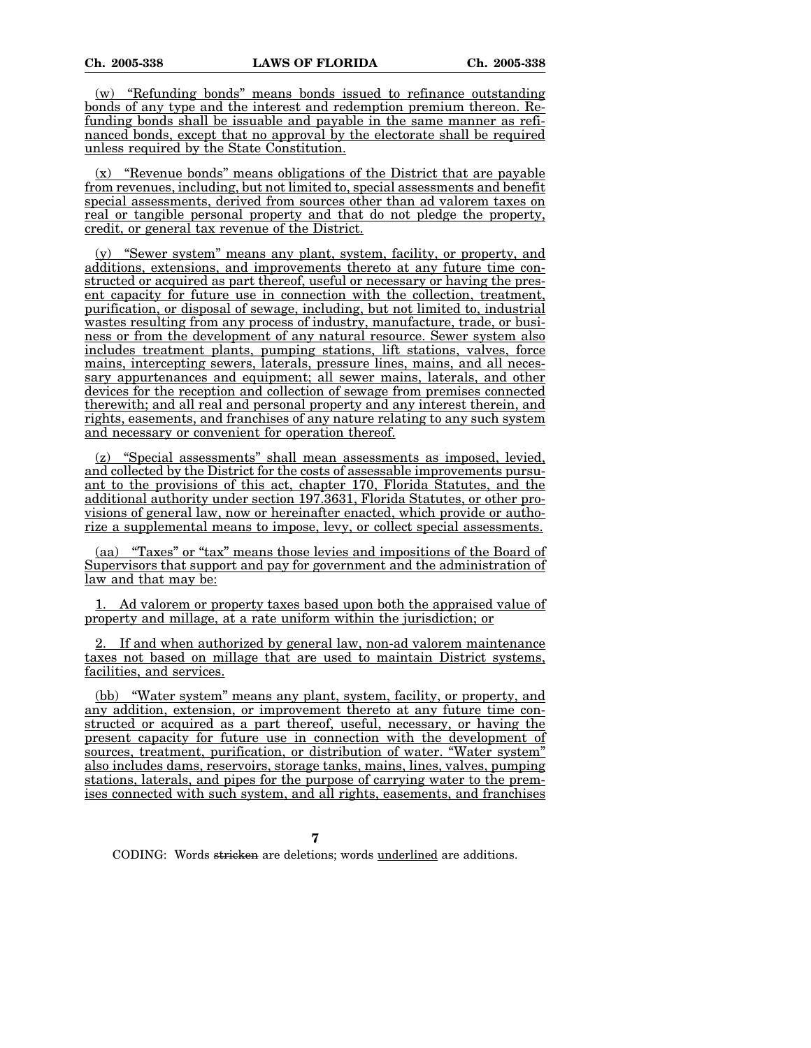(w) "Refunding bonds" means bonds issued to refinance outstanding bonds of any type and the interest and redemption premium thereon. Refunding bonds shall be issuable and payable in the same manner as refinanced bonds, except that no approval by the electorate shall be required unless required by the State Constitution.

(x) "Revenue bonds" means obligations of the District that are payable from revenues, including, but not limited to, special assessments and benefit special assessments, derived from sources other than ad valorem taxes on real or tangible personal property and that do not pledge the property, credit, or general tax revenue of the District.

(y) "Sewer system" means any plant, system, facility, or property, and additions, extensions, and improvements thereto at any future time constructed or acquired as part thereof, useful or necessary or having the present capacity for future use in connection with the collection, treatment, purification, or disposal of sewage, including, but not limited to, industrial wastes resulting from any process of industry, manufacture, trade, or business or from the development of any natural resource. Sewer system also includes treatment plants, pumping stations, lift stations, valves, force mains, intercepting sewers, laterals, pressure lines, mains, and all necessary appurtenances and equipment; all sewer mains, laterals, and other devices for the reception and collection of sewage from premises connected therewith; and all real and personal property and any interest therein, and rights, easements, and franchises of any nature relating to any such system and necessary or convenient for operation thereof.

(z) "Special assessments" shall mean assessments as imposed, levied, and collected by the District for the costs of assessable improvements pursuant to the provisions of this act, chapter 170, Florida Statutes, and the additional authority under section 197.3631, Florida Statutes, or other provisions of general law, now or hereinafter enacted, which provide or authorize a supplemental means to impose, levy, or collect special assessments.

(aa) "Taxes" or "tax" means those levies and impositions of the Board of Supervisors that support and pay for government and the administration of law and that may be:

1. Ad valorem or property taxes based upon both the appraised value of property and millage, at a rate uniform within the jurisdiction; or

2. If and when authorized by general law, non-ad valorem maintenance taxes not based on millage that are used to maintain District systems, facilities, and services.

(bb) "Water system" means any plant, system, facility, or property, and any addition, extension, or improvement thereto at any future time constructed or acquired as a part thereof, useful, necessary, or having the present capacity for future use in connection with the development of sources, treatment, purification, or distribution of water. "Water system" also includes dams, reservoirs, storage tanks, mains, lines, valves, pumping stations, laterals, and pipes for the purpose of carrying water to the premises connected with such system, and all rights, easements, and franchises

CODING: Words stricken are deletions; words underlined are additions.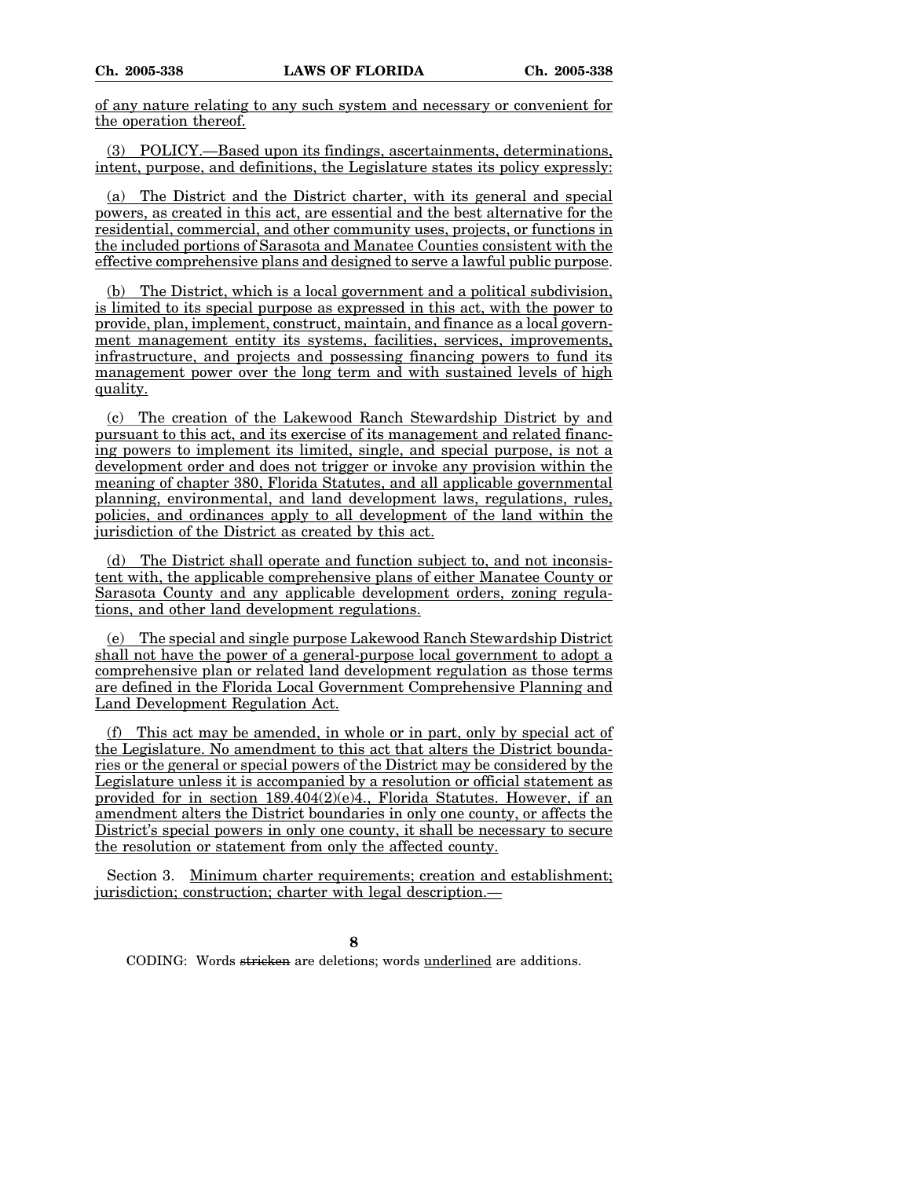of any nature relating to any such system and necessary or convenient for the operation thereof.

(3) POLICY.—Based upon its findings, ascertainments, determinations, intent, purpose, and definitions, the Legislature states its policy expressly:

(a) The District and the District charter, with its general and special powers, as created in this act, are essential and the best alternative for the residential, commercial, and other community uses, projects, or functions in the included portions of Sarasota and Manatee Counties consistent with the effective comprehensive plans and designed to serve a lawful public purpose.

(b) The District, which is a local government and a political subdivision, is limited to its special purpose as expressed in this act, with the power to provide, plan, implement, construct, maintain, and finance as a local government management entity its systems, facilities, services, improvements, infrastructure, and projects and possessing financing powers to fund its management power over the long term and with sustained levels of high quality.

(c) The creation of the Lakewood Ranch Stewardship District by and pursuant to this act, and its exercise of its management and related financing powers to implement its limited, single, and special purpose, is not a development order and does not trigger or invoke any provision within the meaning of chapter 380, Florida Statutes, and all applicable governmental planning, environmental, and land development laws, regulations, rules, policies, and ordinances apply to all development of the land within the jurisdiction of the District as created by this act.

(d) The District shall operate and function subject to, and not inconsistent with, the applicable comprehensive plans of either Manatee County or Sarasota County and any applicable development orders, zoning regulations, and other land development regulations.

(e) The special and single purpose Lakewood Ranch Stewardship District shall not have the power of a general-purpose local government to adopt a comprehensive plan or related land development regulation as those terms are defined in the Florida Local Government Comprehensive Planning and Land Development Regulation Act.

(f) This act may be amended, in whole or in part, only by special act of the Legislature. No amendment to this act that alters the District boundaries or the general or special powers of the District may be considered by the Legislature unless it is accompanied by a resolution or official statement as provided for in section 189.404(2)(e)4., Florida Statutes. However, if an amendment alters the District boundaries in only one county, or affects the District's special powers in only one county, it shall be necessary to secure the resolution or statement from only the affected county.

Section 3. Minimum charter requirements; creation and establishment; jurisdiction; construction; charter with legal description.—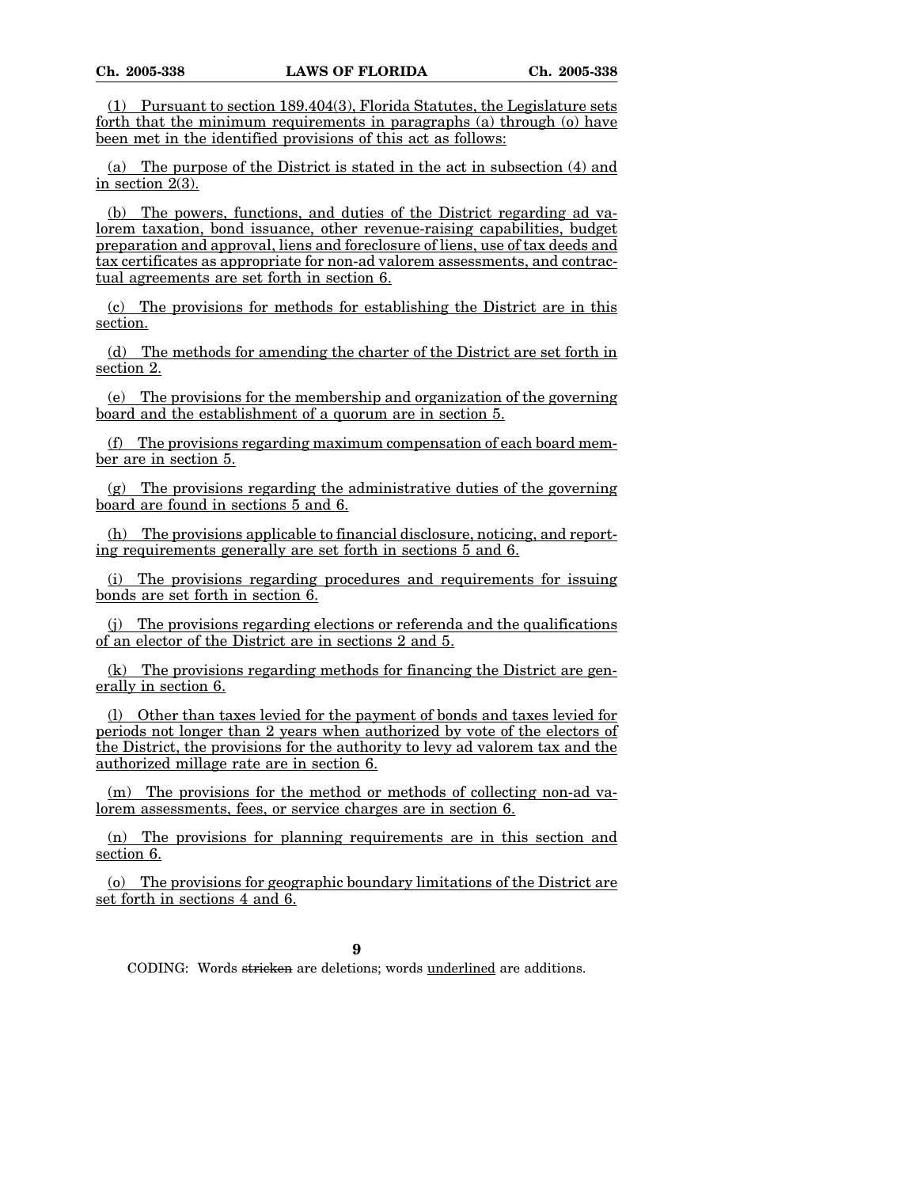(1) Pursuant to section 189.404(3), Florida Statutes, the Legislature sets forth that the minimum requirements in paragraphs (a) through (o) have been met in the identified provisions of this act as follows:

(a) The purpose of the District is stated in the act in subsection (4) and in section 2(3).

(b) The powers, functions, and duties of the District regarding ad valorem taxation, bond issuance, other revenue-raising capabilities, budget preparation and approval, liens and foreclosure of liens, use of tax deeds and tax certificates as appropriate for non-ad valorem assessments, and contractual agreements are set forth in section 6.

(c) The provisions for methods for establishing the District are in this section.

(d) The methods for amending the charter of the District are set forth in section 2.

(e) The provisions for the membership and organization of the governing board and the establishment of a quorum are in section 5.

(f) The provisions regarding maximum compensation of each board member are in section 5.

(g) The provisions regarding the administrative duties of the governing board are found in sections 5 and 6.

(h) The provisions applicable to financial disclosure, noticing, and reporting requirements generally are set forth in sections 5 and 6.

(i) The provisions regarding procedures and requirements for issuing bonds are set forth in section 6.

(j) The provisions regarding elections or referenda and the qualifications of an elector of the District are in sections 2 and 5.

(k) The provisions regarding methods for financing the District are generally in section 6.

(l) Other than taxes levied for the payment of bonds and taxes levied for periods not longer than 2 years when authorized by vote of the electors of the District, the provisions for the authority to levy ad valorem tax and the authorized millage rate are in section 6.

(m) The provisions for the method or methods of collecting non-ad valorem assessments, fees, or service charges are in section 6.

(n) The provisions for planning requirements are in this section and section 6.

(o) The provisions for geographic boundary limitations of the District are set forth in sections 4 and 6.

CODING: Words stricken are deletions; words underlined are additions.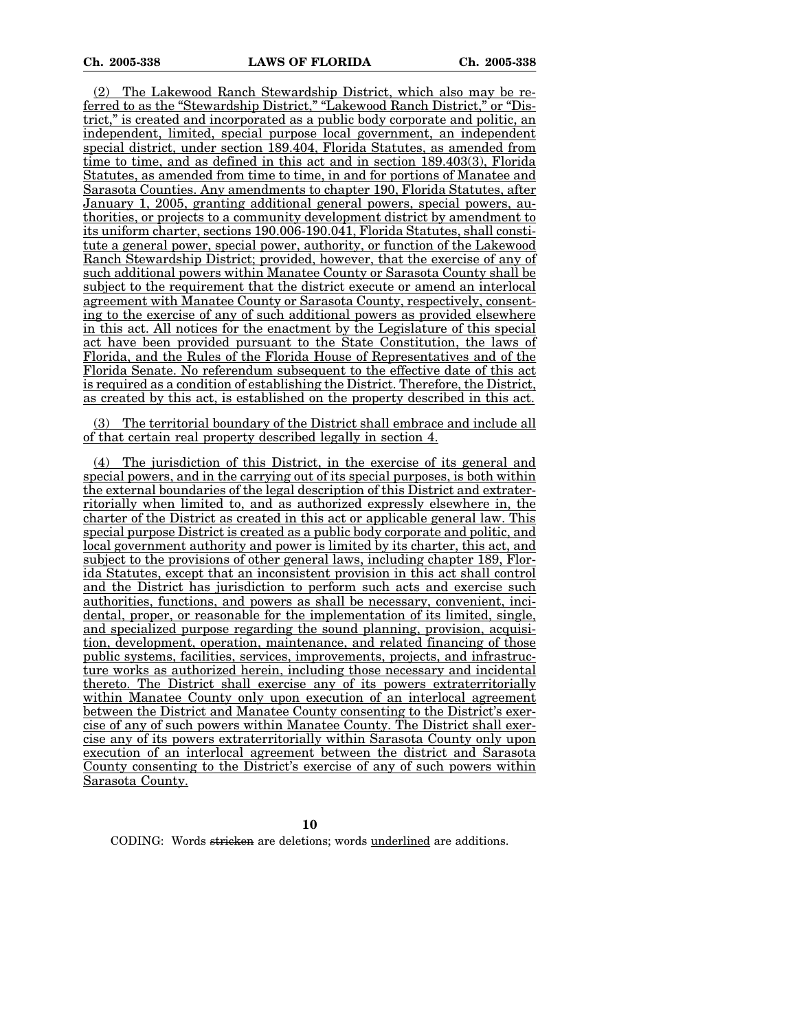(2) The Lakewood Ranch Stewardship District, which also may be referred to as the "Stewardship District," "Lakewood Ranch District," or "District," is created and incorporated as a public body corporate and politic, an independent, limited, special purpose local government, an independent special district, under section 189.404, Florida Statutes, as amended from time to time, and as defined in this act and in section 189.403(3), Florida Statutes, as amended from time to time, in and for portions of Manatee and Sarasota Counties. Any amendments to chapter 190, Florida Statutes, after January 1, 2005, granting additional general powers, special powers, authorities, or projects to a community development district by amendment to its uniform charter, sections 190.006-190.041, Florida Statutes, shall constitute a general power, special power, authority, or function of the Lakewood Ranch Stewardship District; provided, however, that the exercise of any of such additional powers within Manatee County or Sarasota County shall be subject to the requirement that the district execute or amend an interlocal agreement with Manatee County or Sarasota County, respectively, consenting to the exercise of any of such additional powers as provided elsewhere in this act. All notices for the enactment by the Legislature of this special act have been provided pursuant to the State Constitution, the laws of Florida, and the Rules of the Florida House of Representatives and of the Florida Senate. No referendum subsequent to the effective date of this act is required as a condition of establishing the District. Therefore, the District, as created by this act, is established on the property described in this act.

(3) The territorial boundary of the District shall embrace and include all of that certain real property described legally in section 4.

(4) The jurisdiction of this District, in the exercise of its general and special powers, and in the carrying out of its special purposes, is both within the external boundaries of the legal description of this District and extraterritorially when limited to, and as authorized expressly elsewhere in, the charter of the District as created in this act or applicable general law. This special purpose District is created as a public body corporate and politic, and local government authority and power is limited by its charter, this act, and subject to the provisions of other general laws, including chapter 189, Florida Statutes, except that an inconsistent provision in this act shall control and the District has jurisdiction to perform such acts and exercise such authorities, functions, and powers as shall be necessary, convenient, incidental, proper, or reasonable for the implementation of its limited, single, and specialized purpose regarding the sound planning, provision, acquisition, development, operation, maintenance, and related financing of those public systems, facilities, services, improvements, projects, and infrastructure works as authorized herein, including those necessary and incidental thereto. The District shall exercise any of its powers extraterritorially within Manatee County only upon execution of an interlocal agreement between the District and Manatee County consenting to the District's exercise of any of such powers within Manatee County. The District shall exercise any of its powers extraterritorially within Sarasota County only upon execution of an interlocal agreement between the district and Sarasota County consenting to the District's exercise of any of such powers within Sarasota County.

CODING: Words ~~stricken~~ are deletions; words underlined are additions.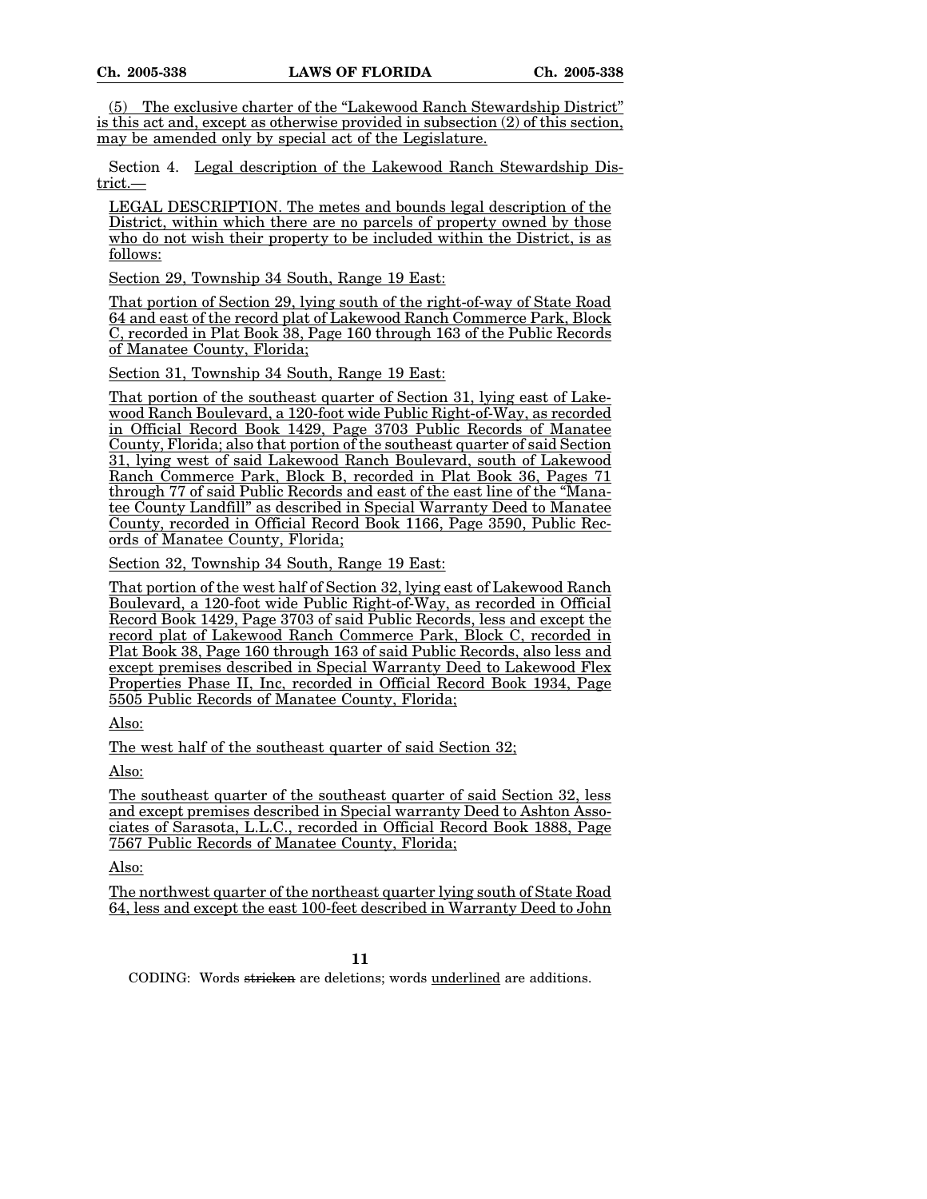(5) The exclusive charter of the "Lakewood Ranch Stewardship District" is this act and, except as otherwise provided in subsection (2) of this section, may be amended only by special act of the Legislature.

Section 4. Legal description of the Lakewood Ranch Stewardship District.—

LEGAL DESCRIPTION. The metes and bounds legal description of the District, within which there are no parcels of property owned by those who do not wish their property to be included within the District, is as follows:

Section 29, Township 34 South, Range 19 East:

That portion of Section 29, lying south of the right-of-way of State Road 64 and east of the record plat of Lakewood Ranch Commerce Park, Block C, recorded in Plat Book 38, Page 160 through 163 of the Public Records of Manatee County, Florida;

Section 31, Township 34 South, Range 19 East:

That portion of the southeast quarter of Section 31, lying east of Lakewood Ranch Boulevard, a 120-foot wide Public Right-of-Way, as recorded in Official Record Book 1429, Page 3703 Public Records of Manatee County, Florida; also that portion of the southeast quarter of said Section 31, lying west of said Lakewood Ranch Boulevard, south of Lakewood Ranch Commerce Park, Block B, recorded in Plat Book 36, Pages 71 through 77 of said Public Records and east of the east line of the "Manatee County Landfill" as described in Special Warranty Deed to Manatee County, recorded in Official Record Book 1166, Page 3590, Public Records of Manatee County, Florida;

Section 32, Township 34 South, Range 19 East:

That portion of the west half of Section 32, lying east of Lakewood Ranch Boulevard, a 120-foot wide Public Right-of-Way, as recorded in Official Record Book 1429, Page 3703 of said Public Records, less and except the record plat of Lakewood Ranch Commerce Park, Block C, recorded in Plat Book 38, Page 160 through 163 of said Public Records, also less and except premises described in Special Warranty Deed to Lakewood Flex Properties Phase II, Inc, recorded in Official Record Book 1934, Page 5505 Public Records of Manatee County, Florida;

Also:

The west half of the southeast quarter of said Section 32;

Also:

The southeast quarter of the southeast quarter of said Section 32, less and except premises described in Special warranty Deed to Ashton Associates of Sarasota, L.L.C., recorded in Official Record Book 1888, Page 7567 Public Records of Manatee County, Florida;

Also:

The northwest quarter of the northeast quarter lying south of State Road 64, less and except the east 100-feet described in Warranty Deed to John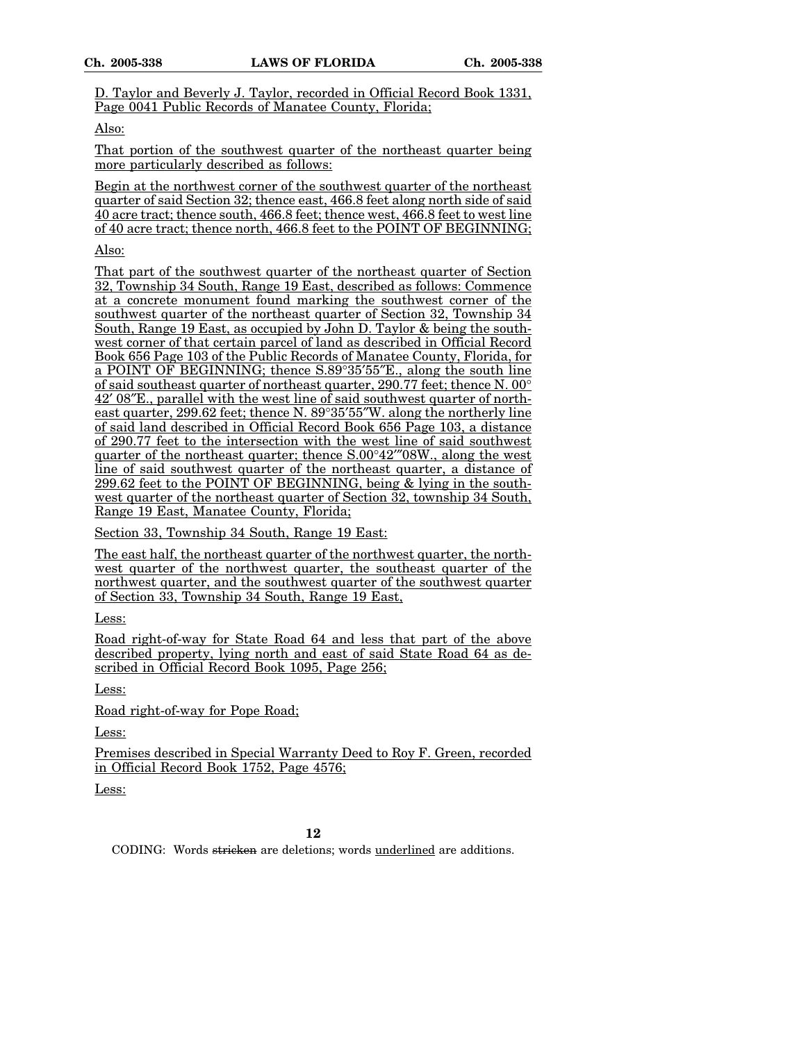D. Taylor and Beverly J. Taylor, recorded in Official Record Book 1331, Page 0041 Public Records of Manatee County, Florida;

Also:

That portion of the southwest quarter of the northeast quarter being more particularly described as follows:

Begin at the northwest corner of the southwest quarter of the northeast quarter of said Section 32; thence east, 466.8 feet along north side of said 40 acre tract; thence south, 466.8 feet; thence west, 466.8 feet to west line of 40 acre tract; thence north, 466.8 feet to the POINT OF BEGINNING;

Also:

That part of the southwest quarter of the northeast quarter of Section 32, Township 34 South, Range 19 East, described as follows: Commence at a concrete monument found marking the southwest corner of the southwest quarter of the northeast quarter of Section 32, Township 34 South, Range 19 East, as occupied by John D. Taylor & being the southwest corner of that certain parcel of land as described in Official Record Book 656 Page 103 of the Public Records of Manatee County, Florida, for a POINT OF BEGINNING; thence S.89°35′55″E., along the south line of said southeast quarter of northeast quarter, 290.77 feet; thence N. 00° 42′ 08″E., parallel with the west line of said southwest quarter of northeast quarter, 299.62 feet; thence N. 89°35′55″W. along the northerly line of said land described in Official Record Book 656 Page 103, a distance of 290.77 feet to the intersection with the west line of said southwest quarter of the northeast quarter; thence S.00°42′″08W., along the west line of said southwest quarter of the northeast quarter, a distance of 299.62 feet to the POINT OF BEGINNING, being & lying in the southwest quarter of the northeast quarter of Section 32, township 34 South, Range 19 East, Manatee County, Florida;

Section 33, Township 34 South, Range 19 East:

The east half, the northeast quarter of the northwest quarter, the northwest quarter of the northwest quarter, the southeast quarter of the northwest quarter, and the southwest quarter of the southwest quarter of Section 33, Township 34 South, Range 19 East,

Less:

Road right-of-way for State Road 64 and less that part of the above described property, lying north and east of said State Road 64 as described in Official Record Book 1095, Page 256;

Less:

Road right-of-way for Pope Road;

Less:

Premises described in Special Warranty Deed to Roy F. Green, recorded in Official Record Book 1752, Page 4576;

Less: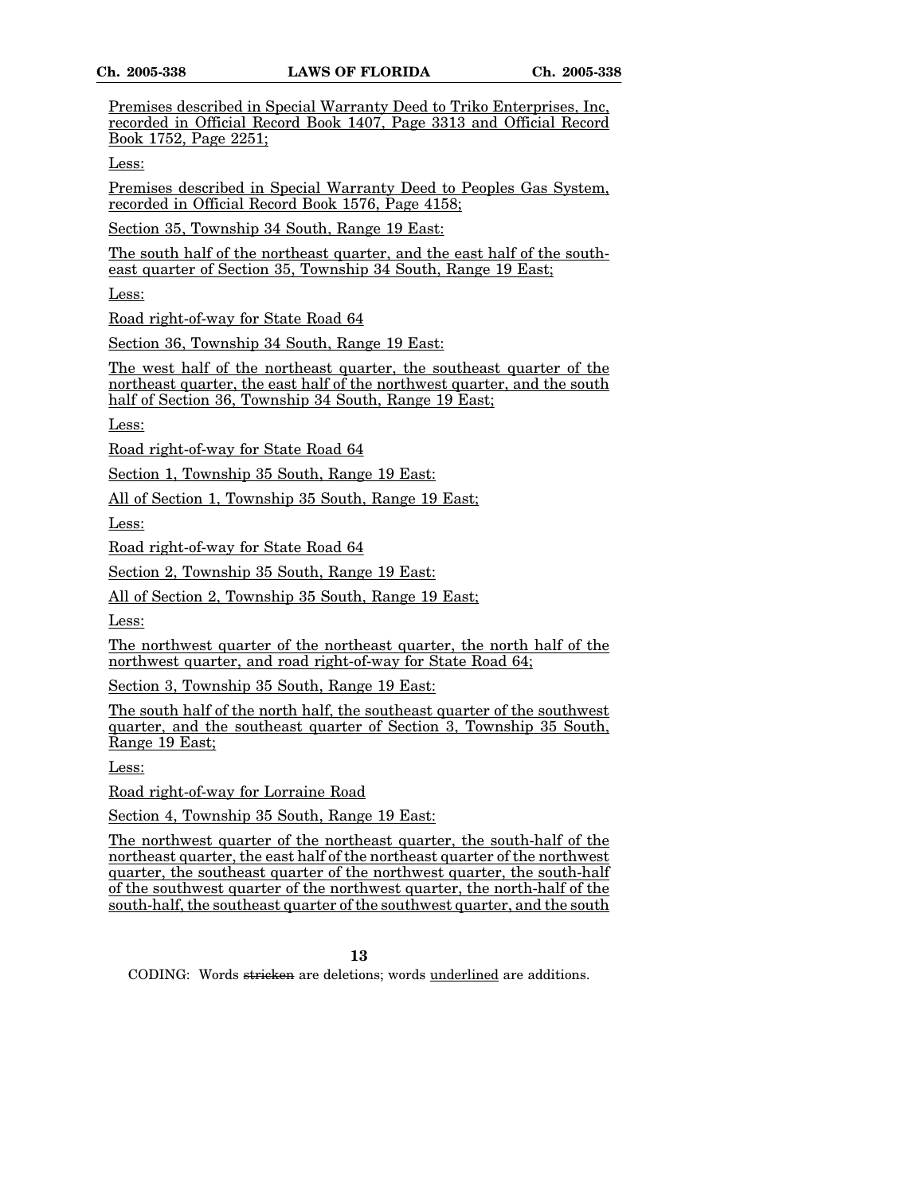Premises described in Special Warranty Deed to Triko Enterprises, Inc, recorded in Official Record Book 1407, Page 3313 and Official Record Book 1752, Page 2251;

Less:

Premises described in Special Warranty Deed to Peoples Gas System, recorded in Official Record Book 1576, Page 4158;

Section 35, Township 34 South, Range 19 East:

The south half of the northeast quarter, and the east half of the southeast quarter of Section 35, Township 34 South, Range 19 East;

Less:

Road right-of-way for State Road 64

Section 36, Township 34 South, Range 19 East:

The west half of the northeast quarter, the southeast quarter of the northeast quarter, the east half of the northwest quarter, and the south half of Section 36, Township 34 South, Range 19 East;

Less:

Road right-of-way for State Road 64

Section 1, Township 35 South, Range 19 East:

All of Section 1, Township 35 South, Range 19 East;

Less:

Road right-of-way for State Road 64

Section 2, Township 35 South, Range 19 East:

All of Section 2, Township 35 South, Range 19 East;

Less:

The northwest quarter of the northeast quarter, the north half of the northwest quarter, and road right-of-way for State Road 64;

Section 3, Township 35 South, Range 19 East:

The south half of the north half, the southeast quarter of the southwest quarter, and the southeast quarter of Section 3, Township 35 South, Range 19 East;

Less:

Road right-of-way for Lorraine Road

Section 4, Township 35 South, Range 19 East:

The northwest quarter of the northeast quarter, the south-half of the northeast quarter, the east half of the northeast quarter of the northwest quarter, the southeast quarter of the northwest quarter, the south-half of the southwest quarter of the northwest quarter, the north-half of the south-half, the southeast quarter of the southwest quarter, and the south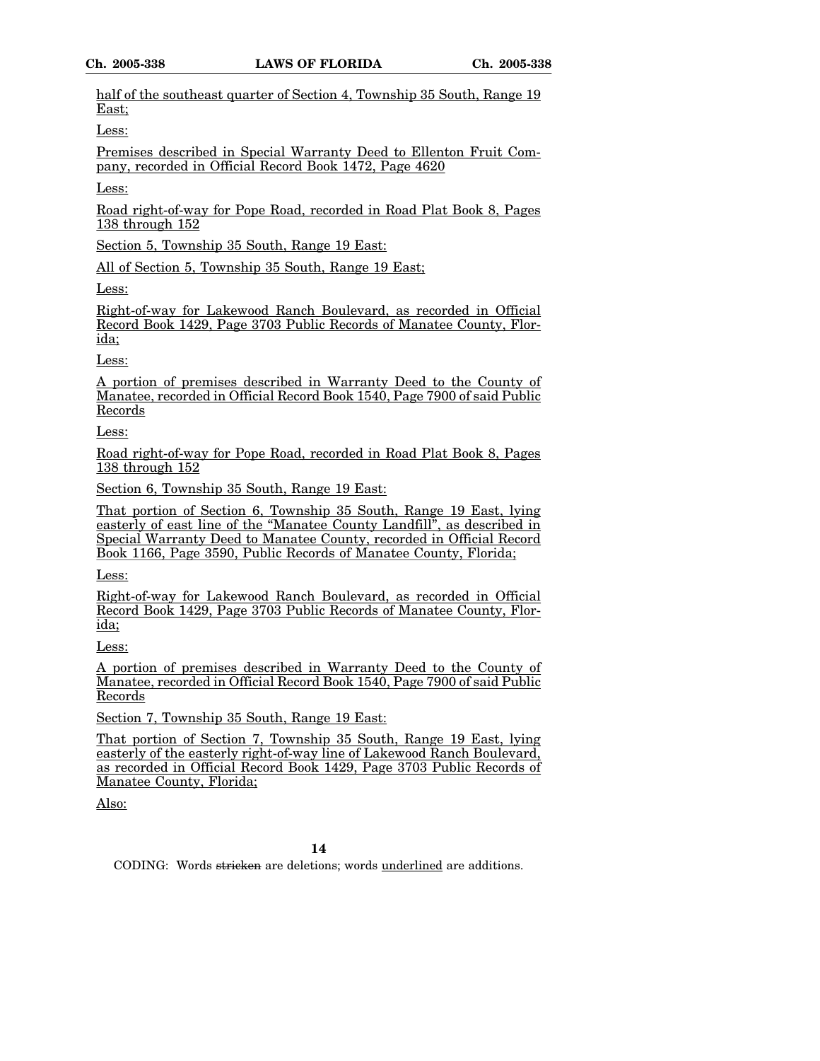half of the southeast quarter of Section 4, Township 35 South, Range 19 East;

Less:

Premises described in Special Warranty Deed to Ellenton Fruit Company, recorded in Official Record Book 1472, Page 4620

Less:

Road right-of-way for Pope Road, recorded in Road Plat Book 8, Pages 138 through 152

Section 5, Township 35 South, Range 19 East:

All of Section 5, Township 35 South, Range 19 East;

Less:

Right-of-way for Lakewood Ranch Boulevard, as recorded in Official Record Book 1429, Page 3703 Public Records of Manatee County, Florida;

Less:

A portion of premises described in Warranty Deed to the County of Manatee, recorded in Official Record Book 1540, Page 7900 of said Public Records

Less:

Road right-of-way for Pope Road, recorded in Road Plat Book 8, Pages 138 through 152

Section 6, Township 35 South, Range 19 East:

That portion of Section 6, Township 35 South, Range 19 East, lying easterly of east line of the "Manatee County Landfill", as described in Special Warranty Deed to Manatee County, recorded in Official Record Book 1166, Page 3590, Public Records of Manatee County, Florida;

Less:

Right-of-way for Lakewood Ranch Boulevard, as recorded in Official Record Book 1429, Page 3703 Public Records of Manatee County, Florida;

Less:

A portion of premises described in Warranty Deed to the County of Manatee, recorded in Official Record Book 1540, Page 7900 of said Public Records

Section 7, Township 35 South, Range 19 East:

That portion of Section 7, Township 35 South, Range 19 East, lying easterly of the easterly right-of-way line of Lakewood Ranch Boulevard, as recorded in Official Record Book 1429, Page 3703 Public Records of Manatee County, Florida;

Also:

CODING: Words ~~stricken~~ are deletions; words underlined are additions.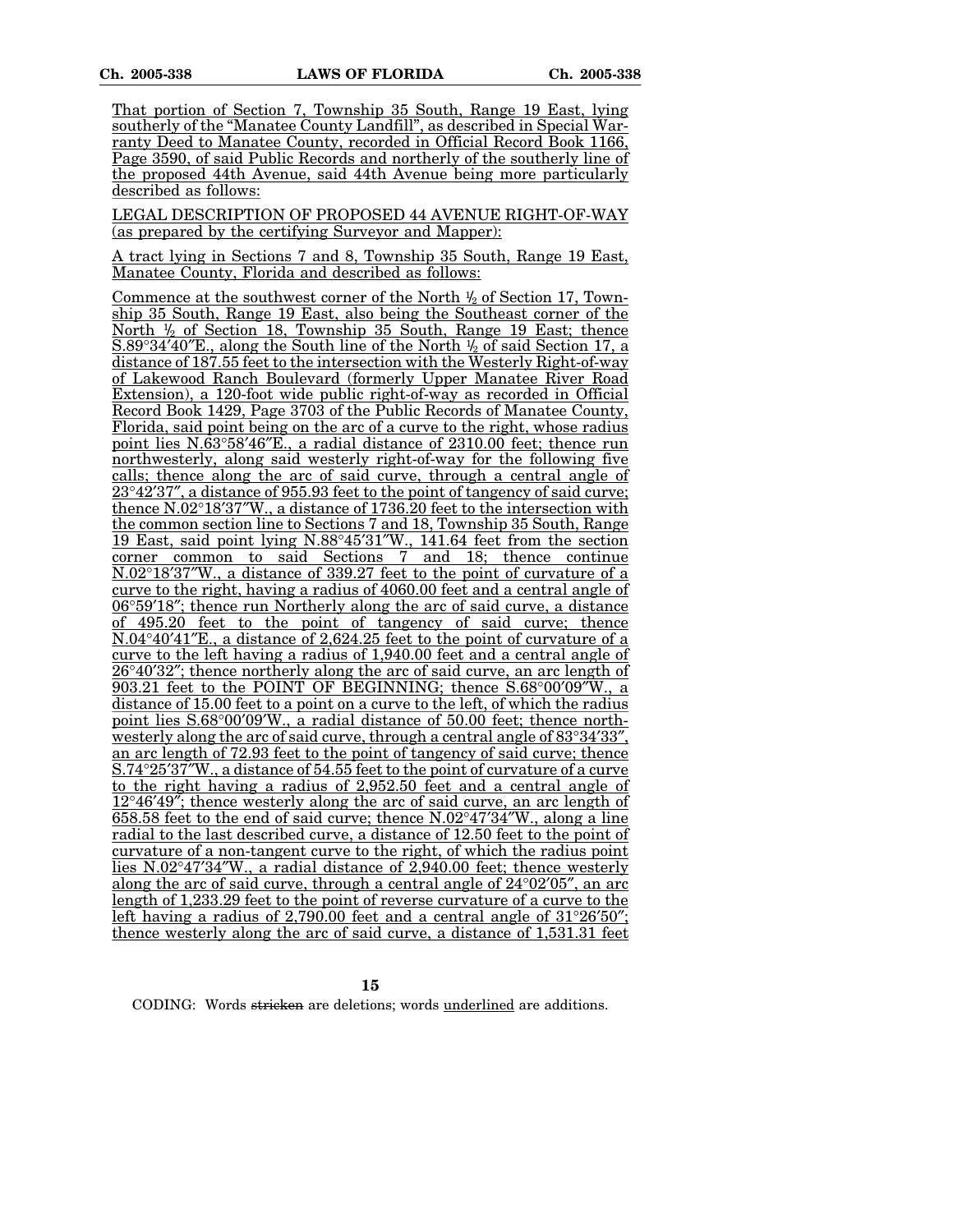That portion of Section 7, Township 35 South, Range 19 East, lying southerly of the "Manatee County Landfill", as described in Special Warranty Deed to Manatee County, recorded in Official Record Book 1166, Page 3590, of said Public Records and northerly of the southerly line of the proposed 44th Avenue, said 44th Avenue being more particularly described as follows:

LEGAL DESCRIPTION OF PROPOSED 44 AVENUE RIGHT-OF-WAY (as prepared by the certifying Surveyor and Mapper):

A tract lying in Sections 7 and 8, Township 35 South, Range 19 East, Manatee County, Florida and described as follows:

Commence at the southwest corner of the North ½ of Section 17, Township 35 South, Range 19 East, also being the Southeast corner of the North ½ of Section 18, Township 35 South, Range 19 East; thence S.89°34′40″E., along the South line of the North ½ of said Section 17, a distance of 187.55 feet to the intersection with the Westerly Right-of-way of Lakewood Ranch Boulevard (formerly Upper Manatee River Road Extension), a 120-foot wide public right-of-way as recorded in Official Record Book 1429, Page 3703 of the Public Records of Manatee County, Florida, said point being on the arc of a curve to the right, whose radius point lies N.63°58′46″E., a radial distance of 2310.00 feet; thence run northwesterly, along said westerly right-of-way for the following five calls; thence along the arc of said curve, through a central angle of 23°42′37″, a distance of 955.93 feet to the point of tangency of said curve; thence N.02°18′37″W., a distance of 1736.20 feet to the intersection with the common section line to Sections 7 and 18, Township 35 South, Range 19 East, said point lying N.88°45′31″W., 141.64 feet from the section corner common to said Sections 7 and 18; thence continue N.02°18′37″W., a distance of 339.27 feet to the point of curvature of a curve to the right, having a radius of 4060.00 feet and a central angle of 06°59′18″; thence run Northerly along the arc of said curve, a distance of 495.20 feet to the point of tangency of said curve; thence N.04°40′41″E., a distance of 2,624.25 feet to the point of curvature of a curve to the left having a radius of 1,940.00 feet and a central angle of 26°40′32″; thence northerly along the arc of said curve, an arc length of 903.21 feet to the POINT OF BEGINNING; thence S.68°00′09″W., a distance of 15.00 feet to a point on a curve to the left, of which the radius point lies S.68°00′09″W., a radial distance of 50.00 feet; thence northwesterly along the arc of said curve, through a central angle of 83°34′33″, an arc length of 72.93 feet to the point of tangency of said curve; thence S.74°25′37″W., a distance of 54.55 feet to the point of curvature of a curve to the right having a radius of 2,952.50 feet and a central angle of 12°46′49″; thence westerly along the arc of said curve, an arc length of 658.58 feet to the end of said curve; thence N.02°47′34″W., along a line radial to the last described curve, a distance of 12.50 feet to the point of curvature of a non-tangent curve to the right, of which the radius point lies N.02°47′34″W., a radial distance of 2,940.00 feet; thence westerly along the arc of said curve, through a central angle of 24°02′05″, an arc length of 1,233.29 feet to the point of reverse curvature of a curve to the left having a radius of 2,790.00 feet and a central angle of 31°26′50″; thence westerly along the arc of said curve, a distance of 1,531.31 feet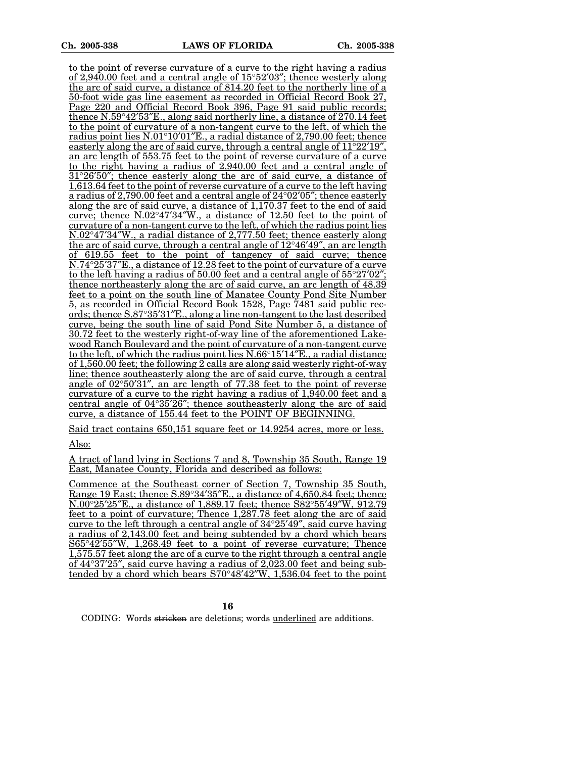to the point of reverse curvature of a curve to the right having a radius of 2,940.00 feet and a central angle of 15°52′03″; thence westerly along the arc of said curve, a distance of 814.20 feet to the northerly line of a 50-foot wide gas line easement as recorded in Official Record Book 27, Page 220 and Official Record Book 396, Page 91 said public records; thence N.59°42′53″E., along said northerly line, a distance of 270.14 feet to the point of curvature of a non-tangent curve to the left, of which the radius point lies N.01°10′01″E., a radial distance of 2,790.00 feet; thence easterly along the arc of said curve, through a central angle of 11°22′19″, an arc length of 553.75 feet to the point of reverse curvature of a curve to the right having a radius of 2,940.00 feet and a central angle of 31°26′50″; thence easterly along the arc of said curve, a distance of 1,613.64 feet to the point of reverse curvature of a curve to the left having a radius of 2,790.00 feet and a central angle of 24°02′05″; thence easterly along the arc of said curve, a distance of 1,170.37 feet to the end of said curve; thence N.02°47′34″W., a distance of 12.50 feet to the point of curvature of a non-tangent curve to the left, of which the radius point lies N.02°47′34″W., a radial distance of 2,777.50 feet; thence easterly along the arc of said curve, through a central angle of 12°46′49″, an arc length of 619.55 feet to the point of tangency of said curve; thence N.74°25′37″E., a distance of 12.28 feet to the point of curvature of a curve to the left having a radius of 50.00 feet and a central angle of 55°27′02″; thence northeasterly along the arc of said curve, an arc length of 48.39 feet to a point on the south line of Manatee County Pond Site Number 5, as recorded in Official Record Book 1528, Page 7481 said public records; thence S.87°35′31″E., along a line non-tangent to the last described curve, being the south line of said Pond Site Number 5, a distance of 30.72 feet to the westerly right-of-way line of the aforementioned Lakewood Ranch Boulevard and the point of curvature of a non-tangent curve to the left, of which the radius point lies N.66°15′14″E., a radial distance of 1,560.00 feet; the following 2 calls are along said westerly right-of-way line; thence southeasterly along the arc of said curve, through a central angle of 02°50′31″, an arc length of 77.38 feet to the point of reverse curvature of a curve to the right having a radius of 1,940.00 feet and a central angle of 04°35′26″; thence southeasterly along the arc of said curve, a distance of 155.44 feet to the POINT OF BEGINNING.

Said tract contains 650,151 square feet or 14.9254 acres, more or less.

Also:

A tract of land lying in Sections 7 and 8, Township 35 South, Range 19 East, Manatee County, Florida and described as follows:

Commence at the Southeast corner of Section 7, Township 35 South, Range 19 East; thence S.89°34′35″E., a distance of 4,650.84 feet; thence N.00°25′25″E., a distance of 1,889.17 feet; thence S82°55′49″W, 912.79 feet to a point of curvature; Thence 1,287.78 feet along the arc of said curve to the left through a central angle of 34°25′49″, said curve having a radius of 2,143.00 feet and being subtended by a chord which bears S65°42′55″W, 1,268.49 feet to a point of reverse curvature; Thence 1,575.57 feet along the arc of a curve to the right through a central angle of 44°37′25″, said curve having a radius of 2,023.00 feet and being subtended by a chord which bears S70°48′42″W, 1,536.04 feet to the point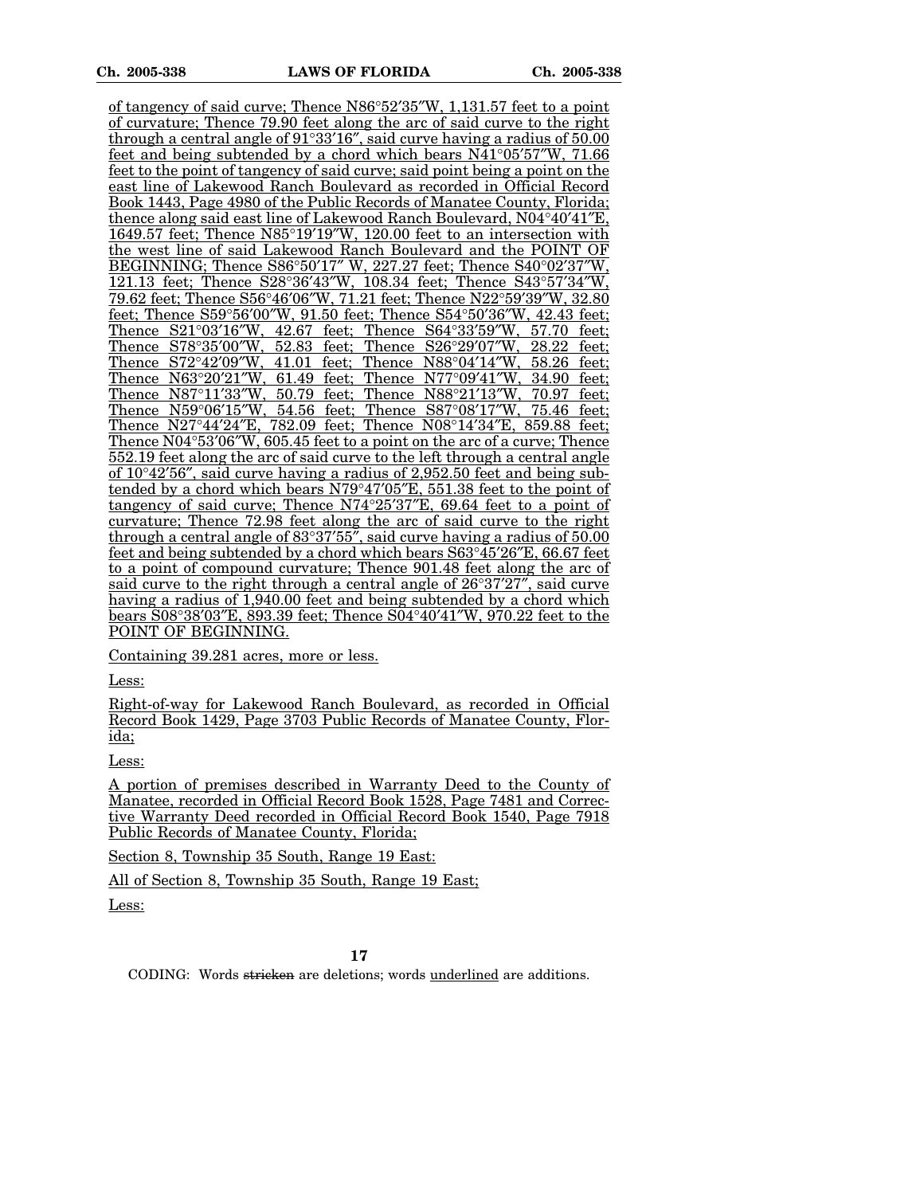of tangency of said curve; Thence N86°52′35″W, 1,131.57 feet to a point of curvature; Thence 79.90 feet along the arc of said curve to the right through a central angle of 91°33′16″, said curve having a radius of 50.00 feet and being subtended by a chord which bears N41°05′57″W, 71.66 feet to the point of tangency of said curve; said point being a point on the east line of Lakewood Ranch Boulevard as recorded in Official Record Book 1443, Page 4980 of the Public Records of Manatee County, Florida; thence along said east line of Lakewood Ranch Boulevard, N04°40′41″E, 1649.57 feet; Thence N85°19′19″W, 120.00 feet to an intersection with the west line of said Lakewood Ranch Boulevard and the POINT OF BEGINNING; Thence S86°50′17″ W, 227.27 feet; Thence S40°02′37″W, 121.13 feet; Thence S28°36′43″W, 108.34 feet; Thence S43°57′34″W, 79.62 feet; Thence S56°46′06″W, 71.21 feet; Thence N22°59′39″W, 32.80 feet; Thence S59°56′00″W, 91.50 feet; Thence S54°50′36″W, 42.43 feet; Thence S21°03′16″W, 42.67 feet; Thence S64°33′59″W, 57.70 feet; Thence S78°35′00″W, 52.83 feet; Thence S26°29′07″W, 28.22 feet; Thence S72°42′09″W, 41.01 feet; Thence N88°04′14″W, 58.26 feet; Thence N63°20′21″W, 61.49 feet; Thence N77°09′41″W, 34.90 feet; Thence N87°11′33″W, 50.79 feet; Thence N88°21′13″W, 70.97 feet; Thence N59°06′15″W, 54.56 feet; Thence S87°08′17″W, 75.46 feet; Thence N27°44′24″E, 782.09 feet; Thence N08°14′34″E, 859.88 feet; Thence N04°53′06″W, 605.45 feet to a point on the arc of a curve; Thence 552.19 feet along the arc of said curve to the left through a central angle of 10°42′56″, said curve having a radius of 2,952.50 feet and being subtended by a chord which bears N79°47′05″E, 551.38 feet to the point of tangency of said curve; Thence N74°25′37″E, 69.64 feet to a point of curvature; Thence 72.98 feet along the arc of said curve to the right through a central angle of 83°37′55″, said curve having a radius of 50.00 feet and being subtended by a chord which bears S63°45′26″E, 66.67 feet to a point of compound curvature; Thence 901.48 feet along the arc of said curve to the right through a central angle of 26°37′27″, said curve having a radius of 1,940.00 feet and being subtended by a chord which bears S08°38′03″E, 893.39 feet; Thence S04°40′41″W, 970.22 feet to the POINT OF BEGINNING.

Containing 39.281 acres, more or less.

Less:

Right-of-way for Lakewood Ranch Boulevard, as recorded in Official Record Book 1429, Page 3703 Public Records of Manatee County, Florida;

Less:

A portion of premises described in Warranty Deed to the County of Manatee, recorded in Official Record Book 1528, Page 7481 and Corrective Warranty Deed recorded in Official Record Book 1540, Page 7918 Public Records of Manatee County, Florida;

Section 8, Township 35 South, Range 19 East:

All of Section 8, Township 35 South, Range 19 East;

Less:

CODING: Words ~~stricken~~ are deletions; words underlined are additions.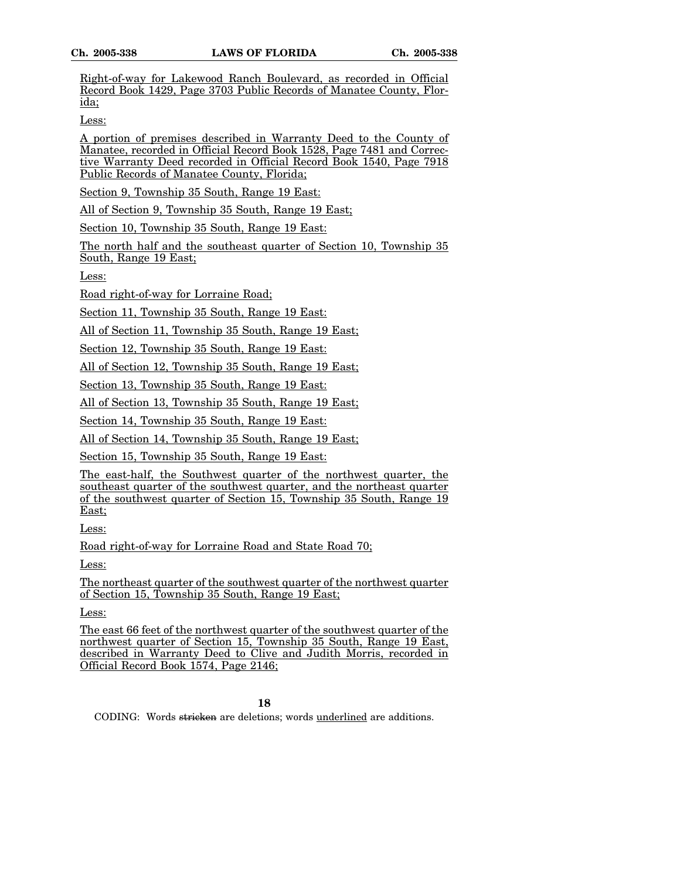Right-of-way for Lakewood Ranch Boulevard, as recorded in Official Record Book 1429, Page 3703 Public Records of Manatee County, Florida;

Less:

A portion of premises described in Warranty Deed to the County of Manatee, recorded in Official Record Book 1528, Page 7481 and Corrective Warranty Deed recorded in Official Record Book 1540, Page 7918 Public Records of Manatee County, Florida;

Section 9, Township 35 South, Range 19 East:

All of Section 9, Township 35 South, Range 19 East;

Section 10, Township 35 South, Range 19 East:

The north half and the southeast quarter of Section 10, Township 35 South, Range 19 East;

Less:

Road right-of-way for Lorraine Road;

Section 11, Township 35 South, Range 19 East:

All of Section 11, Township 35 South, Range 19 East;

Section 12, Township 35 South, Range 19 East:

All of Section 12, Township 35 South, Range 19 East;

Section 13, Township 35 South, Range 19 East:

All of Section 13, Township 35 South, Range 19 East;

Section 14, Township 35 South, Range 19 East:

All of Section 14, Township 35 South, Range 19 East;

Section 15, Township 35 South, Range 19 East:

The east-half, the Southwest quarter of the northwest quarter, the southeast quarter of the southwest quarter, and the northeast quarter of the southwest quarter of Section 15, Township 35 South, Range 19 East;

Less:

Road right-of-way for Lorraine Road and State Road 70;

Less:

The northeast quarter of the southwest quarter of the northwest quarter of Section 15, Township 35 South, Range 19 East;

Less:

The east 66 feet of the northwest quarter of the southwest quarter of the northwest quarter of Section 15, Township 35 South, Range 19 East, described in Warranty Deed to Clive and Judith Morris, recorded in Official Record Book 1574, Page 2146;

CODING: Words ~~stricken~~ are deletions; words underlined are additions.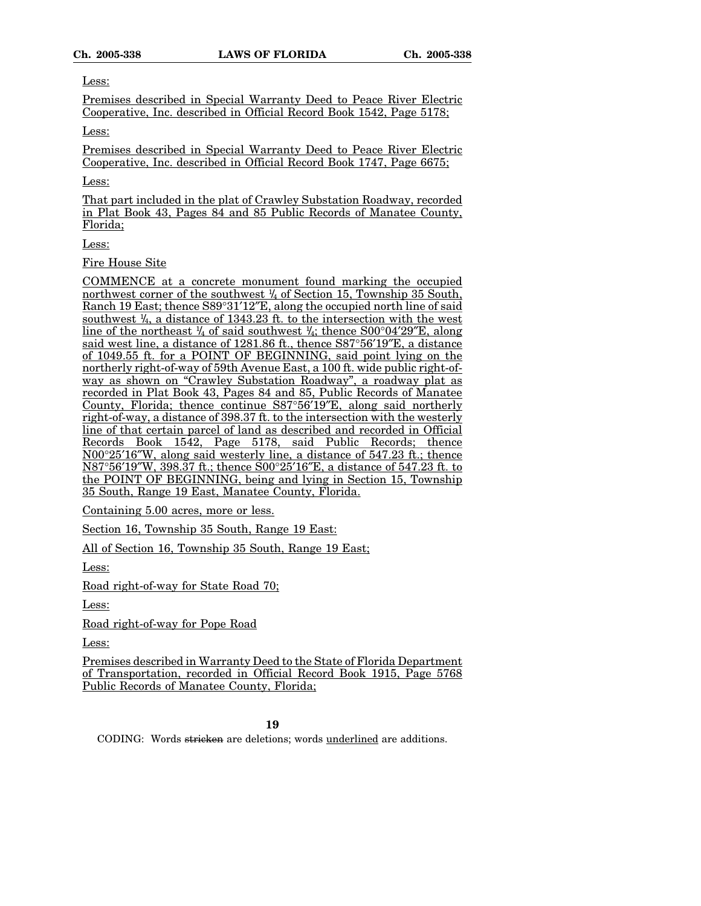Less:

Premises described in Special Warranty Deed to Peace River Electric Cooperative, Inc. described in Official Record Book 1542, Page 5178;

Less:

Premises described in Special Warranty Deed to Peace River Electric Cooperative, Inc. described in Official Record Book 1747, Page 6675;

Less:

That part included in the plat of Crawley Substation Roadway, recorded in Plat Book 43, Pages 84 and 85 Public Records of Manatee County, Florida;

Less:

Fire House Site

COMMENCE at a concrete monument found marking the occupied northwest corner of the southwest ¼ of Section 15, Township 35 South, Ranch 19 East; thence S89°31′12″E, along the occupied north line of said southwest ¼, a distance of 1343.23 ft. to the intersection with the west line of the northeast ¼ of said southwest ¼; thence S00°04′29″E, along said west line, a distance of 1281.86 ft., thence S87°56′19″E, a distance of 1049.55 ft. for a POINT OF BEGINNING, said point lying on the northerly right-of-way of 59th Avenue East, a 100 ft. wide public right-of-way as shown on "Crawley Substation Roadway", a roadway plat as recorded in Plat Book 43, Pages 84 and 85, Public Records of Manatee County, Florida; thence continue S87°56′19″E, along said northerly right-of-way, a distance of 398.37 ft. to the intersection with the westerly line of that certain parcel of land as described and recorded in Official Records Book 1542, Page 5178, said Public Records; thence N00°25′16″W, along said westerly line, a distance of 547.23 ft.; thence N87°56′19″W, 398.37 ft.; thence S00°25′16″E, a distance of 547.23 ft. to the POINT OF BEGINNING, being and lying in Section 15, Township 35 South, Range 19 East, Manatee County, Florida.

Containing 5.00 acres, more or less.

Section 16, Township 35 South, Range 19 East:

All of Section 16, Township 35 South, Range 19 East;

Less:

Road right-of-way for State Road 70;

Less:

Road right-of-way for Pope Road

Less:

Premises described in Warranty Deed to the State of Florida Department of Transportation, recorded in Official Record Book 1915, Page 5768 Public Records of Manatee County, Florida;

CODING: Words ~~stricken~~ are deletions; words underlined are additions.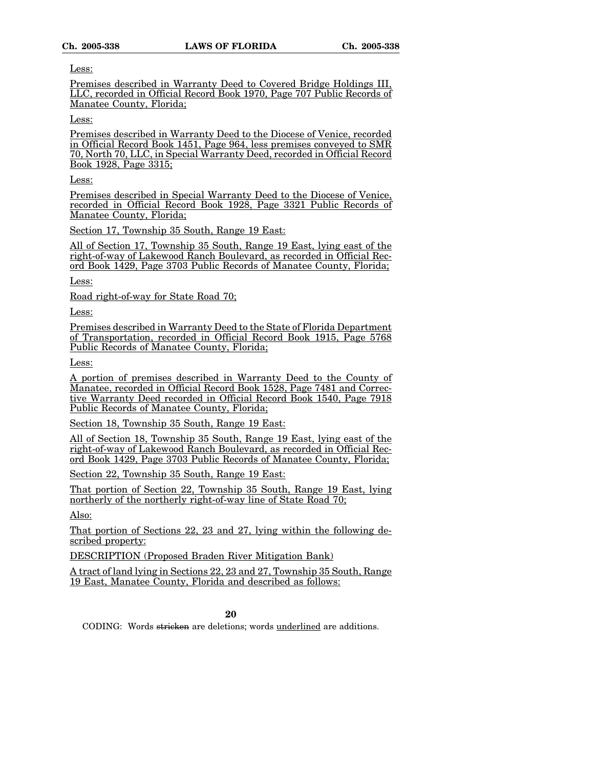Less:

Premises described in Warranty Deed to Covered Bridge Holdings III, LLC, recorded in Official Record Book 1970, Page 707 Public Records of Manatee County, Florida;

Less:

Premises described in Warranty Deed to the Diocese of Venice, recorded in Official Record Book 1451, Page 964, less premises conveyed to SMR 70, North 70, LLC, in Special Warranty Deed, recorded in Official Record Book 1928, Page 3315;

Less:

Premises described in Special Warranty Deed to the Diocese of Venice, recorded in Official Record Book 1928, Page 3321 Public Records of Manatee County, Florida;

Section 17, Township 35 South, Range 19 East:

All of Section 17, Township 35 South, Range 19 East, lying east of the right-of-way of Lakewood Ranch Boulevard, as recorded in Official Record Book 1429, Page 3703 Public Records of Manatee County, Florida;

Less:

Road right-of-way for State Road 70;

Less:

Premises described in Warranty Deed to the State of Florida Department of Transportation, recorded in Official Record Book 1915, Page 5768 Public Records of Manatee County, Florida;

Less:

A portion of premises described in Warranty Deed to the County of Manatee, recorded in Official Record Book 1528, Page 7481 and Corrective Warranty Deed recorded in Official Record Book 1540, Page 7918 Public Records of Manatee County, Florida;

Section 18, Township 35 South, Range 19 East:

All of Section 18, Township 35 South, Range 19 East, lying east of the right-of-way of Lakewood Ranch Boulevard, as recorded in Official Record Book 1429, Page 3703 Public Records of Manatee County, Florida;

Section 22, Township 35 South, Range 19 East:

That portion of Section 22, Township 35 South, Range 19 East, lying northerly of the northerly right-of-way line of State Road 70;

Also:

That portion of Sections 22, 23 and 27, lying within the following described property:

DESCRIPTION (Proposed Braden River Mitigation Bank)

A tract of land lying in Sections 22, 23 and 27, Township 35 South, Range 19 East, Manatee County, Florida and described as follows:

CODING: Words ~~stricken~~ are deletions; words underlined are additions.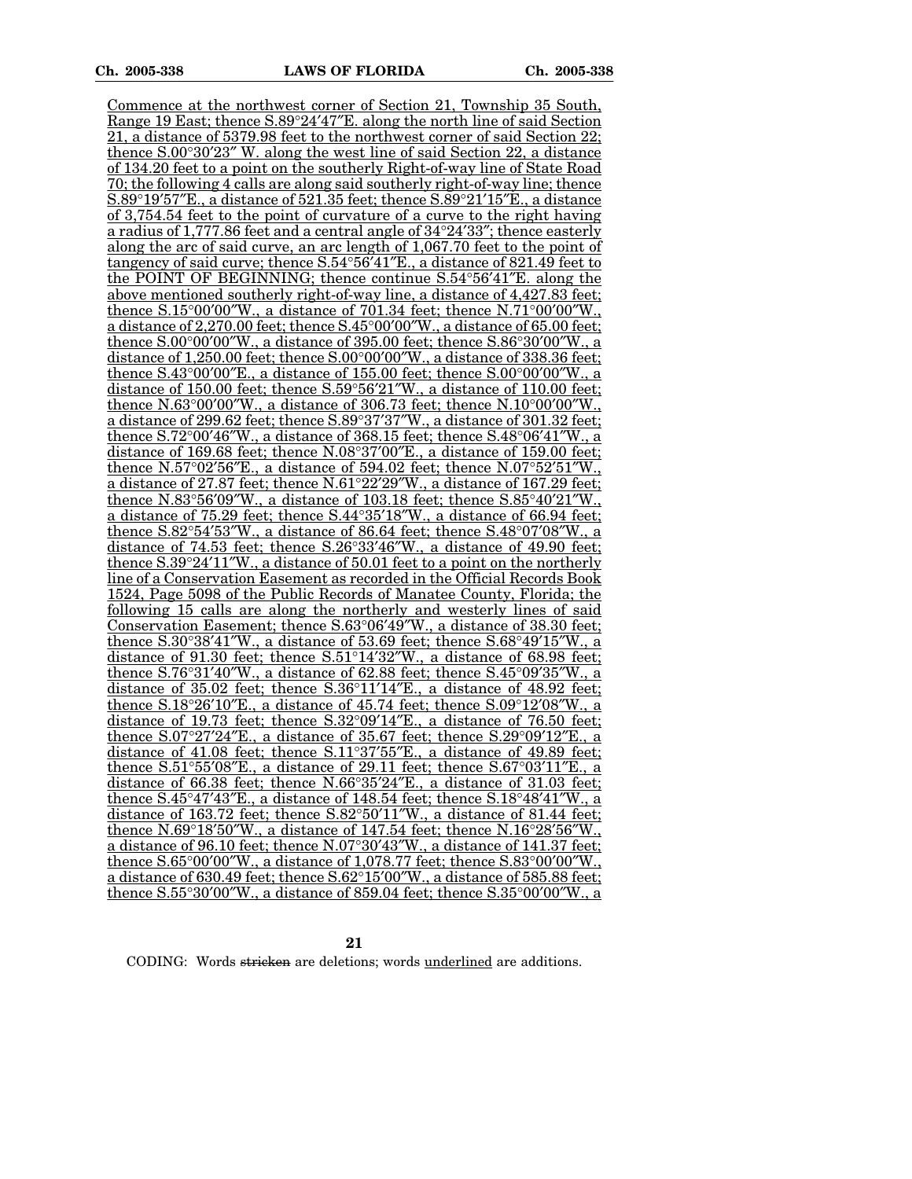Commence at the northwest corner of Section 21, Township 35 South, Range 19 East; thence S.89°24′47″E. along the north line of said Section 21, a distance of 5379.98 feet to the northwest corner of said Section 22; thence S.00°30′23″ W. along the west line of said Section 22, a distance of 134.20 feet to a point on the southerly Right-of-way line of State Road 70; the following 4 calls are along said southerly right-of-way line; thence S.89°19′57″E., a distance of 521.35 feet; thence S.89°21′15″E., a distance of 3,754.54 feet to the point of curvature of a curve to the right having a radius of 1,777.86 feet and a central angle of 34°24′33″; thence easterly along the arc of said curve, an arc length of 1,067.70 feet to the point of tangency of said curve; thence S.54°56′41″E., a distance of 821.49 feet to the POINT OF BEGINNING; thence continue S.54°56′41″E. along the above mentioned southerly right-of-way line, a distance of 4,427.83 feet; thence S.15°00′00″W., a distance of 701.34 feet; thence N.71°00′00″W., a distance of 2,270.00 feet; thence S.45°00′00″W., a distance of 65.00 feet; thence S.00°00′00″W., a distance of 395.00 feet; thence S.86°30′00″W., a distance of 1,250.00 feet; thence S.00°00′00″W., a distance of 338.36 feet; thence S.43°00′00″E., a distance of 155.00 feet; thence S.00°00′00″W., a distance of 150.00 feet; thence S.59°56′21″W., a distance of 110.00 feet; thence N.63°00′00″W., a distance of 306.73 feet; thence N.10°00′00″W., a distance of 299.62 feet; thence S.89°37′37″W., a distance of 301.32 feet; thence S.72°00′46″W., a distance of 368.15 feet; thence S.48°06′41″W., a distance of 169.68 feet; thence N.08°37′00″E., a distance of 159.00 feet; thence N.57°02′56″E., a distance of 594.02 feet; thence N.07°52′51″W., a distance of 27.87 feet; thence N.61°22′29″W., a distance of 167.29 feet; thence N.83°56′09″W., a distance of 103.18 feet; thence S.85°40′21″W., a distance of 75.29 feet; thence S.44°35′18″W., a distance of 66.94 feet; thence S.82°54′53″W., a distance of 86.64 feet; thence S.48°07′08″W., a distance of 74.53 feet; thence S.26°33′46″W., a distance of 49.90 feet; thence S.39°24′11″W., a distance of 50.01 feet to a point on the northerly line of a Conservation Easement as recorded in the Official Records Book 1524, Page 5098 of the Public Records of Manatee County, Florida; the following 15 calls are along the northerly and westerly lines of said Conservation Easement; thence S.63°06′49″W., a distance of 38.30 feet; thence S.30°38′41″W., a distance of 53.69 feet; thence S.68°49′15″W., a distance of 91.30 feet; thence S.51°14′32″W., a distance of 68.98 feet; thence S.76°31′40″W., a distance of 62.88 feet; thence S.45°09′35″W., a distance of 35.02 feet; thence S.36°11′14″E., a distance of 48.92 feet; thence S.18°26′10″E., a distance of 45.74 feet; thence S.09°12′08″W., a distance of 19.73 feet; thence S.32°09′14″E., a distance of 76.50 feet; thence S.07°27′24″E., a distance of 35.67 feet; thence S.29°09′12″E., a distance of 41.08 feet; thence S.11°37′55″E., a distance of 49.89 feet; thence S.51°55′08″E., a distance of 29.11 feet; thence S.67°03′11″E., a distance of 66.38 feet; thence N.66°35′24″E., a distance of 31.03 feet; thence S.45°47′43″E., a distance of 148.54 feet; thence S.18°48′41″W., a distance of 163.72 feet; thence S.82°50′11″W., a distance of 81.44 feet; thence N.69°18′50″W., a distance of 147.54 feet; thence N.16°28′56″W., a distance of 96.10 feet; thence N.07°30′43″W., a distance of 141.37 feet; thence S.65°00′00″W., a distance of 1,078.77 feet; thence S.83°00′00″W., a distance of 630.49 feet; thence S.62°15′00″W., a distance of 585.88 feet; thence S.55°30′00″W., a distance of 859.04 feet; thence S.35°00′00″W., a

CODING: Words ~~stricken~~ are deletions; words underlined are additions.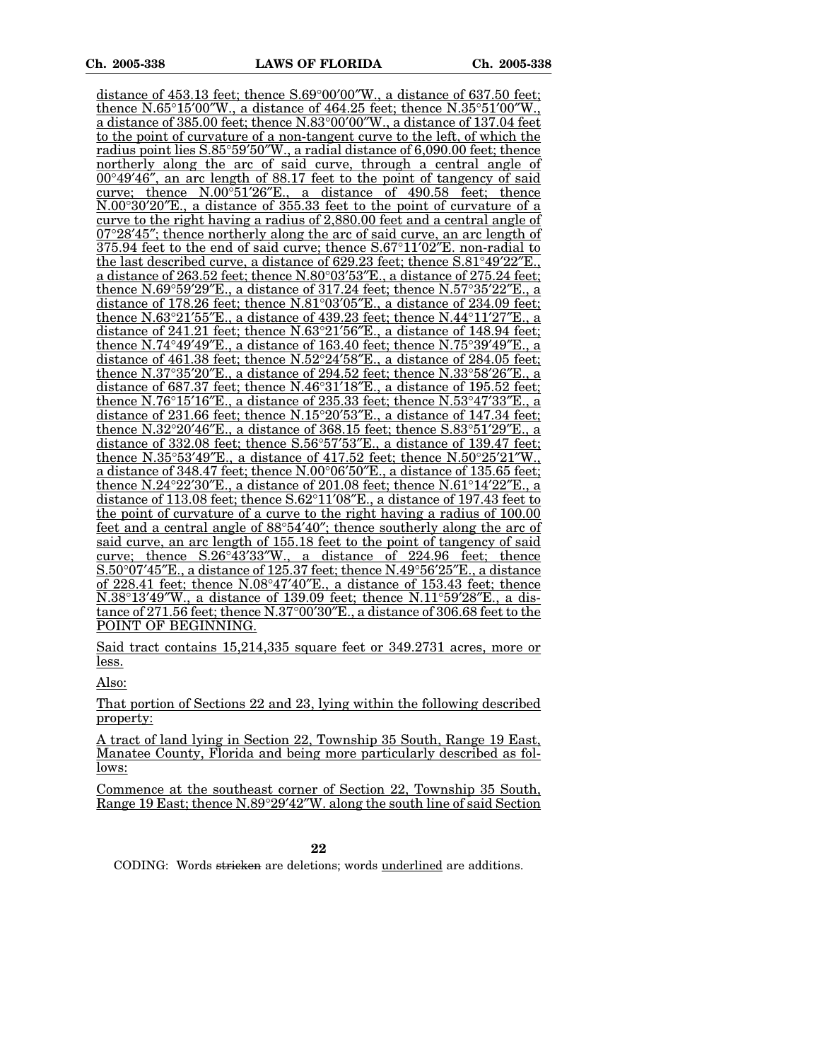distance of 453.13 feet; thence S.69°00′00″W., a distance of 637.50 feet; thence N.65°15′00″W., a distance of 464.25 feet; thence N.35°51′00″W., a distance of 385.00 feet; thence N.83°00′00″W., a distance of 137.04 feet to the point of curvature of a non-tangent curve to the left, of which the radius point lies S.85°59′50″W., a radial distance of 6,090.00 feet; thence northerly along the arc of said curve, through a central angle of 00°49′46″, an arc length of 88.17 feet to the point of tangency of said curve; thence N.00°51′26″E., a distance of 490.58 feet; thence N.00°30′20″E., a distance of 355.33 feet to the point of curvature of a curve to the right having a radius of 2,880.00 feet and a central angle of 07°28′45″; thence northerly along the arc of said curve, an arc length of 375.94 feet to the end of said curve; thence S.67°11′02″E. non-radial to the last described curve, a distance of 629.23 feet; thence S.81°49′22″E., a distance of 263.52 feet; thence N.80°03′53″E., a distance of 275.24 feet; thence N.69°59′29″E., a distance of 317.24 feet; thence N.57°35′22″E., a distance of 178.26 feet; thence N.81°03′05″E., a distance of 234.09 feet; thence N.63°21′55″E., a distance of 439.23 feet; thence N.44°11′27″E., a distance of 241.21 feet; thence N.63°21′56″E., a distance of 148.94 feet; thence N.74°49′49″E., a distance of 163.40 feet; thence N.75°39′49″E., a distance of 461.38 feet; thence N.52°24′58″E., a distance of 284.05 feet; thence N.37°35′20″E., a distance of 294.52 feet; thence N.33°58′26″E., a distance of 687.37 feet; thence N.46°31′18″E., a distance of 195.52 feet; thence N.76°15′16″E., a distance of 235.33 feet; thence N.53°47′33″E., a distance of 231.66 feet; thence N.15°20′53″E., a distance of 147.34 feet; thence N.32°20′46″E., a distance of 368.15 feet; thence S.83°51′29″E., a distance of 332.08 feet; thence S.56°57′53″E., a distance of 139.47 feet; thence N.35°53′49″E., a distance of 417.52 feet; thence N.50°25′21″W., a distance of 348.47 feet; thence N.00°06′50″E., a distance of 135.65 feet; thence N.24°22′30″E., a distance of 201.08 feet; thence N.61°14′22″E., a distance of 113.08 feet; thence S.62°11′08″E., a distance of 197.43 feet to the point of curvature of a curve to the right having a radius of 100.00 feet and a central angle of 88°54′40″; thence southerly along the arc of said curve, an arc length of 155.18 feet to the point of tangency of said curve; thence S.26°43′33″W., a distance of 224.96 feet; thence S.50°07′45″E., a distance of 125.37 feet; thence N.49°56′25″E., a distance of 228.41 feet; thence N.08°47′40″E., a distance of 153.43 feet; thence N.38°13′49″W., a distance of 139.09 feet; thence N.11°59′28″E., a distance of 271.56 feet; thence N.37°00′30″E., a distance of 306.68 feet to the POINT OF BEGINNING.

Said tract contains 15,214,335 square feet or 349.2731 acres, more or less.

Also:

That portion of Sections 22 and 23, lying within the following described property:

A tract of land lying in Section 22, Township 35 South, Range 19 East, Manatee County, Florida and being more particularly described as follows:

Commence at the southeast corner of Section 22, Township 35 South, Range 19 East; thence N.89°29′42″W. along the south line of said Section

CODING: Words stricken are deletions; words underlined are additions.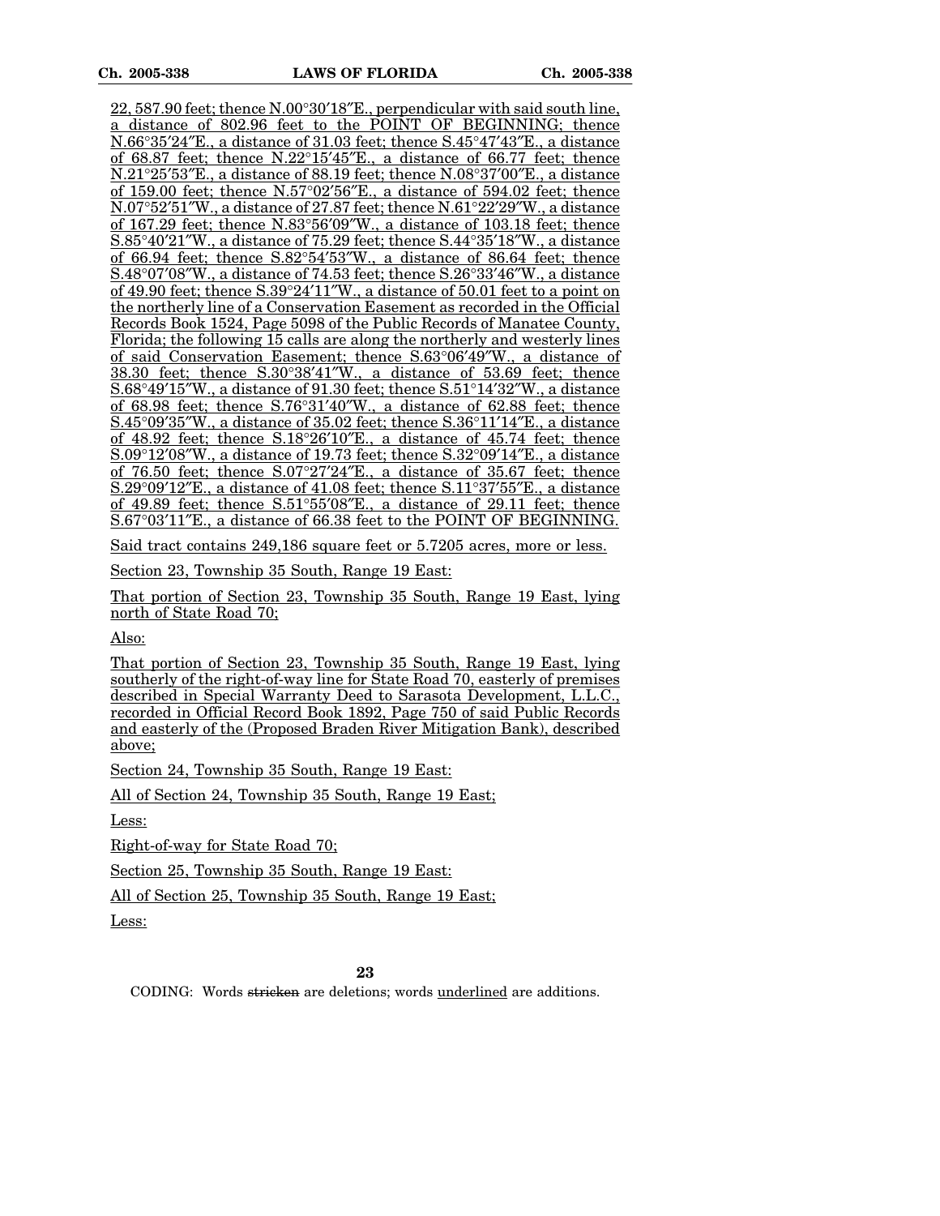22, 587.90 feet; thence N.00°30′18″E., perpendicular with said south line, a distance of 802.96 feet to the POINT OF BEGINNING; thence N.66°35′24″E., a distance of 31.03 feet; thence S.45°47′43″E., a distance of 68.87 feet; thence N.22°15′45″E., a distance of 66.77 feet; thence N.21°25′53″E., a distance of 88.19 feet; thence N.08°37′00″E., a distance of 159.00 feet; thence N.57°02′56″E., a distance of 594.02 feet; thence N.07°52′51″W., a distance of 27.87 feet; thence N.61°22′29″W., a distance of 167.29 feet; thence N.83°56′09″W., a distance of 103.18 feet; thence S.85°40′21″W., a distance of 75.29 feet; thence S.44°35′18″W., a distance of 66.94 feet; thence S.82°54′53″W., a distance of 86.64 feet; thence S.48°07′08″W., a distance of 74.53 feet; thence S.26°33′46″W., a distance of 49.90 feet; thence S.39°24′11″W., a distance of 50.01 feet to a point on the northerly line of a Conservation Easement as recorded in the Official Records Book 1524, Page 5098 of the Public Records of Manatee County, Florida; the following 15 calls are along the northerly and westerly lines of said Conservation Easement; thence S.63°06′49″W., a distance of 38.30 feet; thence S.30°38′41″W., a distance of 53.69 feet; thence S.68°49′15″W., a distance of 91.30 feet; thence S.51°14′32″W., a distance of 68.98 feet; thence S.76°31′40″W., a distance of 62.88 feet; thence S.45°09′35″W., a distance of 35.02 feet; thence S.36°11′14″E., a distance of 48.92 feet; thence S.18°26′10″E., a distance of 45.74 feet; thence S.09°12′08″W., a distance of 19.73 feet; thence S.32°09′14″E., a distance of 76.50 feet; thence S.07°27′24″E., a distance of 35.67 feet; thence S.29°09′12″E., a distance of 41.08 feet; thence S.11°37′55″E., a distance of 49.89 feet; thence S.51°55′08″E., a distance of 29.11 feet; thence S.67°03′11″E., a distance of 66.38 feet to the POINT OF BEGINNING.

Said tract contains 249,186 square feet or 5.7205 acres, more or less.

Section 23, Township 35 South, Range 19 East:

That portion of Section 23, Township 35 South, Range 19 East, lying north of State Road 70;

Also:

That portion of Section 23, Township 35 South, Range 19 East, lying southerly of the right-of-way line for State Road 70, easterly of premises described in Special Warranty Deed to Sarasota Development, L.L.C., recorded in Official Record Book 1892, Page 750 of said Public Records and easterly of the (Proposed Braden River Mitigation Bank), described above;

Section 24, Township 35 South, Range 19 East:

All of Section 24, Township 35 South, Range 19 East;

Less:

Right-of-way for State Road 70;

Section 25, Township 35 South, Range 19 East:

All of Section 25, Township 35 South, Range 19 East;

Less:

CODING: Words stricken are deletions; words underlined are additions.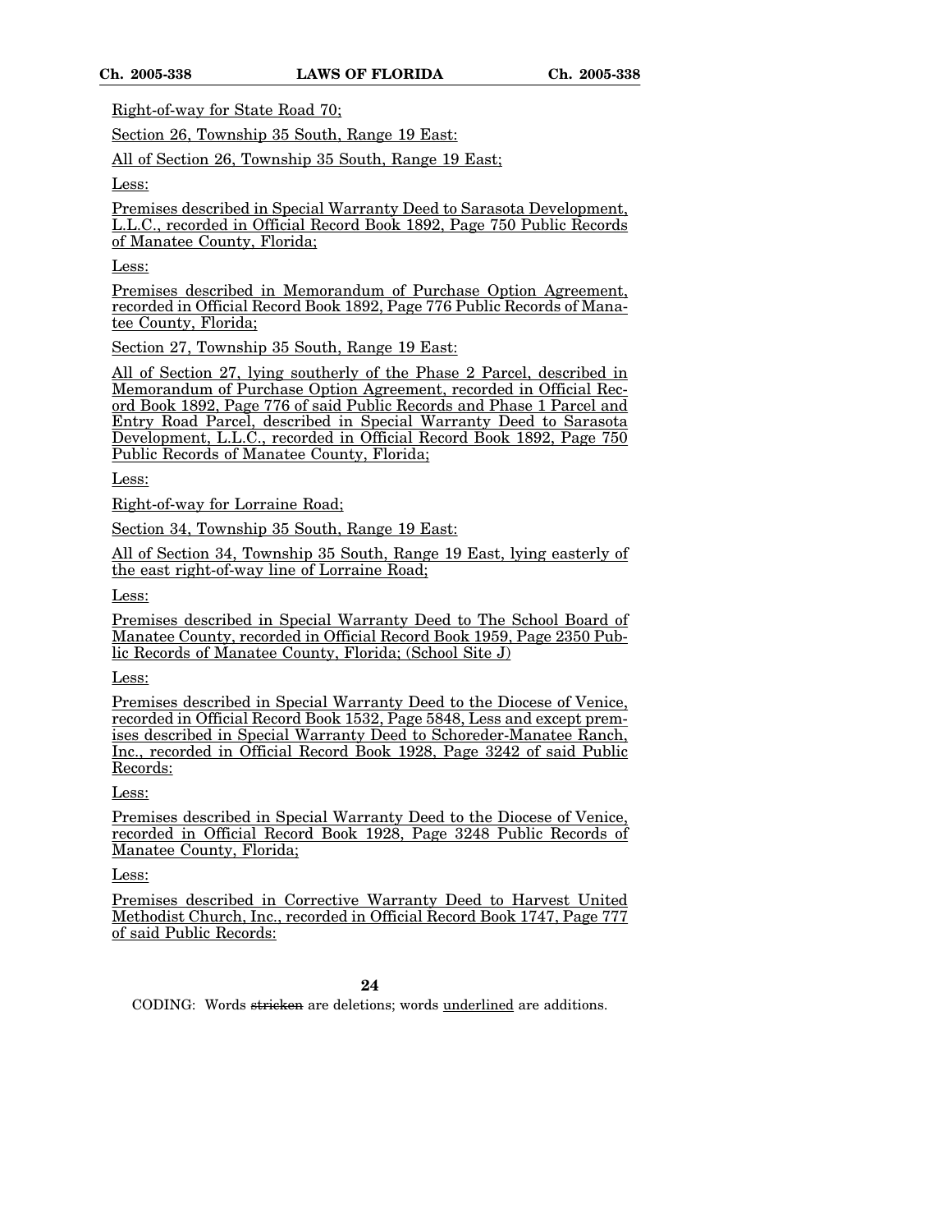Right-of-way for State Road 70;

Section 26, Township 35 South, Range 19 East:

All of Section 26, Township 35 South, Range 19 East;

Less:

Premises described in Special Warranty Deed to Sarasota Development, L.L.C., recorded in Official Record Book 1892, Page 750 Public Records of Manatee County, Florida;

Less:

Premises described in Memorandum of Purchase Option Agreement, recorded in Official Record Book 1892, Page 776 Public Records of Manatee County, Florida;

Section 27, Township 35 South, Range 19 East:

All of Section 27, lying southerly of the Phase 2 Parcel, described in Memorandum of Purchase Option Agreement, recorded in Official Record Book 1892, Page 776 of said Public Records and Phase 1 Parcel and Entry Road Parcel, described in Special Warranty Deed to Sarasota Development, L.L.C., recorded in Official Record Book 1892, Page 750 Public Records of Manatee County, Florida;

Less:

Right-of-way for Lorraine Road;

Section 34, Township 35 South, Range 19 East:

All of Section 34, Township 35 South, Range 19 East, lying easterly of the east right-of-way line of Lorraine Road;

Less:

Premises described in Special Warranty Deed to The School Board of Manatee County, recorded in Official Record Book 1959, Page 2350 Public Records of Manatee County, Florida; (School Site J)

Less:

Premises described in Special Warranty Deed to the Diocese of Venice, recorded in Official Record Book 1532, Page 5848, Less and except premises described in Special Warranty Deed to Schoreder-Manatee Ranch, Inc., recorded in Official Record Book 1928, Page 3242 of said Public Records:

Less:

Premises described in Special Warranty Deed to the Diocese of Venice, recorded in Official Record Book 1928, Page 3248 Public Records of Manatee County, Florida;

Less:

Premises described in Corrective Warranty Deed to Harvest United Methodist Church, Inc., recorded in Official Record Book 1747, Page 777 of said Public Records:

CODING: Words ~~stricken~~ are deletions; words underlined are additions.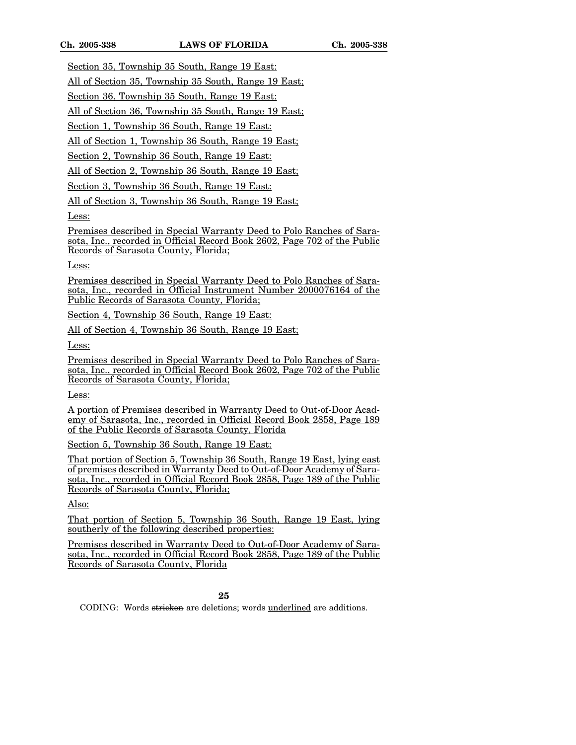Section 35, Township 35 South, Range 19 East:

All of Section 35, Township 35 South, Range 19 East;

Section 36, Township 35 South, Range 19 East:

All of Section 36, Township 35 South, Range 19 East;

Section 1, Township 36 South, Range 19 East:

All of Section 1, Township 36 South, Range 19 East;

Section 2, Township 36 South, Range 19 East:

All of Section 2, Township 36 South, Range 19 East;

Section 3, Township 36 South, Range 19 East:

All of Section 3, Township 36 South, Range 19 East;

Less:

Premises described in Special Warranty Deed to Polo Ranches of Sarasota, Inc., recorded in Official Record Book 2602, Page 702 of the Public Records of Sarasota County, Florida;

Less:

Premises described in Special Warranty Deed to Polo Ranches of Sarasota, Inc., recorded in Official Instrument Number 2000076164 of the Public Records of Sarasota County, Florida;

Section 4, Township 36 South, Range 19 East:

All of Section 4, Township 36 South, Range 19 East;

Less:

Premises described in Special Warranty Deed to Polo Ranches of Sarasota, Inc., recorded in Official Record Book 2602, Page 702 of the Public Records of Sarasota County, Florida;

Less:

A portion of Premises described in Warranty Deed to Out-of-Door Academy of Sarasota, Inc., recorded in Official Record Book 2858, Page 189 of the Public Records of Sarasota County, Florida

Section 5, Township 36 South, Range 19 East:

That portion of Section 5, Township 36 South, Range 19 East, lying east of premises described in Warranty Deed to Out-of-Door Academy of Sarasota, Inc., recorded in Official Record Book 2858, Page 189 of the Public Records of Sarasota County, Florida;

Also:

That portion of Section 5, Township 36 South, Range 19 East, lying southerly of the following described properties:

Premises described in Warranty Deed to Out-of-Door Academy of Sarasota, Inc., recorded in Official Record Book 2858, Page 189 of the Public Records of Sarasota County, Florida

CODING: Words stricken are deletions; words underlined are additions.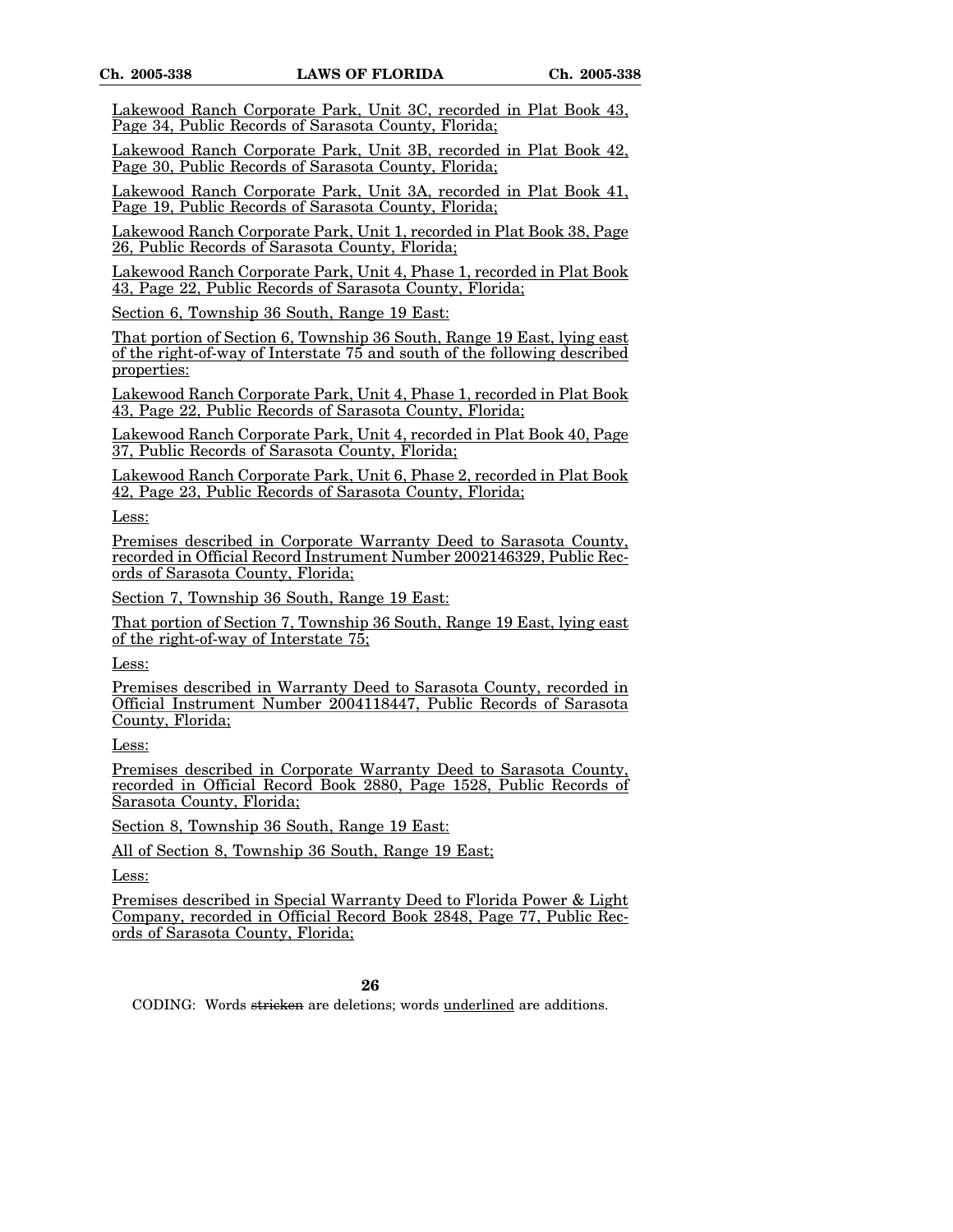Lakewood Ranch Corporate Park, Unit 3C, recorded in Plat Book 43, Page 34, Public Records of Sarasota County, Florida;

Lakewood Ranch Corporate Park, Unit 3B, recorded in Plat Book 42, Page 30, Public Records of Sarasota County, Florida;

Lakewood Ranch Corporate Park, Unit 3A, recorded in Plat Book 41, Page 19, Public Records of Sarasota County, Florida;

Lakewood Ranch Corporate Park, Unit 1, recorded in Plat Book 38, Page 26, Public Records of Sarasota County, Florida;

Lakewood Ranch Corporate Park, Unit 4, Phase 1, recorded in Plat Book 43, Page 22, Public Records of Sarasota County, Florida;

Section 6, Township 36 South, Range 19 East:

That portion of Section 6, Township 36 South, Range 19 East, lying east of the right-of-way of Interstate 75 and south of the following described properties:

Lakewood Ranch Corporate Park, Unit 4, Phase 1, recorded in Plat Book 43, Page 22, Public Records of Sarasota County, Florida;

Lakewood Ranch Corporate Park, Unit 4, recorded in Plat Book 40, Page 37, Public Records of Sarasota County, Florida;

Lakewood Ranch Corporate Park, Unit 6, Phase 2, recorded in Plat Book 42, Page 23, Public Records of Sarasota County, Florida;

Less:

Premises described in Corporate Warranty Deed to Sarasota County, recorded in Official Record Instrument Number 2002146329, Public Records of Sarasota County, Florida;

Section 7, Township 36 South, Range 19 East:

That portion of Section 7, Township 36 South, Range 19 East, lying east of the right-of-way of Interstate 75;

Less:

Premises described in Warranty Deed to Sarasota County, recorded in Official Instrument Number 2004118447, Public Records of Sarasota County, Florida;

Less:

Premises described in Corporate Warranty Deed to Sarasota County, recorded in Official Record Book 2880, Page 1528, Public Records of Sarasota County, Florida;

Section 8, Township 36 South, Range 19 East:

All of Section 8, Township 36 South, Range 19 East;

Less:

Premises described in Special Warranty Deed to Florida Power & Light Company, recorded in Official Record Book 2848, Page 77, Public Records of Sarasota County, Florida;

CODING: Words ~~stricken~~ are deletions; words underlined are additions.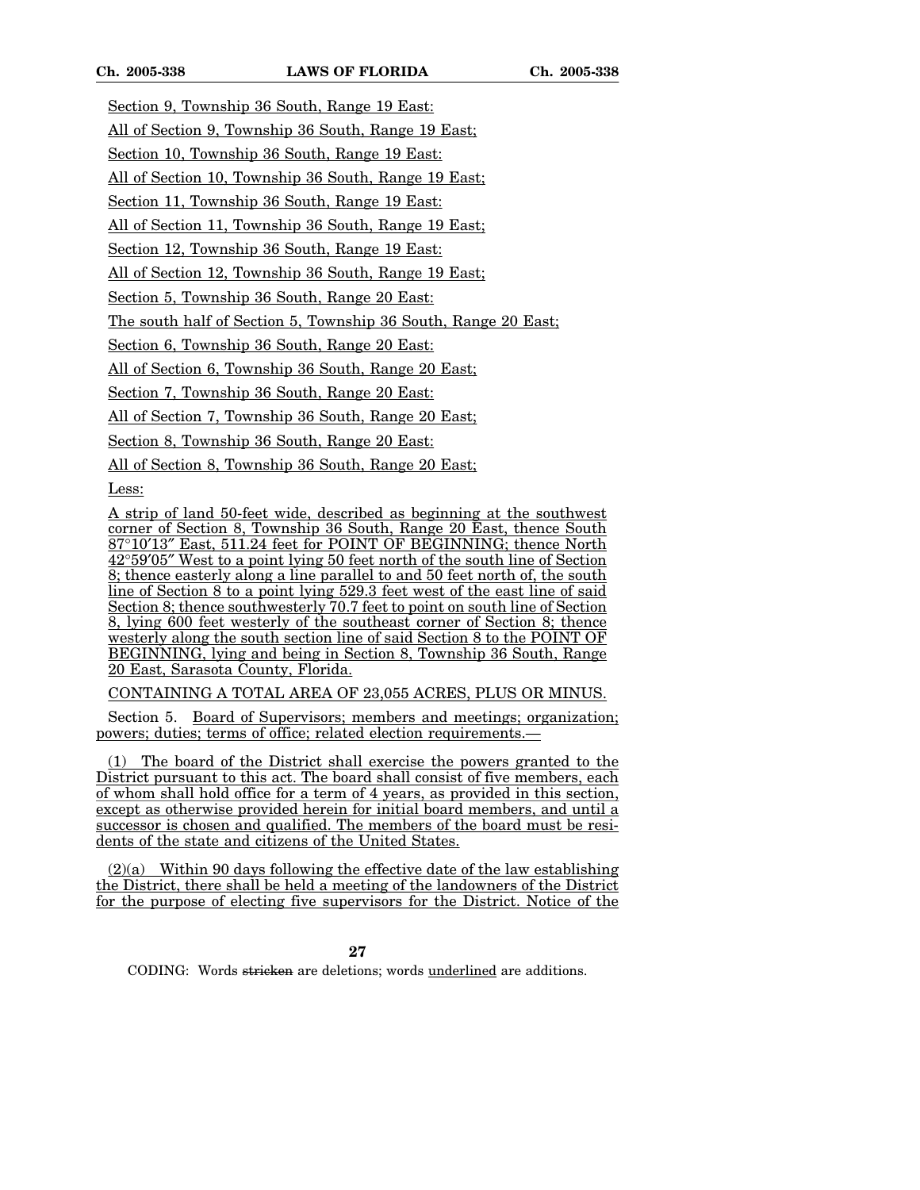Section 9, Township 36 South, Range 19 East:

All of Section 9, Township 36 South, Range 19 East;

Section 10, Township 36 South, Range 19 East:

All of Section 10, Township 36 South, Range 19 East;

Section 11, Township 36 South, Range 19 East:

All of Section 11, Township 36 South, Range 19 East;

Section 12, Township 36 South, Range 19 East:

All of Section 12, Township 36 South, Range 19 East;

Section 5, Township 36 South, Range 20 East:

The south half of Section 5, Township 36 South, Range 20 East;

Section 6, Township 36 South, Range 20 East:

All of Section 6, Township 36 South, Range 20 East;

Section 7, Township 36 South, Range 20 East:

All of Section 7, Township 36 South, Range 20 East;

Section 8, Township 36 South, Range 20 East:

All of Section 8, Township 36 South, Range 20 East;

Less:

A strip of land 50-feet wide, described as beginning at the southwest corner of Section 8, Township 36 South, Range 20 East, thence South 87°10′13″ East, 511.24 feet for POINT OF BEGINNING; thence North 42°59′05″ West to a point lying 50 feet north of the south line of Section 8; thence easterly along a line parallel to and 50 feet north of, the south line of Section 8 to a point lying 529.3 feet west of the east line of said Section 8; thence southwesterly 70.7 feet to point on south line of Section 8, lying 600 feet westerly of the southeast corner of Section 8; thence westerly along the south section line of said Section 8 to the POINT OF BEGINNING, lying and being in Section 8, Township 36 South, Range 20 East, Sarasota County, Florida.

CONTAINING A TOTAL AREA OF 23,055 ACRES, PLUS OR MINUS.

Section 5. Board of Supervisors; members and meetings; organization; powers; duties; terms of office; related election requirements.—

(1) The board of the District shall exercise the powers granted to the District pursuant to this act. The board shall consist of five members, each of whom shall hold office for a term of 4 years, as provided in this section, except as otherwise provided herein for initial board members, and until a successor is chosen and qualified. The members of the board must be residents of the state and citizens of the United States.

(2)(a) Within 90 days following the effective date of the law establishing the District, there shall be held a meeting of the landowners of the District for the purpose of electing five supervisors for the District. Notice of the

CODING: Words stricken are deletions; words underlined are additions.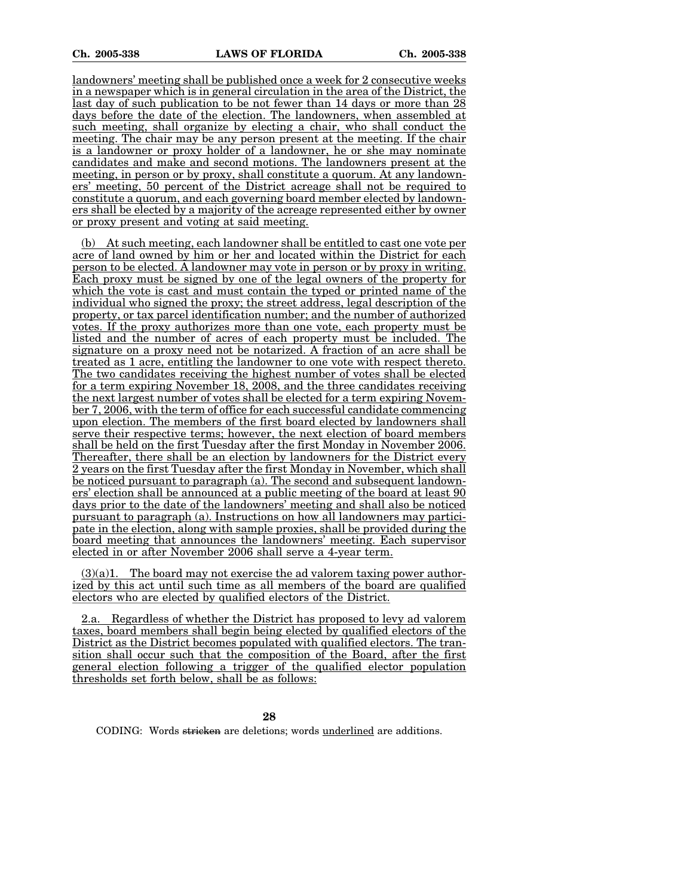landowners' meeting shall be published once a week for 2 consecutive weeks in a newspaper which is in general circulation in the area of the District, the last day of such publication to be not fewer than 14 days or more than 28 days before the date of the election. The landowners, when assembled at such meeting, shall organize by electing a chair, who shall conduct the meeting. The chair may be any person present at the meeting. If the chair is a landowner or proxy holder of a landowner, he or she may nominate candidates and make and second motions. The landowners present at the meeting, in person or by proxy, shall constitute a quorum. At any landowners' meeting, 50 percent of the District acreage shall not be required to constitute a quorum, and each governing board member elected by landowners shall be elected by a majority of the acreage represented either by owner or proxy present and voting at said meeting.

(b) At such meeting, each landowner shall be entitled to cast one vote per acre of land owned by him or her and located within the District for each person to be elected. A landowner may vote in person or by proxy in writing. Each proxy must be signed by one of the legal owners of the property for which the vote is cast and must contain the typed or printed name of the individual who signed the proxy; the street address, legal description of the property, or tax parcel identification number; and the number of authorized votes. If the proxy authorizes more than one vote, each property must be listed and the number of acres of each property must be included. The signature on a proxy need not be notarized. A fraction of an acre shall be treated as 1 acre, entitling the landowner to one vote with respect thereto. The two candidates receiving the highest number of votes shall be elected for a term expiring November 18, 2008, and the three candidates receiving the next largest number of votes shall be elected for a term expiring November 7, 2006, with the term of office for each successful candidate commencing upon election. The members of the first board elected by landowners shall serve their respective terms; however, the next election of board members shall be held on the first Tuesday after the first Monday in November 2006. Thereafter, there shall be an election by landowners for the District every 2 years on the first Tuesday after the first Monday in November, which shall be noticed pursuant to paragraph (a). The second and subsequent landowners' election shall be announced at a public meeting of the board at least 90 days prior to the date of the landowners' meeting and shall also be noticed pursuant to paragraph (a). Instructions on how all landowners may participate in the election, along with sample proxies, shall be provided during the board meeting that announces the landowners' meeting. Each supervisor elected in or after November 2006 shall serve a 4-year term.

(3)(a)1. The board may not exercise the ad valorem taxing power authorized by this act until such time as all members of the board are qualified electors who are elected by qualified electors of the District.

2.a. Regardless of whether the District has proposed to levy ad valorem taxes, board members shall begin being elected by qualified electors of the District as the District becomes populated with qualified electors. The transition shall occur such that the composition of the Board, after the first general election following a trigger of the qualified elector population thresholds set forth below, shall be as follows:

CODING: Words ~~stricken~~ are deletions; words underlined are additions.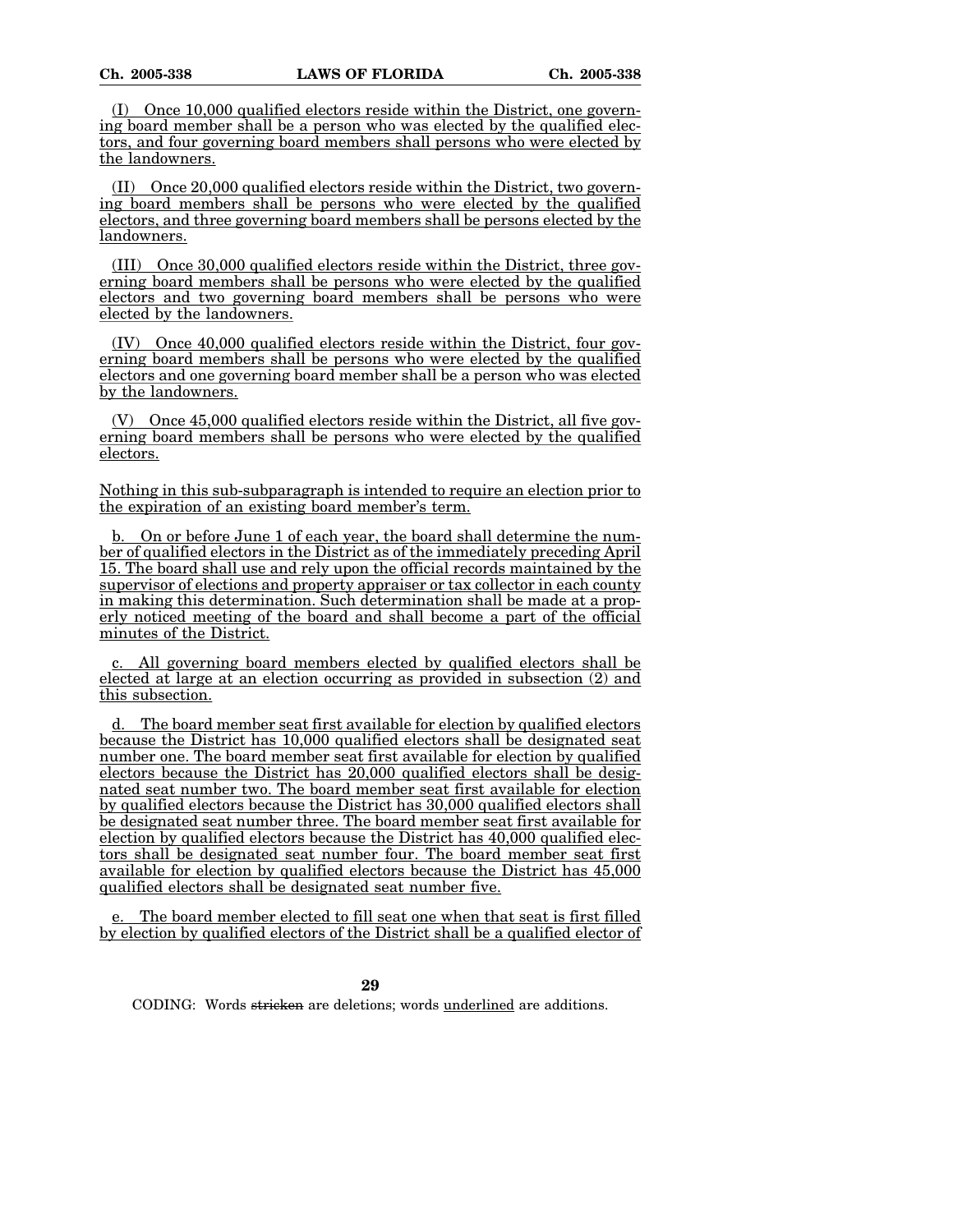(I) Once 10,000 qualified electors reside within the District, one governing board member shall be a person who was elected by the qualified electors, and four governing board members shall persons who were elected by the landowners.

(II) Once 20,000 qualified electors reside within the District, two governing board members shall be persons who were elected by the qualified electors, and three governing board members shall be persons elected by the landowners.

(III) Once 30,000 qualified electors reside within the District, three governing board members shall be persons who were elected by the qualified electors and two governing board members shall be persons who were elected by the landowners.

(IV) Once 40,000 qualified electors reside within the District, four governing board members shall be persons who were elected by the qualified electors and one governing board member shall be a person who was elected by the landowners.

(V) Once 45,000 qualified electors reside within the District, all five governing board members shall be persons who were elected by the qualified electors.

Nothing in this sub-subparagraph is intended to require an election prior to the expiration of an existing board member's term.

b. On or before June 1 of each year, the board shall determine the number of qualified electors in the District as of the immediately preceding April 15. The board shall use and rely upon the official records maintained by the supervisor of elections and property appraiser or tax collector in each county in making this determination. Such determination shall be made at a properly noticed meeting of the board and shall become a part of the official minutes of the District.

c. All governing board members elected by qualified electors shall be elected at large at an election occurring as provided in subsection (2) and this subsection.

d. The board member seat first available for election by qualified electors because the District has 10,000 qualified electors shall be designated seat number one. The board member seat first available for election by qualified electors because the District has 20,000 qualified electors shall be designated seat number two. The board member seat first available for election by qualified electors because the District has 30,000 qualified electors shall be designated seat number three. The board member seat first available for election by qualified electors because the District has 40,000 qualified electors shall be designated seat number four. The board member seat first available for election by qualified electors because the District has 45,000 qualified electors shall be designated seat number five.

e. The board member elected to fill seat one when that seat is first filled by election by qualified electors of the District shall be a qualified elector of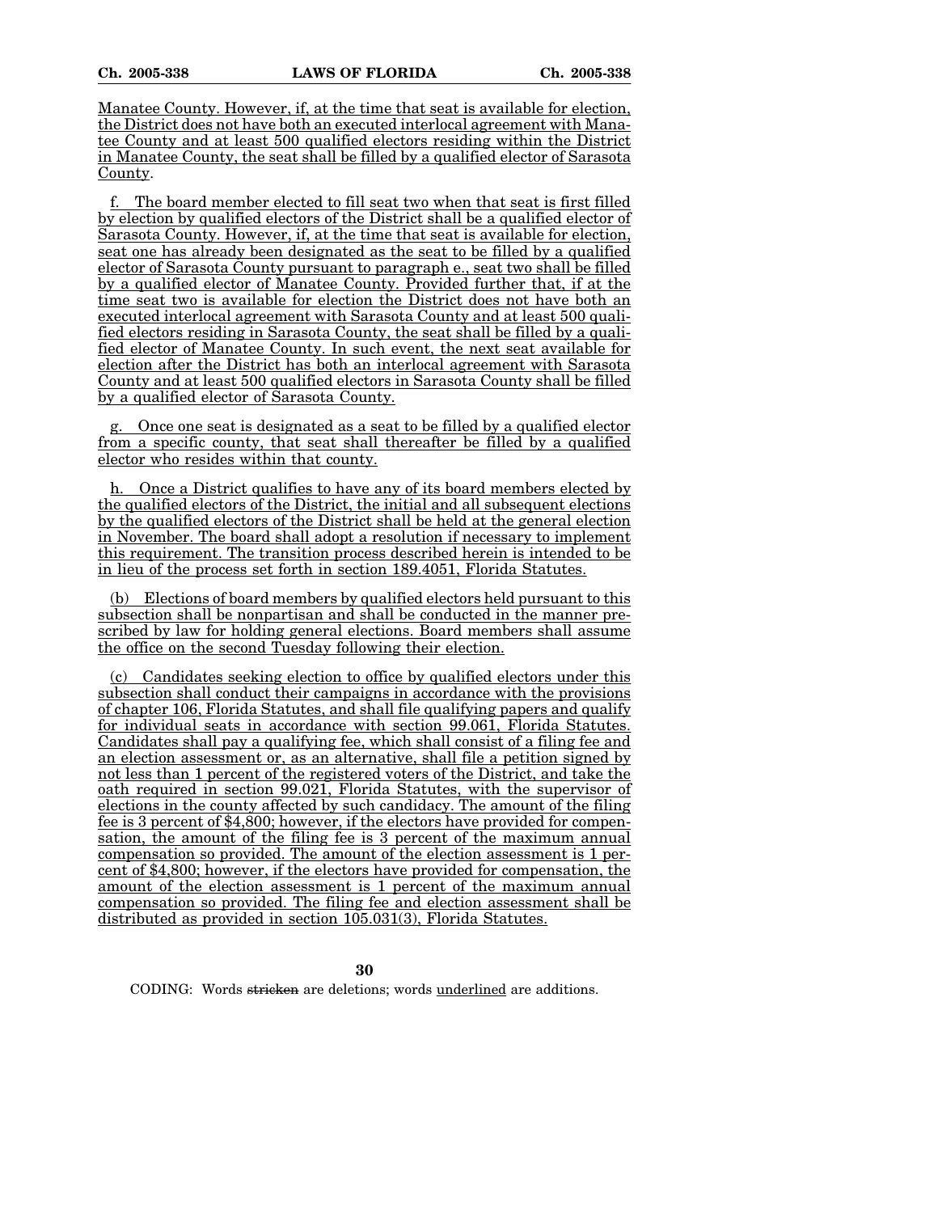Manatee County. However, if, at the time that seat is available for election, the District does not have both an executed interlocal agreement with Manatee County and at least 500 qualified electors residing within the District in Manatee County, the seat shall be filled by a qualified elector of Sarasota County.

f. The board member elected to fill seat two when that seat is first filled by election by qualified electors of the District shall be a qualified elector of Sarasota County. However, if, at the time that seat is available for election, seat one has already been designated as the seat to be filled by a qualified elector of Sarasota County pursuant to paragraph e., seat two shall be filled by a qualified elector of Manatee County. Provided further that, if at the time seat two is available for election the District does not have both an executed interlocal agreement with Sarasota County and at least 500 qualified electors residing in Sarasota County, the seat shall be filled by a qualified elector of Manatee County. In such event, the next seat available for election after the District has both an interlocal agreement with Sarasota County and at least 500 qualified electors in Sarasota County shall be filled by a qualified elector of Sarasota County.

g. Once one seat is designated as a seat to be filled by a qualified elector from a specific county, that seat shall thereafter be filled by a qualified elector who resides within that county.

h. Once a District qualifies to have any of its board members elected by the qualified electors of the District, the initial and all subsequent elections by the qualified electors of the District shall be held at the general election in November. The board shall adopt a resolution if necessary to implement this requirement. The transition process described herein is intended to be in lieu of the process set forth in section 189.4051, Florida Statutes.

(b) Elections of board members by qualified electors held pursuant to this subsection shall be nonpartisan and shall be conducted in the manner prescribed by law for holding general elections. Board members shall assume the office on the second Tuesday following their election.

(c) Candidates seeking election to office by qualified electors under this subsection shall conduct their campaigns in accordance with the provisions of chapter 106, Florida Statutes, and shall file qualifying papers and qualify for individual seats in accordance with section 99.061, Florida Statutes. Candidates shall pay a qualifying fee, which shall consist of a filing fee and an election assessment or, as an alternative, shall file a petition signed by not less than 1 percent of the registered voters of the District, and take the oath required in section 99.021, Florida Statutes, with the supervisor of elections in the county affected by such candidacy. The amount of the filing fee is 3 percent of $4,800; however, if the electors have provided for compensation, the amount of the filing fee is 3 percent of the maximum annual compensation so provided. The amount of the election assessment is 1 percent of $4,800; however, if the electors have provided for compensation, the amount of the election assessment is 1 percent of the maximum annual compensation so provided. The filing fee and election assessment shall be distributed as provided in section 105.031(3), Florida Statutes.

CODING: Words ~~stricken~~ are deletions; words underlined are additions.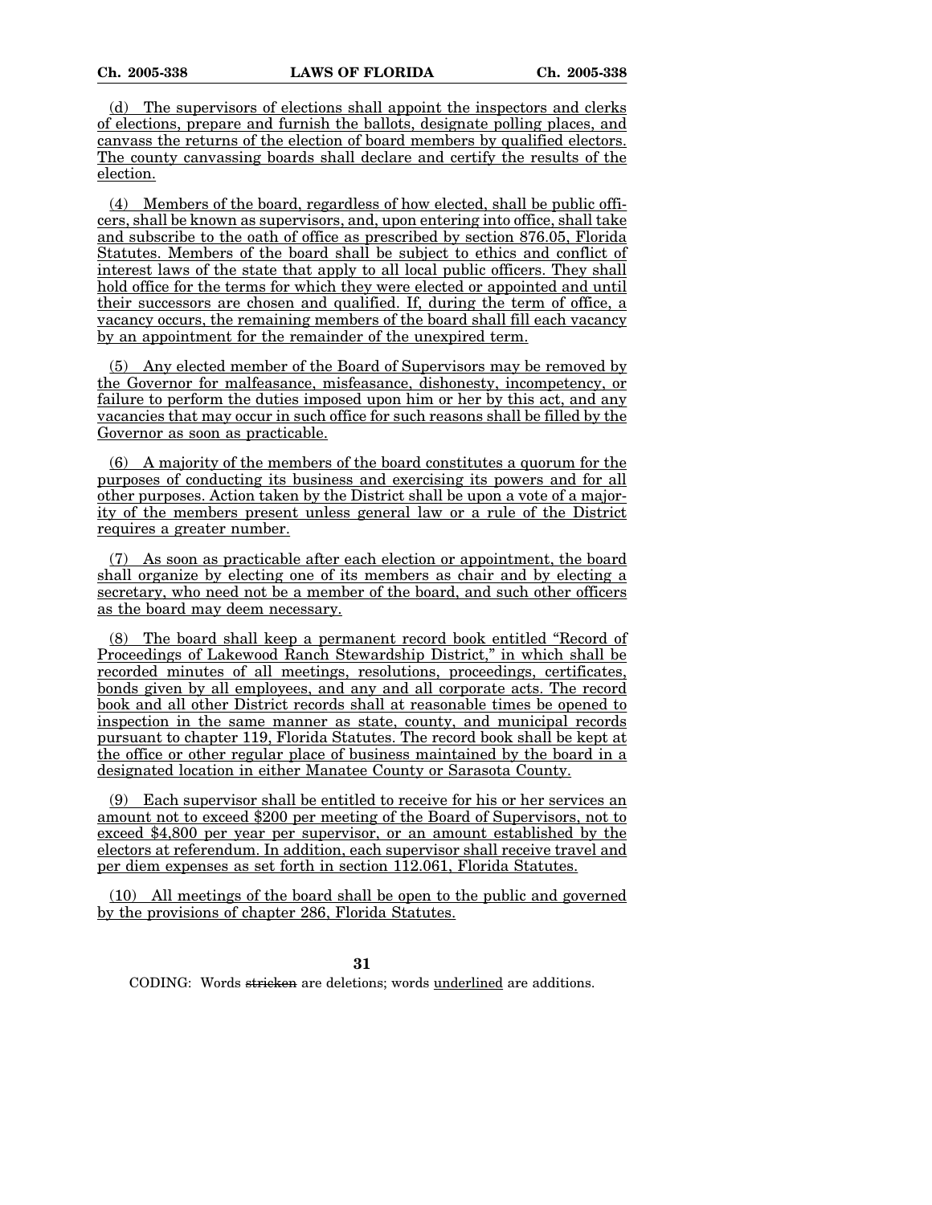(d) The supervisors of elections shall appoint the inspectors and clerks of elections, prepare and furnish the ballots, designate polling places, and canvass the returns of the election of board members by qualified electors. The county canvassing boards shall declare and certify the results of the election.

(4) Members of the board, regardless of how elected, shall be public officers, shall be known as supervisors, and, upon entering into office, shall take and subscribe to the oath of office as prescribed by section 876.05, Florida Statutes. Members of the board shall be subject to ethics and conflict of interest laws of the state that apply to all local public officers. They shall hold office for the terms for which they were elected or appointed and until their successors are chosen and qualified. If, during the term of office, a vacancy occurs, the remaining members of the board shall fill each vacancy by an appointment for the remainder of the unexpired term.

(5) Any elected member of the Board of Supervisors may be removed by the Governor for malfeasance, misfeasance, dishonesty, incompetency, or failure to perform the duties imposed upon him or her by this act, and any vacancies that may occur in such office for such reasons shall be filled by the Governor as soon as practicable.

(6) A majority of the members of the board constitutes a quorum for the purposes of conducting its business and exercising its powers and for all other purposes. Action taken by the District shall be upon a vote of a majority of the members present unless general law or a rule of the District requires a greater number.

(7) As soon as practicable after each election or appointment, the board shall organize by electing one of its members as chair and by electing a secretary, who need not be a member of the board, and such other officers as the board may deem necessary.

(8) The board shall keep a permanent record book entitled "Record of Proceedings of Lakewood Ranch Stewardship District," in which shall be recorded minutes of all meetings, resolutions, proceedings, certificates, bonds given by all employees, and any and all corporate acts. The record book and all other District records shall at reasonable times be opened to inspection in the same manner as state, county, and municipal records pursuant to chapter 119, Florida Statutes. The record book shall be kept at the office or other regular place of business maintained by the board in a designated location in either Manatee County or Sarasota County.

(9) Each supervisor shall be entitled to receive for his or her services an amount not to exceed $200 per meeting of the Board of Supervisors, not to exceed $4,800 per year per supervisor, or an amount established by the electors at referendum. In addition, each supervisor shall receive travel and per diem expenses as set forth in section 112.061, Florida Statutes.

(10) All meetings of the board shall be open to the public and governed by the provisions of chapter 286, Florida Statutes.

CODING: Words ~~stricken~~ are deletions; words underlined are additions.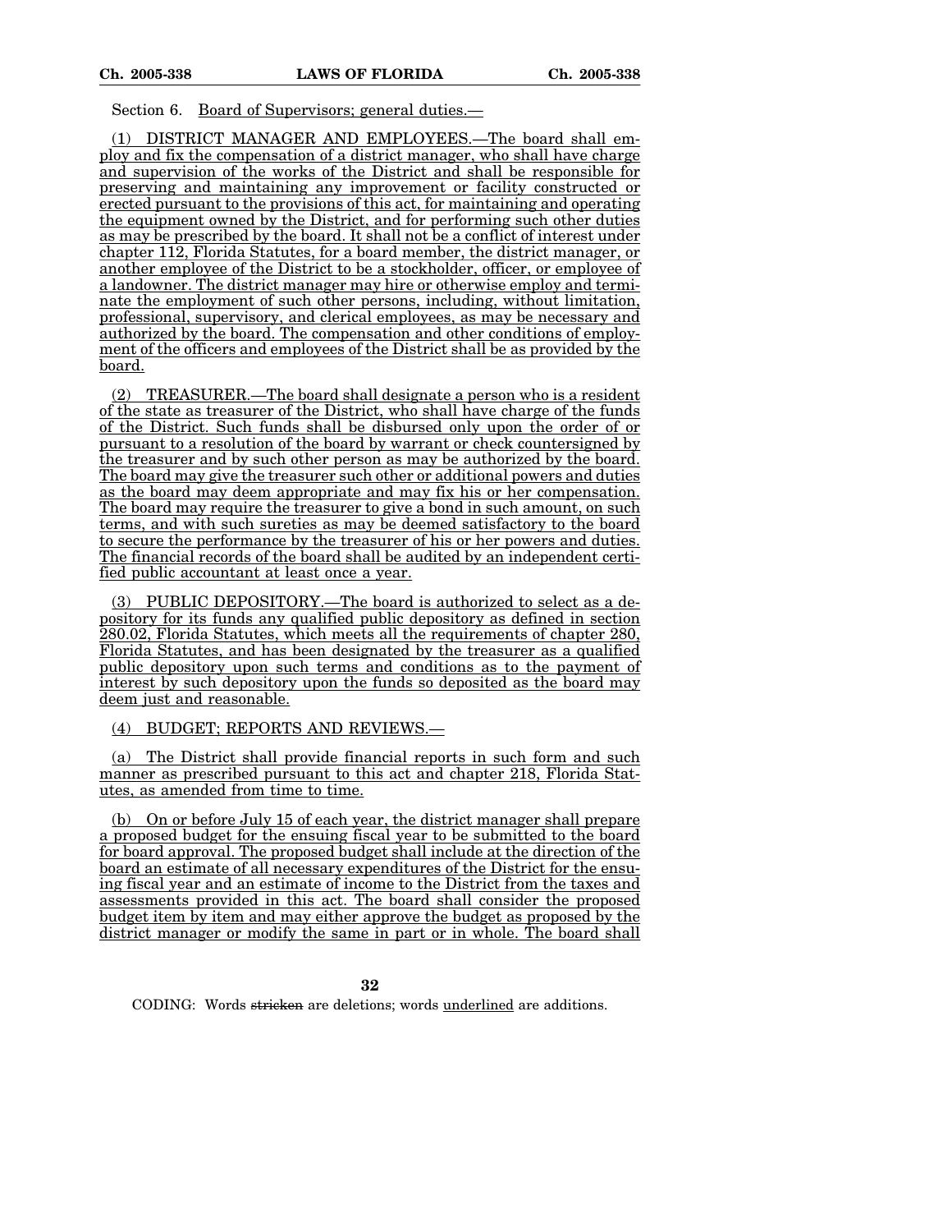Section 6. Board of Supervisors; general duties.—

(1) DISTRICT MANAGER AND EMPLOYEES.—The board shall employ and fix the compensation of a district manager, who shall have charge and supervision of the works of the District and shall be responsible for preserving and maintaining any improvement or facility constructed or erected pursuant to the provisions of this act, for maintaining and operating the equipment owned by the District, and for performing such other duties as may be prescribed by the board. It shall not be a conflict of interest under chapter 112, Florida Statutes, for a board member, the district manager, or another employee of the District to be a stockholder, officer, or employee of a landowner. The district manager may hire or otherwise employ and terminate the employment of such other persons, including, without limitation, professional, supervisory, and clerical employees, as may be necessary and authorized by the board. The compensation and other conditions of employment of the officers and employees of the District shall be as provided by the board.

(2) TREASURER.—The board shall designate a person who is a resident of the state as treasurer of the District, who shall have charge of the funds of the District. Such funds shall be disbursed only upon the order of or pursuant to a resolution of the board by warrant or check countersigned by the treasurer and by such other person as may be authorized by the board. The board may give the treasurer such other or additional powers and duties as the board may deem appropriate and may fix his or her compensation. The board may require the treasurer to give a bond in such amount, on such terms, and with such sureties as may be deemed satisfactory to the board to secure the performance by the treasurer of his or her powers and duties. The financial records of the board shall be audited by an independent certified public accountant at least once a year.

(3) PUBLIC DEPOSITORY.—The board is authorized to select as a depository for its funds any qualified public depository as defined in section 280.02, Florida Statutes, which meets all the requirements of chapter 280, Florida Statutes, and has been designated by the treasurer as a qualified public depository upon such terms and conditions as to the payment of interest by such depository upon the funds so deposited as the board may deem just and reasonable.

(4) BUDGET; REPORTS AND REVIEWS.—

(a) The District shall provide financial reports in such form and such manner as prescribed pursuant to this act and chapter 218, Florida Statutes, as amended from time to time.

(b) On or before July 15 of each year, the district manager shall prepare a proposed budget for the ensuing fiscal year to be submitted to the board for board approval. The proposed budget shall include at the direction of the board an estimate of all necessary expenditures of the District for the ensuing fiscal year and an estimate of income to the District from the taxes and assessments provided in this act. The board shall consider the proposed budget item by item and may either approve the budget as proposed by the district manager or modify the same in part or in whole. The board shall

CODING: Words stricken are deletions; words underlined are additions.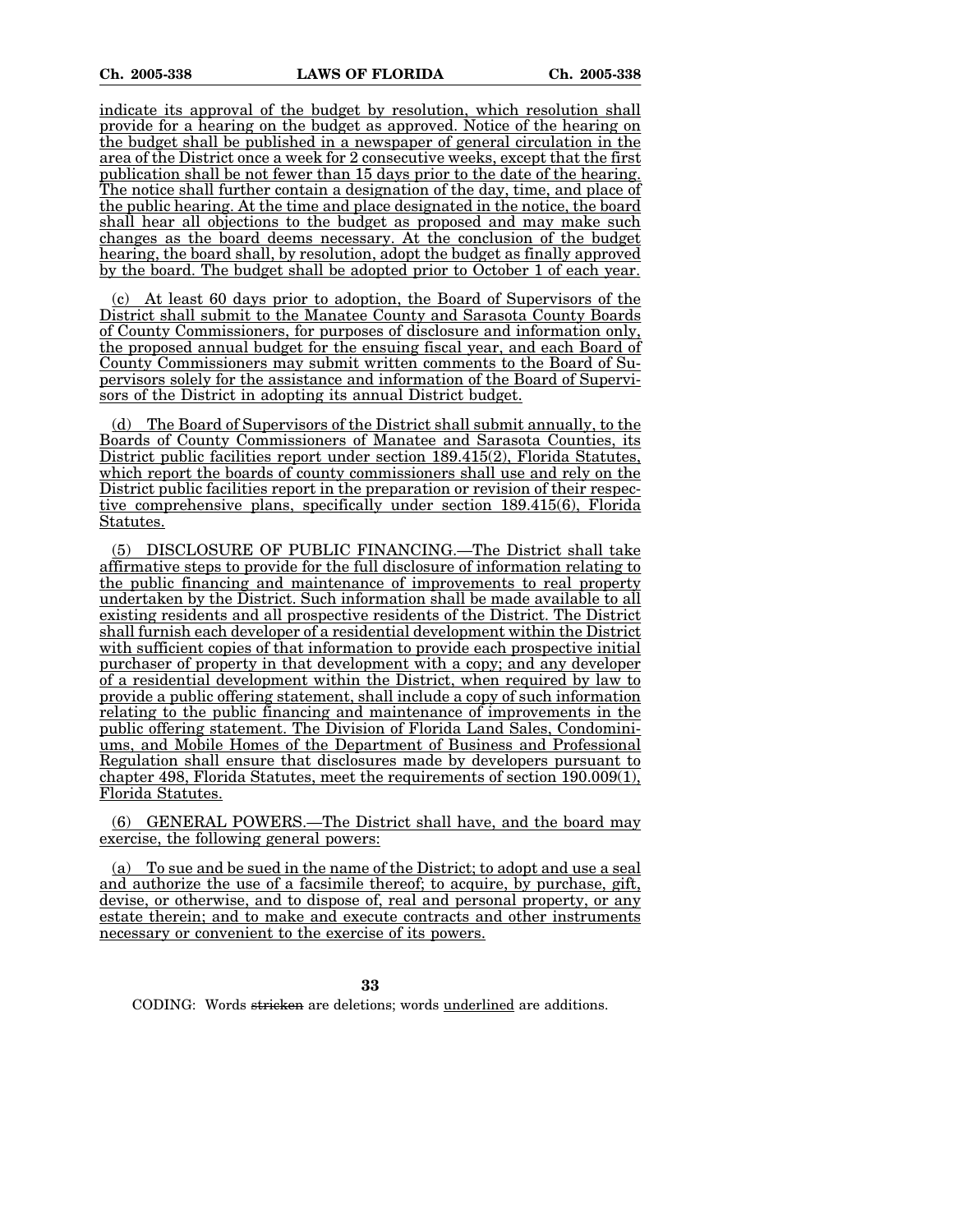indicate its approval of the budget by resolution, which resolution shall provide for a hearing on the budget as approved. Notice of the hearing on the budget shall be published in a newspaper of general circulation in the area of the District once a week for 2 consecutive weeks, except that the first publication shall be not fewer than 15 days prior to the date of the hearing. The notice shall further contain a designation of the day, time, and place of the public hearing. At the time and place designated in the notice, the board shall hear all objections to the budget as proposed and may make such changes as the board deems necessary. At the conclusion of the budget hearing, the board shall, by resolution, adopt the budget as finally approved by the board. The budget shall be adopted prior to October 1 of each year.

(c) At least 60 days prior to adoption, the Board of Supervisors of the District shall submit to the Manatee County and Sarasota County Boards of County Commissioners, for purposes of disclosure and information only, the proposed annual budget for the ensuing fiscal year, and each Board of County Commissioners may submit written comments to the Board of Supervisors solely for the assistance and information of the Board of Supervisors of the District in adopting its annual District budget.

(d) The Board of Supervisors of the District shall submit annually, to the Boards of County Commissioners of Manatee and Sarasota Counties, its District public facilities report under section 189.415(2), Florida Statutes, which report the boards of county commissioners shall use and rely on the District public facilities report in the preparation or revision of their respective comprehensive plans, specifically under section 189.415(6), Florida Statutes.

(5) DISCLOSURE OF PUBLIC FINANCING.—The District shall take affirmative steps to provide for the full disclosure of information relating to the public financing and maintenance of improvements to real property undertaken by the District. Such information shall be made available to all existing residents and all prospective residents of the District. The District shall furnish each developer of a residential development within the District with sufficient copies of that information to provide each prospective initial purchaser of property in that development with a copy; and any developer of a residential development within the District, when required by law to provide a public offering statement, shall include a copy of such information relating to the public financing and maintenance of improvements in the public offering statement. The Division of Florida Land Sales, Condominiums, and Mobile Homes of the Department of Business and Professional Regulation shall ensure that disclosures made by developers pursuant to chapter 498, Florida Statutes, meet the requirements of section 190.009(1), Florida Statutes.

(6) GENERAL POWERS.—The District shall have, and the board may exercise, the following general powers:

(a) To sue and be sued in the name of the District; to adopt and use a seal and authorize the use of a facsimile thereof; to acquire, by purchase, gift, devise, or otherwise, and to dispose of, real and personal property, or any estate therein; and to make and execute contracts and other instruments necessary or convenient to the exercise of its powers.

CODING: Words stricken are deletions; words underlined are additions.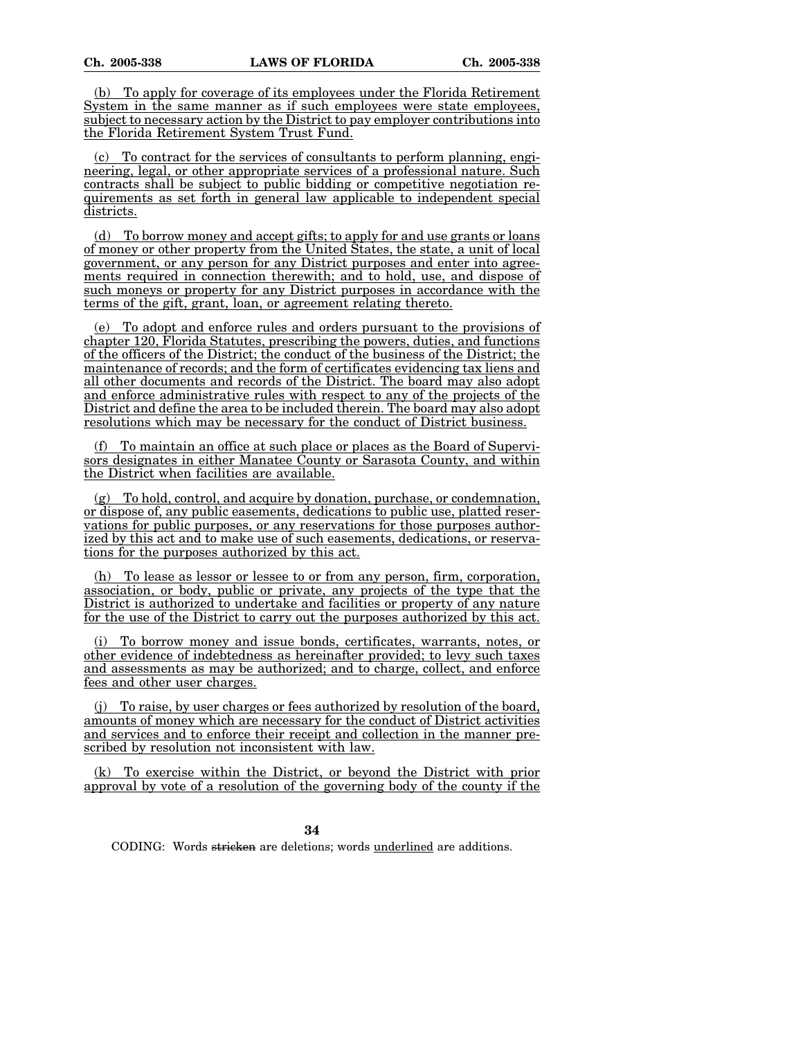(b) To apply for coverage of its employees under the Florida Retirement System in the same manner as if such employees were state employees, subject to necessary action by the District to pay employer contributions into the Florida Retirement System Trust Fund.

(c) To contract for the services of consultants to perform planning, engineering, legal, or other appropriate services of a professional nature. Such contracts shall be subject to public bidding or competitive negotiation requirements as set forth in general law applicable to independent special districts.

(d) To borrow money and accept gifts; to apply for and use grants or loans of money or other property from the United States, the state, a unit of local government, or any person for any District purposes and enter into agreements required in connection therewith; and to hold, use, and dispose of such moneys or property for any District purposes in accordance with the terms of the gift, grant, loan, or agreement relating thereto.

(e) To adopt and enforce rules and orders pursuant to the provisions of chapter 120, Florida Statutes, prescribing the powers, duties, and functions of the officers of the District; the conduct of the business of the District; the maintenance of records; and the form of certificates evidencing tax liens and all other documents and records of the District. The board may also adopt and enforce administrative rules with respect to any of the projects of the District and define the area to be included therein. The board may also adopt resolutions which may be necessary for the conduct of District business.

(f) To maintain an office at such place or places as the Board of Supervisors designates in either Manatee County or Sarasota County, and within the District when facilities are available.

(g) To hold, control, and acquire by donation, purchase, or condemnation, or dispose of, any public easements, dedications to public use, platted reservations for public purposes, or any reservations for those purposes authorized by this act and to make use of such easements, dedications, or reservations for the purposes authorized by this act.

(h) To lease as lessor or lessee to or from any person, firm, corporation, association, or body, public or private, any projects of the type that the District is authorized to undertake and facilities or property of any nature for the use of the District to carry out the purposes authorized by this act.

(i) To borrow money and issue bonds, certificates, warrants, notes, or other evidence of indebtedness as hereinafter provided; to levy such taxes and assessments as may be authorized; and to charge, collect, and enforce fees and other user charges.

(j) To raise, by user charges or fees authorized by resolution of the board, amounts of money which are necessary for the conduct of District activities and services and to enforce their receipt and collection in the manner prescribed by resolution not inconsistent with law.

(k) To exercise within the District, or beyond the District with prior approval by vote of a resolution of the governing body of the county if the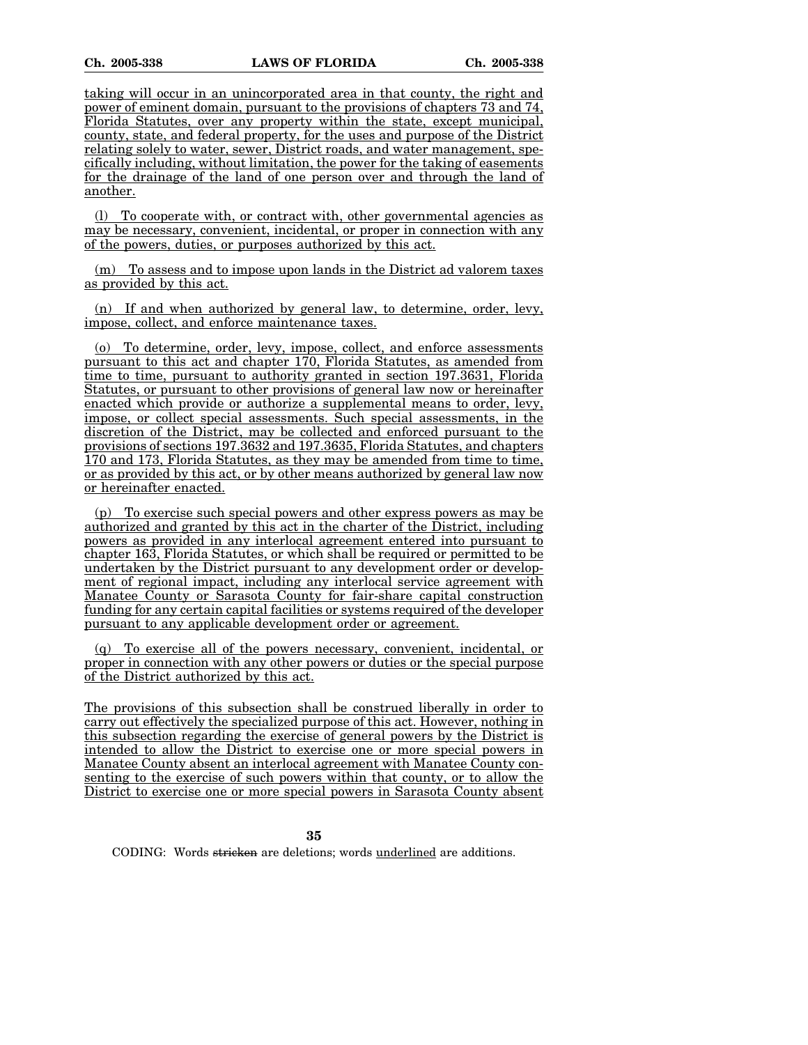taking will occur in an unincorporated area in that county, the right and power of eminent domain, pursuant to the provisions of chapters 73 and 74, Florida Statutes, over any property within the state, except municipal, county, state, and federal property, for the uses and purpose of the District relating solely to water, sewer, District roads, and water management, specifically including, without limitation, the power for the taking of easements for the drainage of the land of one person over and through the land of another.

(l) To cooperate with, or contract with, other governmental agencies as may be necessary, convenient, incidental, or proper in connection with any of the powers, duties, or purposes authorized by this act.

(m) To assess and to impose upon lands in the District ad valorem taxes as provided by this act.

(n) If and when authorized by general law, to determine, order, levy, impose, collect, and enforce maintenance taxes.

(o) To determine, order, levy, impose, collect, and enforce assessments pursuant to this act and chapter 170, Florida Statutes, as amended from time to time, pursuant to authority granted in section 197.3631, Florida Statutes, or pursuant to other provisions of general law now or hereinafter enacted which provide or authorize a supplemental means to order, levy, impose, or collect special assessments. Such special assessments, in the discretion of the District, may be collected and enforced pursuant to the provisions of sections 197.3632 and 197.3635, Florida Statutes, and chapters 170 and 173, Florida Statutes, as they may be amended from time to time, or as provided by this act, or by other means authorized by general law now or hereinafter enacted.

(p) To exercise such special powers and other express powers as may be authorized and granted by this act in the charter of the District, including powers as provided in any interlocal agreement entered into pursuant to chapter 163, Florida Statutes, or which shall be required or permitted to be undertaken by the District pursuant to any development order or development of regional impact, including any interlocal service agreement with Manatee County or Sarasota County for fair-share capital construction funding for any certain capital facilities or systems required of the developer pursuant to any applicable development order or agreement.

(q) To exercise all of the powers necessary, convenient, incidental, or proper in connection with any other powers or duties or the special purpose of the District authorized by this act.

The provisions of this subsection shall be construed liberally in order to carry out effectively the specialized purpose of this act. However, nothing in this subsection regarding the exercise of general powers by the District is intended to allow the District to exercise one or more special powers in Manatee County absent an interlocal agreement with Manatee County consenting to the exercise of such powers within that county, or to allow the District to exercise one or more special powers in Sarasota County absent

CODING: Words stricken are deletions; words underlined are additions.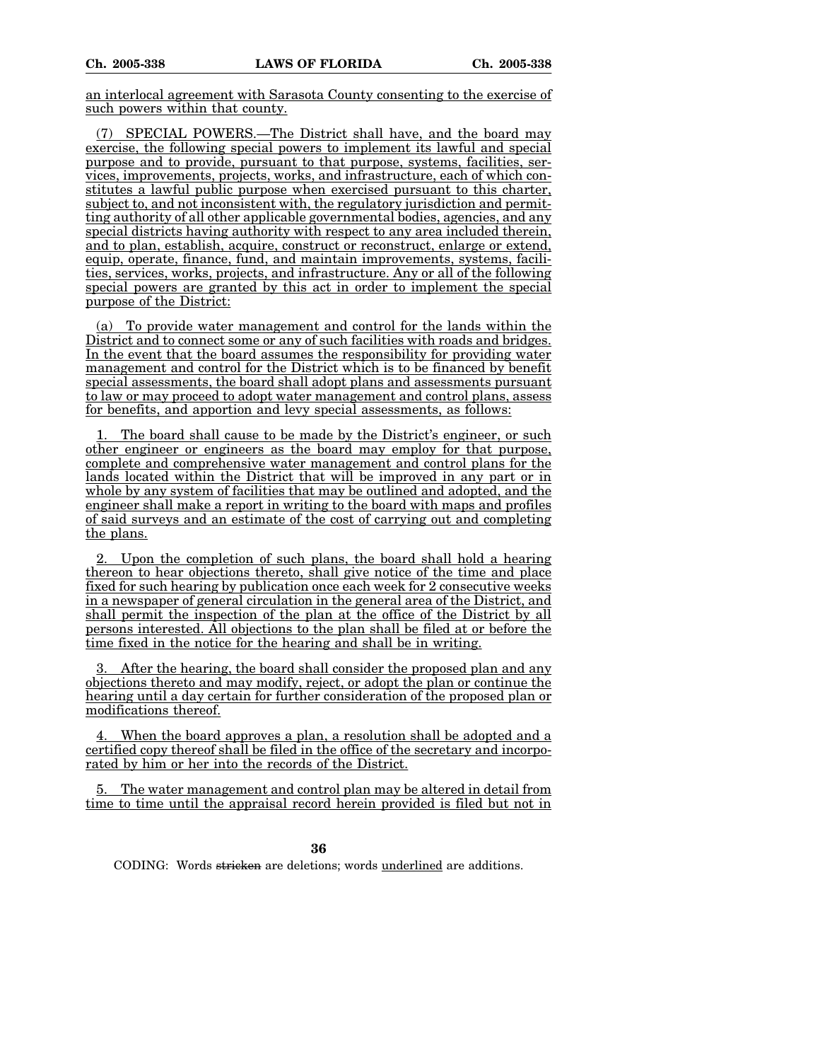an interlocal agreement with Sarasota County consenting to the exercise of such powers within that county.

(7) SPECIAL POWERS.—The District shall have, and the board may exercise, the following special powers to implement its lawful and special purpose and to provide, pursuant to that purpose, systems, facilities, services, improvements, projects, works, and infrastructure, each of which constitutes a lawful public purpose when exercised pursuant to this charter, subject to, and not inconsistent with, the regulatory jurisdiction and permitting authority of all other applicable governmental bodies, agencies, and any special districts having authority with respect to any area included therein, and to plan, establish, acquire, construct or reconstruct, enlarge or extend, equip, operate, finance, fund, and maintain improvements, systems, facilities, services, works, projects, and infrastructure. Any or all of the following special powers are granted by this act in order to implement the special purpose of the District:

(a) To provide water management and control for the lands within the District and to connect some or any of such facilities with roads and bridges. In the event that the board assumes the responsibility for providing water management and control for the District which is to be financed by benefit special assessments, the board shall adopt plans and assessments pursuant to law or may proceed to adopt water management and control plans, assess for benefits, and apportion and levy special assessments, as follows:

1. The board shall cause to be made by the District's engineer, or such other engineer or engineers as the board may employ for that purpose, complete and comprehensive water management and control plans for the lands located within the District that will be improved in any part or in whole by any system of facilities that may be outlined and adopted, and the engineer shall make a report in writing to the board with maps and profiles of said surveys and an estimate of the cost of carrying out and completing the plans.

2. Upon the completion of such plans, the board shall hold a hearing thereon to hear objections thereto, shall give notice of the time and place fixed for such hearing by publication once each week for 2 consecutive weeks in a newspaper of general circulation in the general area of the District, and shall permit the inspection of the plan at the office of the District by all persons interested. All objections to the plan shall be filed at or before the time fixed in the notice for the hearing and shall be in writing.

3. After the hearing, the board shall consider the proposed plan and any objections thereto and may modify, reject, or adopt the plan or continue the hearing until a day certain for further consideration of the proposed plan or modifications thereof.

4. When the board approves a plan, a resolution shall be adopted and a certified copy thereof shall be filed in the office of the secretary and incorporated by him or her into the records of the District.

5. The water management and control plan may be altered in detail from time to time until the appraisal record herein provided is filed but not in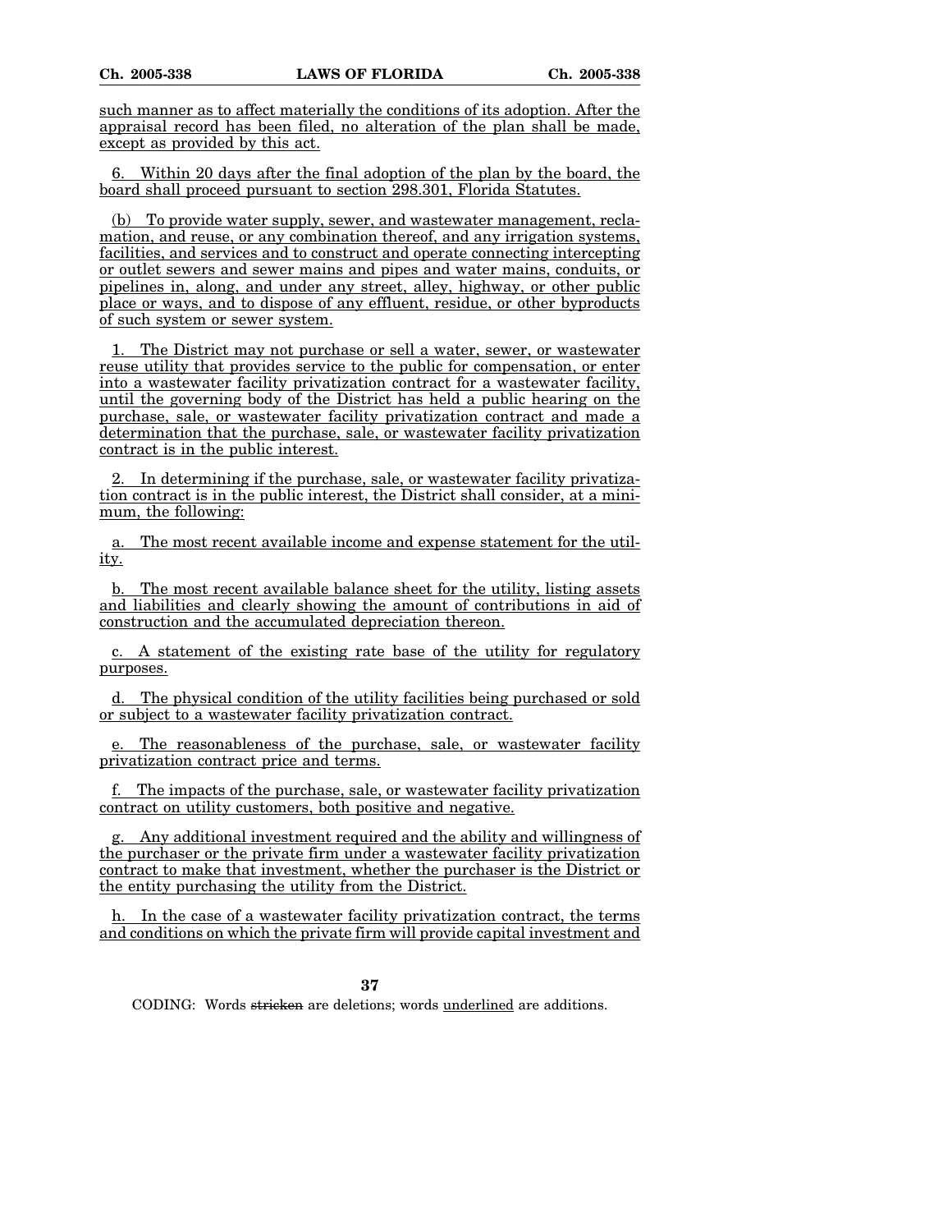such manner as to affect materially the conditions of its adoption. After the appraisal record has been filed, no alteration of the plan shall be made, except as provided by this act.

6. Within 20 days after the final adoption of the plan by the board, the board shall proceed pursuant to section 298.301, Florida Statutes.

(b) To provide water supply, sewer, and wastewater management, reclamation, and reuse, or any combination thereof, and any irrigation systems, facilities, and services and to construct and operate connecting intercepting or outlet sewers and sewer mains and pipes and water mains, conduits, or pipelines in, along, and under any street, alley, highway, or other public place or ways, and to dispose of any effluent, residue, or other byproducts of such system or sewer system.

1. The District may not purchase or sell a water, sewer, or wastewater reuse utility that provides service to the public for compensation, or enter into a wastewater facility privatization contract for a wastewater facility, until the governing body of the District has held a public hearing on the purchase, sale, or wastewater facility privatization contract and made a determination that the purchase, sale, or wastewater facility privatization contract is in the public interest.

2. In determining if the purchase, sale, or wastewater facility privatization contract is in the public interest, the District shall consider, at a minimum, the following:

a. The most recent available income and expense statement for the utility.

b. The most recent available balance sheet for the utility, listing assets and liabilities and clearly showing the amount of contributions in aid of construction and the accumulated depreciation thereon.

c. A statement of the existing rate base of the utility for regulatory purposes.

d. The physical condition of the utility facilities being purchased or sold or subject to a wastewater facility privatization contract.

e. The reasonableness of the purchase, sale, or wastewater facility privatization contract price and terms.

f. The impacts of the purchase, sale, or wastewater facility privatization contract on utility customers, both positive and negative.

g. Any additional investment required and the ability and willingness of the purchaser or the private firm under a wastewater facility privatization contract to make that investment, whether the purchaser is the District or the entity purchasing the utility from the District.

h. In the case of a wastewater facility privatization contract, the terms and conditions on which the private firm will provide capital investment and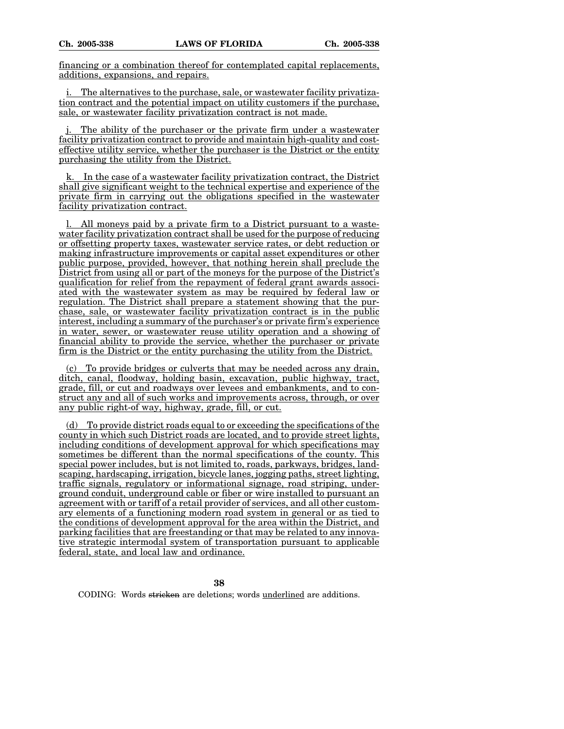financing or a combination thereof for contemplated capital replacements, additions, expansions, and repairs.

i. The alternatives to the purchase, sale, or wastewater facility privatization contract and the potential impact on utility customers if the purchase, sale, or wastewater facility privatization contract is not made.

j. The ability of the purchaser or the private firm under a wastewater facility privatization contract to provide and maintain high-quality and cost-effective utility service, whether the purchaser is the District or the entity purchasing the utility from the District.

k. In the case of a wastewater facility privatization contract, the District shall give significant weight to the technical expertise and experience of the private firm in carrying out the obligations specified in the wastewater facility privatization contract.

l. All moneys paid by a private firm to a District pursuant to a wastewater facility privatization contract shall be used for the purpose of reducing or offsetting property taxes, wastewater service rates, or debt reduction or making infrastructure improvements or capital asset expenditures or other public purpose, provided, however, that nothing herein shall preclude the District from using all or part of the moneys for the purpose of the District's qualification for relief from the repayment of federal grant awards associated with the wastewater system as may be required by federal law or regulation. The District shall prepare a statement showing that the purchase, sale, or wastewater facility privatization contract is in the public interest, including a summary of the purchaser's or private firm's experience in water, sewer, or wastewater reuse utility operation and a showing of financial ability to provide the service, whether the purchaser or private firm is the District or the entity purchasing the utility from the District.

(c) To provide bridges or culverts that may be needed across any drain, ditch, canal, floodway, holding basin, excavation, public highway, tract, grade, fill, or cut and roadways over levees and embankments, and to construct any and all of such works and improvements across, through, or over any public right-of way, highway, grade, fill, or cut.

(d) To provide district roads equal to or exceeding the specifications of the county in which such District roads are located, and to provide street lights, including conditions of development approval for which specifications may sometimes be different than the normal specifications of the county. This special power includes, but is not limited to, roads, parkways, bridges, landscaping, hardscaping, irrigation, bicycle lanes, jogging paths, street lighting, traffic signals, regulatory or informational signage, road striping, underground conduit, underground cable or fiber or wire installed to pursuant an agreement with or tariff of a retail provider of services, and all other customary elements of a functioning modern road system in general or as tied to the conditions of development approval for the area within the District, and parking facilities that are freestanding or that may be related to any innovative strategic intermodal system of transportation pursuant to applicable federal, state, and local law and ordinance.

CODING: Words stricken are deletions; words underlined are additions.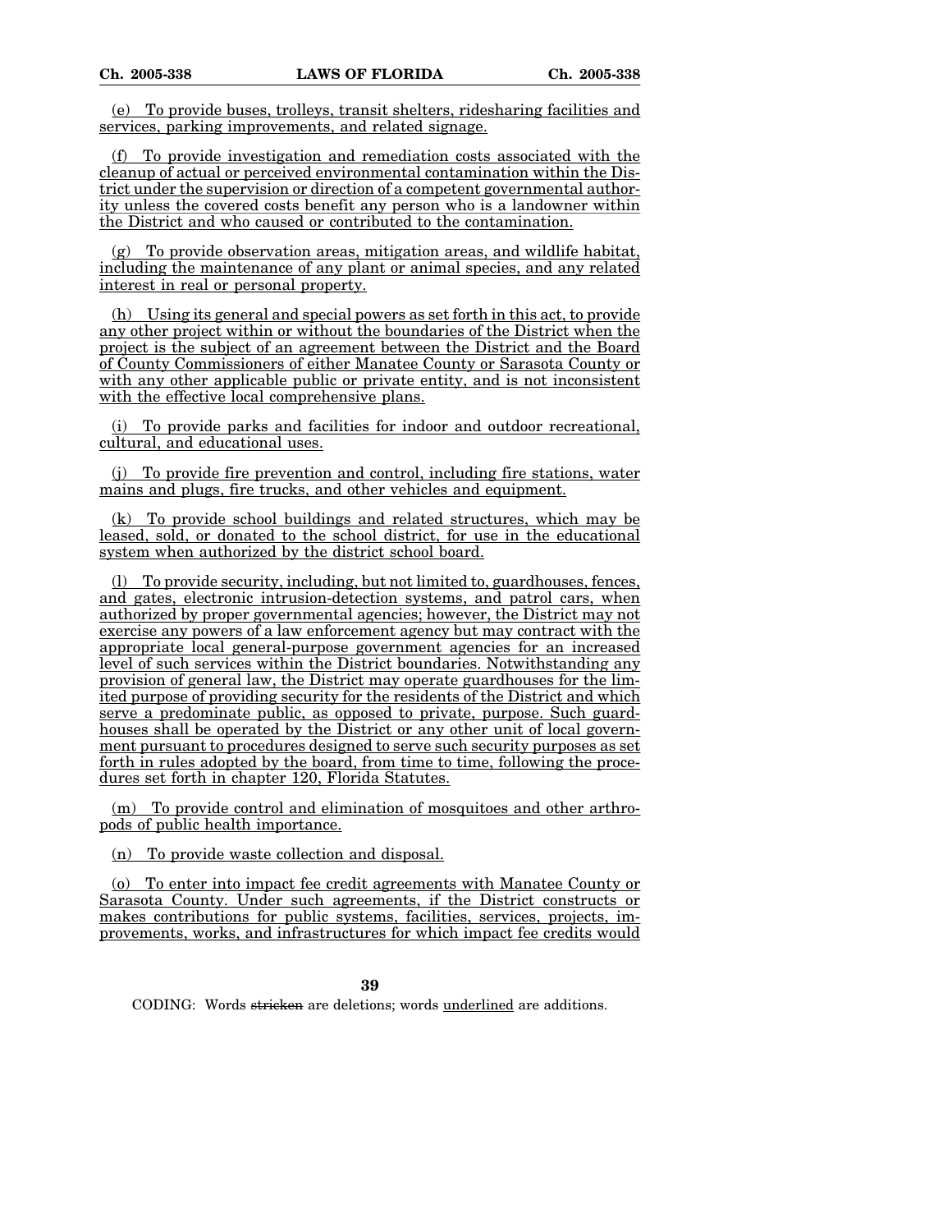(e) To provide buses, trolleys, transit shelters, ridesharing facilities and services, parking improvements, and related signage.

(f) To provide investigation and remediation costs associated with the cleanup of actual or perceived environmental contamination within the District under the supervision or direction of a competent governmental authority unless the covered costs benefit any person who is a landowner within the District and who caused or contributed to the contamination.

(g) To provide observation areas, mitigation areas, and wildlife habitat, including the maintenance of any plant or animal species, and any related interest in real or personal property.

(h) Using its general and special powers as set forth in this act, to provide any other project within or without the boundaries of the District when the project is the subject of an agreement between the District and the Board of County Commissioners of either Manatee County or Sarasota County or with any other applicable public or private entity, and is not inconsistent with the effective local comprehensive plans.

(i) To provide parks and facilities for indoor and outdoor recreational, cultural, and educational uses.

(j) To provide fire prevention and control, including fire stations, water mains and plugs, fire trucks, and other vehicles and equipment.

(k) To provide school buildings and related structures, which may be leased, sold, or donated to the school district, for use in the educational system when authorized by the district school board.

(l) To provide security, including, but not limited to, guardhouses, fences, and gates, electronic intrusion-detection systems, and patrol cars, when authorized by proper governmental agencies; however, the District may not exercise any powers of a law enforcement agency but may contract with the appropriate local general-purpose government agencies for an increased level of such services within the District boundaries. Notwithstanding any provision of general law, the District may operate guardhouses for the limited purpose of providing security for the residents of the District and which serve a predominate public, as opposed to private, purpose. Such guardhouses shall be operated by the District or any other unit of local government pursuant to procedures designed to serve such security purposes as set forth in rules adopted by the board, from time to time, following the procedures set forth in chapter 120, Florida Statutes.

(m) To provide control and elimination of mosquitoes and other arthropods of public health importance.

(n) To provide waste collection and disposal.

(o) To enter into impact fee credit agreements with Manatee County or Sarasota County. Under such agreements, if the District constructs or makes contributions for public systems, facilities, services, projects, improvements, works, and infrastructures for which impact fee credits would

CODING: Words stricken are deletions; words underlined are additions.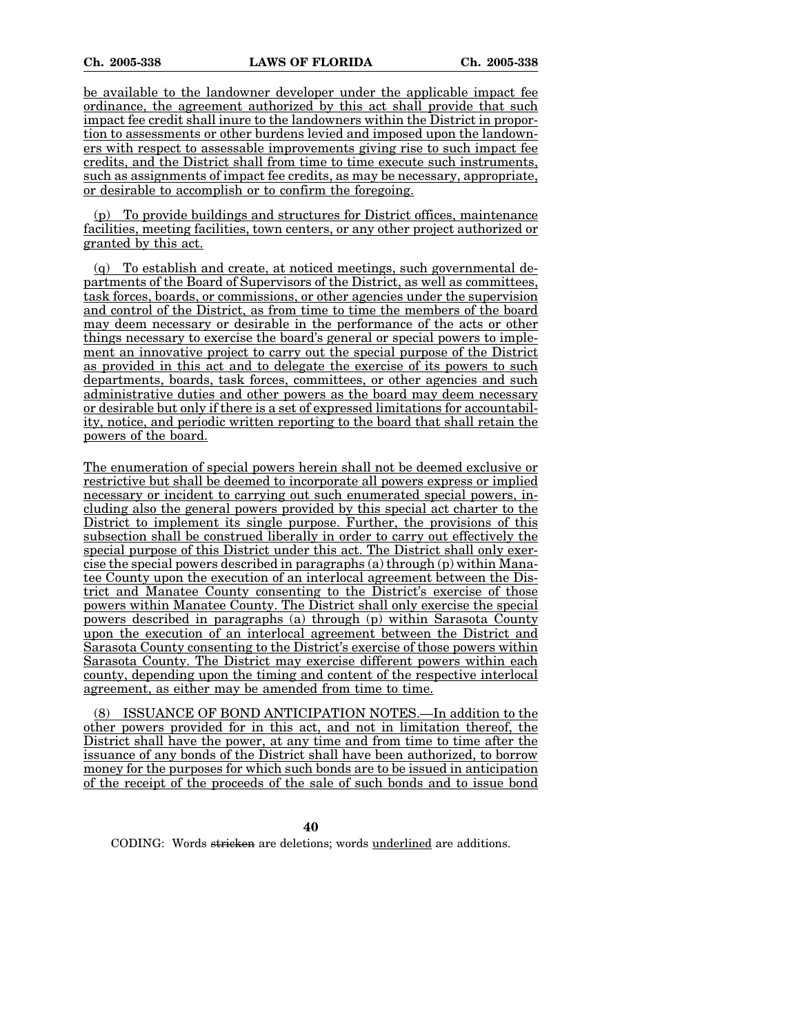be available to the landowner developer under the applicable impact fee ordinance, the agreement authorized by this act shall provide that such impact fee credit shall inure to the landowners within the District in proportion to assessments or other burdens levied and imposed upon the landowners with respect to assessable improvements giving rise to such impact fee credits, and the District shall from time to time execute such instruments, such as assignments of impact fee credits, as may be necessary, appropriate, or desirable to accomplish or to confirm the foregoing.

(p) To provide buildings and structures for District offices, maintenance facilities, meeting facilities, town centers, or any other project authorized or granted by this act.

(q) To establish and create, at noticed meetings, such governmental departments of the Board of Supervisors of the District, as well as committees, task forces, boards, or commissions, or other agencies under the supervision and control of the District, as from time to time the members of the board may deem necessary or desirable in the performance of the acts or other things necessary to exercise the board's general or special powers to implement an innovative project to carry out the special purpose of the District as provided in this act and to delegate the exercise of its powers to such departments, boards, task forces, committees, or other agencies and such administrative duties and other powers as the board may deem necessary or desirable but only if there is a set of expressed limitations for accountability, notice, and periodic written reporting to the board that shall retain the powers of the board.

The enumeration of special powers herein shall not be deemed exclusive or restrictive but shall be deemed to incorporate all powers express or implied necessary or incident to carrying out such enumerated special powers, including also the general powers provided by this special act charter to the District to implement its single purpose. Further, the provisions of this subsection shall be construed liberally in order to carry out effectively the special purpose of this District under this act. The District shall only exercise the special powers described in paragraphs (a) through (p) within Manatee County upon the execution of an interlocal agreement between the District and Manatee County consenting to the District's exercise of those powers within Manatee County. The District shall only exercise the special powers described in paragraphs (a) through (p) within Sarasota County upon the execution of an interlocal agreement between the District and Sarasota County consenting to the District's exercise of those powers within Sarasota County. The District may exercise different powers within each county, depending upon the timing and content of the respective interlocal agreement, as either may be amended from time to time.

(8) ISSUANCE OF BOND ANTICIPATION NOTES.—In addition to the other powers provided for in this act, and not in limitation thereof, the District shall have the power, at any time and from time to time after the issuance of any bonds of the District shall have been authorized, to borrow money for the purposes for which such bonds are to be issued in anticipation of the receipt of the proceeds of the sale of such bonds and to issue bond

CODING: Words stricken are deletions; words underlined are additions.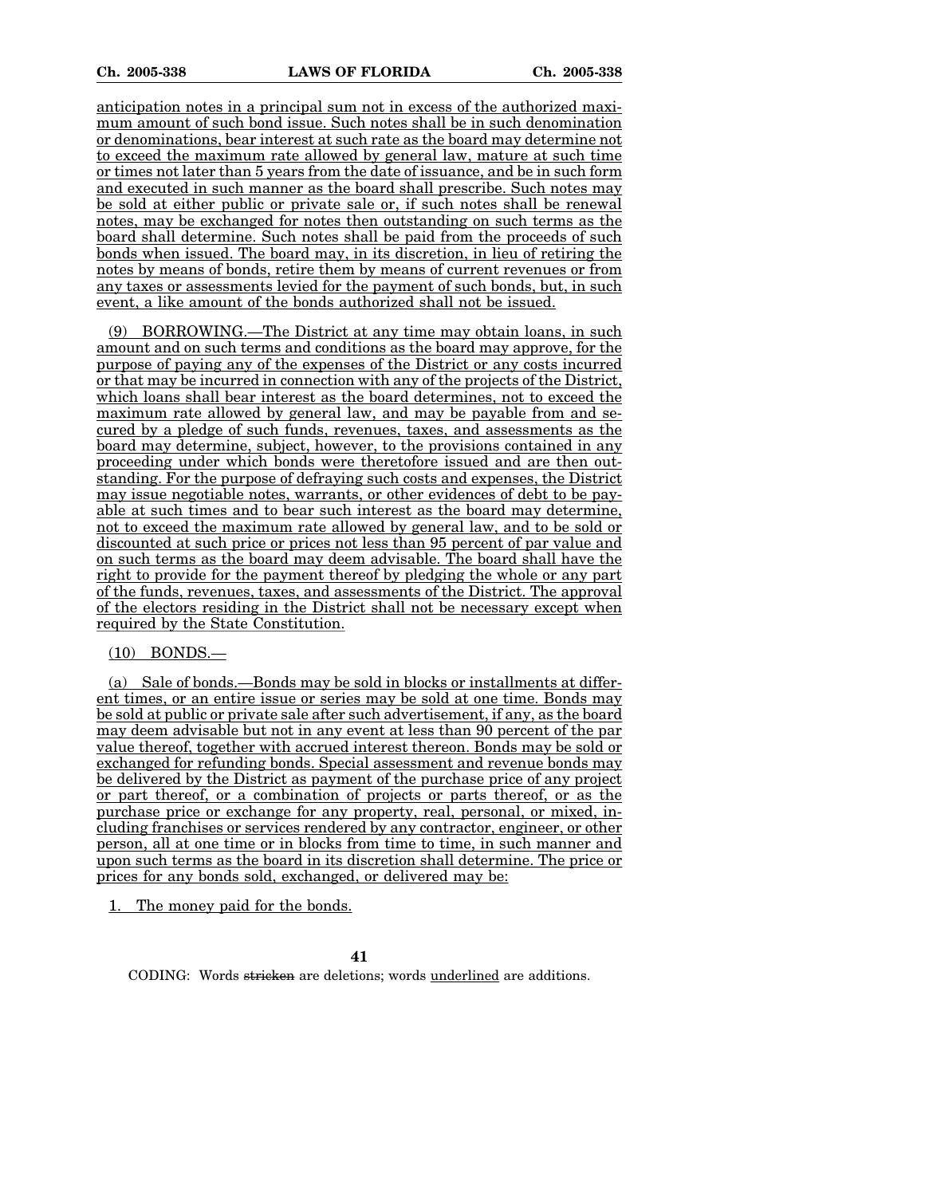anticipation notes in a principal sum not in excess of the authorized maximum amount of such bond issue. Such notes shall be in such denomination or denominations, bear interest at such rate as the board may determine not to exceed the maximum rate allowed by general law, mature at such time or times not later than 5 years from the date of issuance, and be in such form and executed in such manner as the board shall prescribe. Such notes may be sold at either public or private sale or, if such notes shall be renewal notes, may be exchanged for notes then outstanding on such terms as the board shall determine. Such notes shall be paid from the proceeds of such bonds when issued. The board may, in its discretion, in lieu of retiring the notes by means of bonds, retire them by means of current revenues or from any taxes or assessments levied for the payment of such bonds, but, in such event, a like amount of the bonds authorized shall not be issued.

(9) BORROWING.—The District at any time may obtain loans, in such amount and on such terms and conditions as the board may approve, for the purpose of paying any of the expenses of the District or any costs incurred or that may be incurred in connection with any of the projects of the District, which loans shall bear interest as the board determines, not to exceed the maximum rate allowed by general law, and may be payable from and secured by a pledge of such funds, revenues, taxes, and assessments as the board may determine, subject, however, to the provisions contained in any proceeding under which bonds were theretofore issued and are then outstanding. For the purpose of defraying such costs and expenses, the District may issue negotiable notes, warrants, or other evidences of debt to be payable at such times and to bear such interest as the board may determine, not to exceed the maximum rate allowed by general law, and to be sold or discounted at such price or prices not less than 95 percent of par value and on such terms as the board may deem advisable. The board shall have the right to provide for the payment thereof by pledging the whole or any part of the funds, revenues, taxes, and assessments of the District. The approval of the electors residing in the District shall not be necessary except when required by the State Constitution.

(10) BONDS.—

(a) Sale of bonds.—Bonds may be sold in blocks or installments at different times, or an entire issue or series may be sold at one time. Bonds may be sold at public or private sale after such advertisement, if any, as the board may deem advisable but not in any event at less than 90 percent of the par value thereof, together with accrued interest thereon. Bonds may be sold or exchanged for refunding bonds. Special assessment and revenue bonds may be delivered by the District as payment of the purchase price of any project or part thereof, or a combination of projects or parts thereof, or as the purchase price or exchange for any property, real, personal, or mixed, including franchises or services rendered by any contractor, engineer, or other person, all at one time or in blocks from time to time, in such manner and upon such terms as the board in its discretion shall determine. The price or prices for any bonds sold, exchanged, or delivered may be:

1. The money paid for the bonds.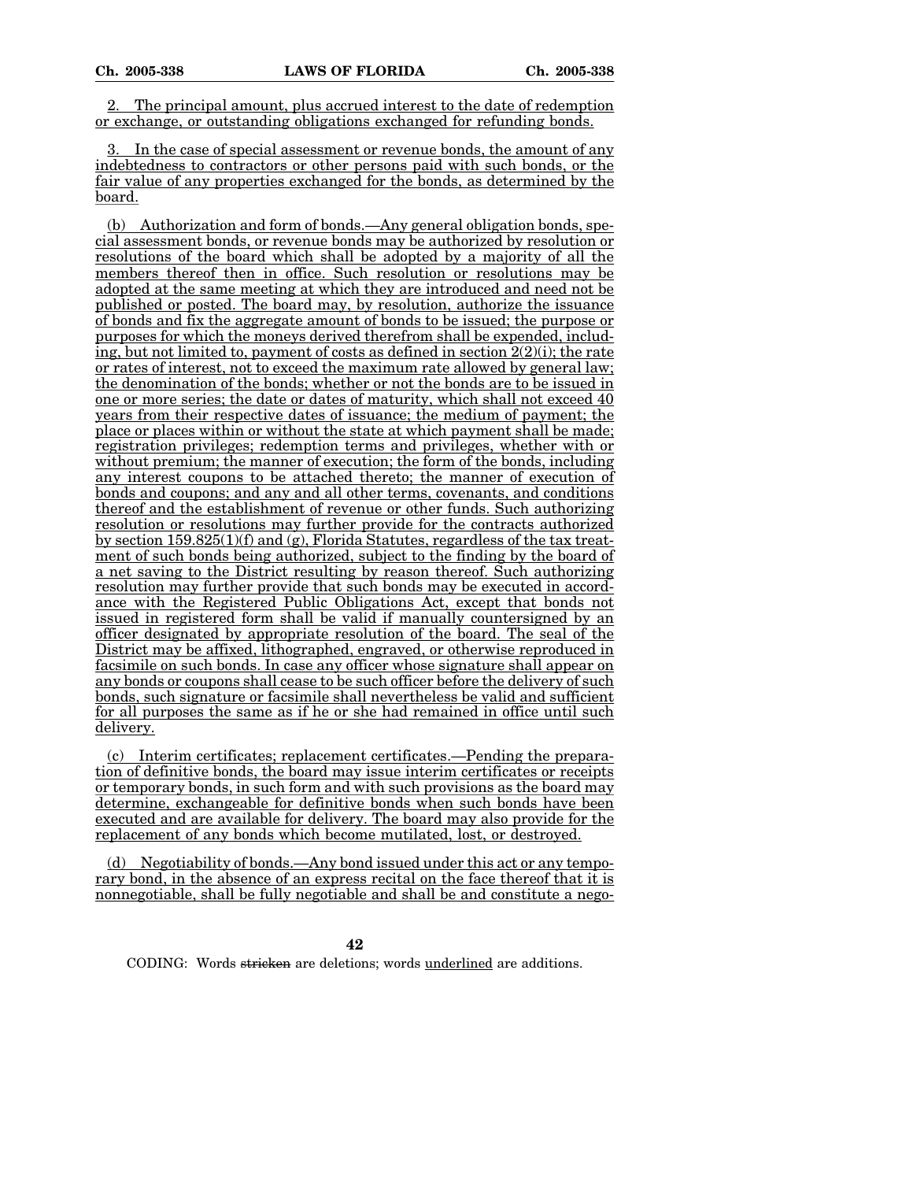2. The principal amount, plus accrued interest to the date of redemption or exchange, or outstanding obligations exchanged for refunding bonds.

3. In the case of special assessment or revenue bonds, the amount of any indebtedness to contractors or other persons paid with such bonds, or the fair value of any properties exchanged for the bonds, as determined by the board.

(b) Authorization and form of bonds.—Any general obligation bonds, special assessment bonds, or revenue bonds may be authorized by resolution or resolutions of the board which shall be adopted by a majority of all the members thereof then in office. Such resolution or resolutions may be adopted at the same meeting at which they are introduced and need not be published or posted. The board may, by resolution, authorize the issuance of bonds and fix the aggregate amount of bonds to be issued; the purpose or purposes for which the moneys derived therefrom shall be expended, including, but not limited to, payment of costs as defined in section 2(2)(i); the rate or rates of interest, not to exceed the maximum rate allowed by general law; the denomination of the bonds; whether or not the bonds are to be issued in one or more series; the date or dates of maturity, which shall not exceed 40 years from their respective dates of issuance; the medium of payment; the place or places within or without the state at which payment shall be made; registration privileges; redemption terms and privileges, whether with or without premium; the manner of execution; the form of the bonds, including any interest coupons to be attached thereto; the manner of execution of bonds and coupons; and any and all other terms, covenants, and conditions thereof and the establishment of revenue or other funds. Such authorizing resolution or resolutions may further provide for the contracts authorized by section 159.825(1)(f) and (g), Florida Statutes, regardless of the tax treatment of such bonds being authorized, subject to the finding by the board of a net saving to the District resulting by reason thereof. Such authorizing resolution may further provide that such bonds may be executed in accordance with the Registered Public Obligations Act, except that bonds not issued in registered form shall be valid if manually countersigned by an officer designated by appropriate resolution of the board. The seal of the District may be affixed, lithographed, engraved, or otherwise reproduced in facsimile on such bonds. In case any officer whose signature shall appear on any bonds or coupons shall cease to be such officer before the delivery of such bonds, such signature or facsimile shall nevertheless be valid and sufficient for all purposes the same as if he or she had remained in office until such delivery.

(c) Interim certificates; replacement certificates.—Pending the preparation of definitive bonds, the board may issue interim certificates or receipts or temporary bonds, in such form and with such provisions as the board may determine, exchangeable for definitive bonds when such bonds have been executed and are available for delivery. The board may also provide for the replacement of any bonds which become mutilated, lost, or destroyed.

(d) Negotiability of bonds.—Any bond issued under this act or any temporary bond, in the absence of an express recital on the face thereof that it is nonnegotiable, shall be fully negotiable and shall be and constitute a nego-

CODING: Words ~~stricken~~ are deletions; words underlined are additions.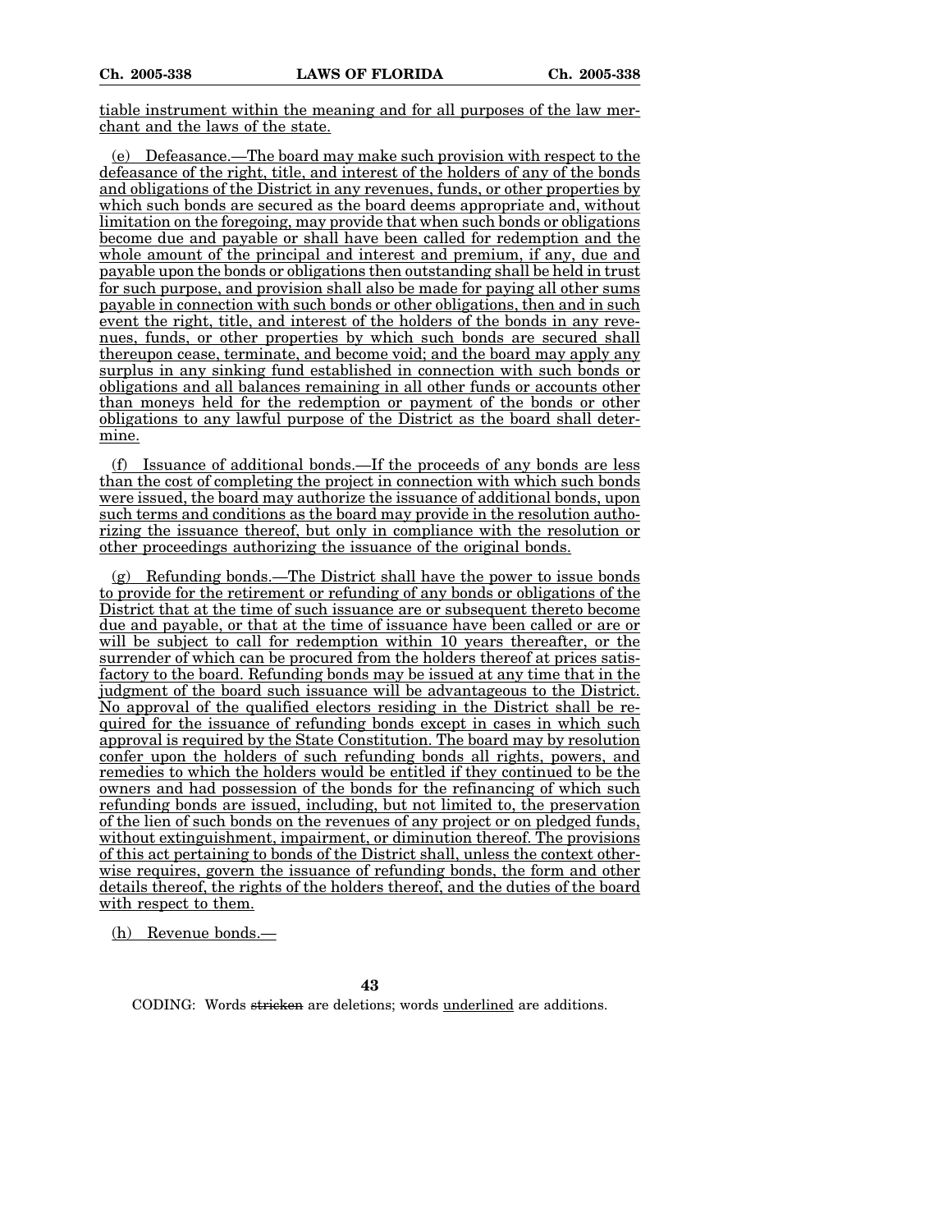tiable instrument within the meaning and for all purposes of the law merchant and the laws of the state.

(e) Defeasance.—The board may make such provision with respect to the defeasance of the right, title, and interest of the holders of any of the bonds and obligations of the District in any revenues, funds, or other properties by which such bonds are secured as the board deems appropriate and, without limitation on the foregoing, may provide that when such bonds or obligations become due and payable or shall have been called for redemption and the whole amount of the principal and interest and premium, if any, due and payable upon the bonds or obligations then outstanding shall be held in trust for such purpose, and provision shall also be made for paying all other sums payable in connection with such bonds or other obligations, then and in such event the right, title, and interest of the holders of the bonds in any revenues, funds, or other properties by which such bonds are secured shall thereupon cease, terminate, and become void; and the board may apply any surplus in any sinking fund established in connection with such bonds or obligations and all balances remaining in all other funds or accounts other than moneys held for the redemption or payment of the bonds or other obligations to any lawful purpose of the District as the board shall determine.

(f) Issuance of additional bonds.—If the proceeds of any bonds are less than the cost of completing the project in connection with which such bonds were issued, the board may authorize the issuance of additional bonds, upon such terms and conditions as the board may provide in the resolution authorizing the issuance thereof, but only in compliance with the resolution or other proceedings authorizing the issuance of the original bonds.

(g) Refunding bonds.—The District shall have the power to issue bonds to provide for the retirement or refunding of any bonds or obligations of the District that at the time of such issuance are or subsequent thereto become due and payable, or that at the time of issuance have been called or are or will be subject to call for redemption within 10 years thereafter, or the surrender of which can be procured from the holders thereof at prices satisfactory to the board. Refunding bonds may be issued at any time that in the judgment of the board such issuance will be advantageous to the District. No approval of the qualified electors residing in the District shall be required for the issuance of refunding bonds except in cases in which such approval is required by the State Constitution. The board may by resolution confer upon the holders of such refunding bonds all rights, powers, and remedies to which the holders would be entitled if they continued to be the owners and had possession of the bonds for the refinancing of which such refunding bonds are issued, including, but not limited to, the preservation of the lien of such bonds on the revenues of any project or on pledged funds, without extinguishment, impairment, or diminution thereof. The provisions of this act pertaining to bonds of the District shall, unless the context otherwise requires, govern the issuance of refunding bonds, the form and other details thereof, the rights of the holders thereof, and the duties of the board with respect to them.

(h) Revenue bonds.—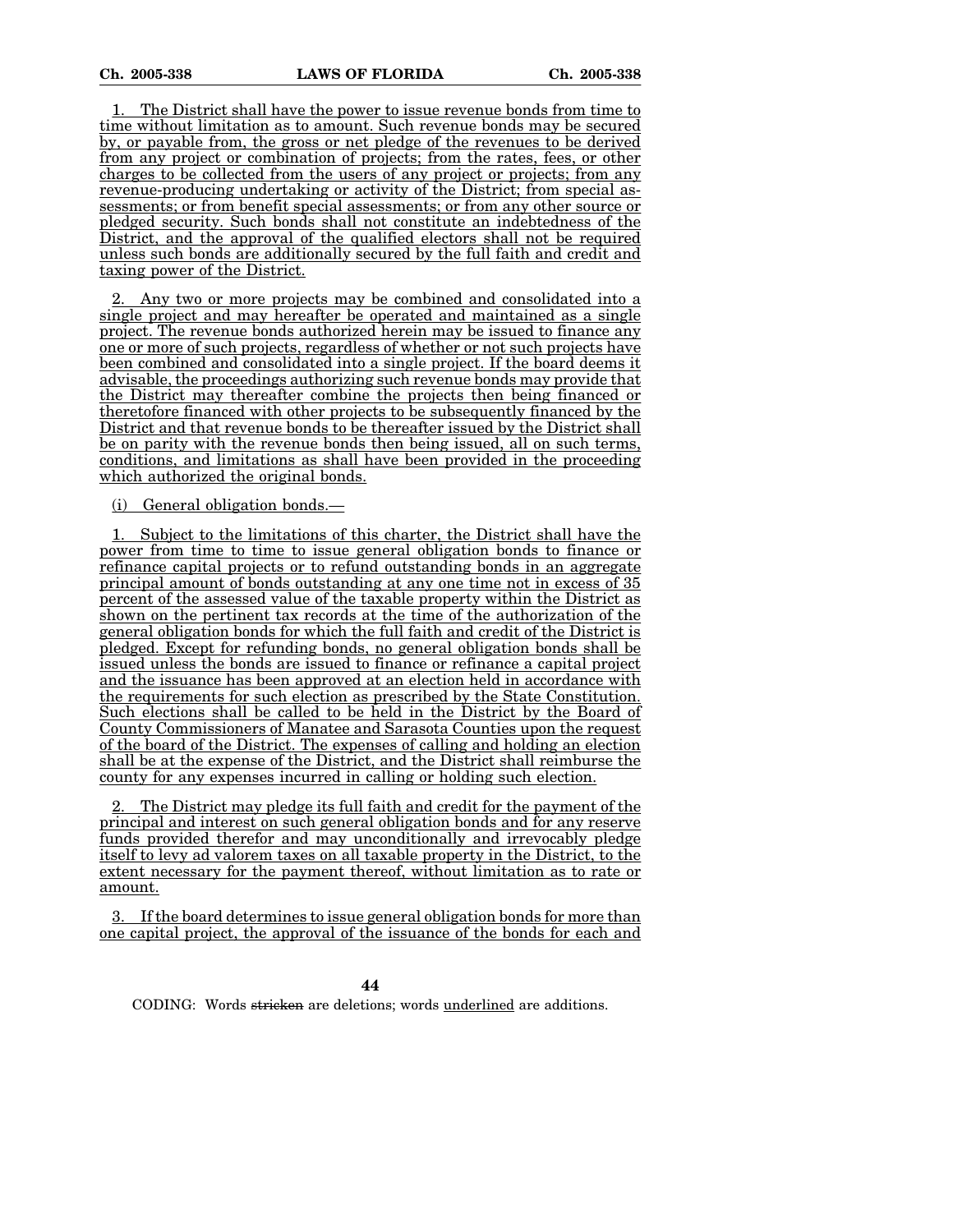1. The District shall have the power to issue revenue bonds from time to time without limitation as to amount. Such revenue bonds may be secured by, or payable from, the gross or net pledge of the revenues to be derived from any project or combination of projects; from the rates, fees, or other charges to be collected from the users of any project or projects; from any revenue-producing undertaking or activity of the District; from special assessments; or from benefit special assessments; or from any other source or pledged security. Such bonds shall not constitute an indebtedness of the District, and the approval of the qualified electors shall not be required unless such bonds are additionally secured by the full faith and credit and taxing power of the District.

2. Any two or more projects may be combined and consolidated into a single project and may hereafter be operated and maintained as a single project. The revenue bonds authorized herein may be issued to finance any one or more of such projects, regardless of whether or not such projects have been combined and consolidated into a single project. If the board deems it advisable, the proceedings authorizing such revenue bonds may provide that the District may thereafter combine the projects then being financed or theretofore financed with other projects to be subsequently financed by the District and that revenue bonds to be thereafter issued by the District shall be on parity with the revenue bonds then being issued, all on such terms, conditions, and limitations as shall have been provided in the proceeding which authorized the original bonds.

(i) General obligation bonds.—

1. Subject to the limitations of this charter, the District shall have the power from time to time to issue general obligation bonds to finance or refinance capital projects or to refund outstanding bonds in an aggregate principal amount of bonds outstanding at any one time not in excess of 35 percent of the assessed value of the taxable property within the District as shown on the pertinent tax records at the time of the authorization of the general obligation bonds for which the full faith and credit of the District is pledged. Except for refunding bonds, no general obligation bonds shall be issued unless the bonds are issued to finance or refinance a capital project and the issuance has been approved at an election held in accordance with the requirements for such election as prescribed by the State Constitution. Such elections shall be called to be held in the District by the Board of County Commissioners of Manatee and Sarasota Counties upon the request of the board of the District. The expenses of calling and holding an election shall be at the expense of the District, and the District shall reimburse the county for any expenses incurred in calling or holding such election.

2. The District may pledge its full faith and credit for the payment of the principal and interest on such general obligation bonds and for any reserve funds provided therefor and may unconditionally and irrevocably pledge itself to levy ad valorem taxes on all taxable property in the District, to the extent necessary for the payment thereof, without limitation as to rate or amount.

3. If the board determines to issue general obligation bonds for more than one capital project, the approval of the issuance of the bonds for each and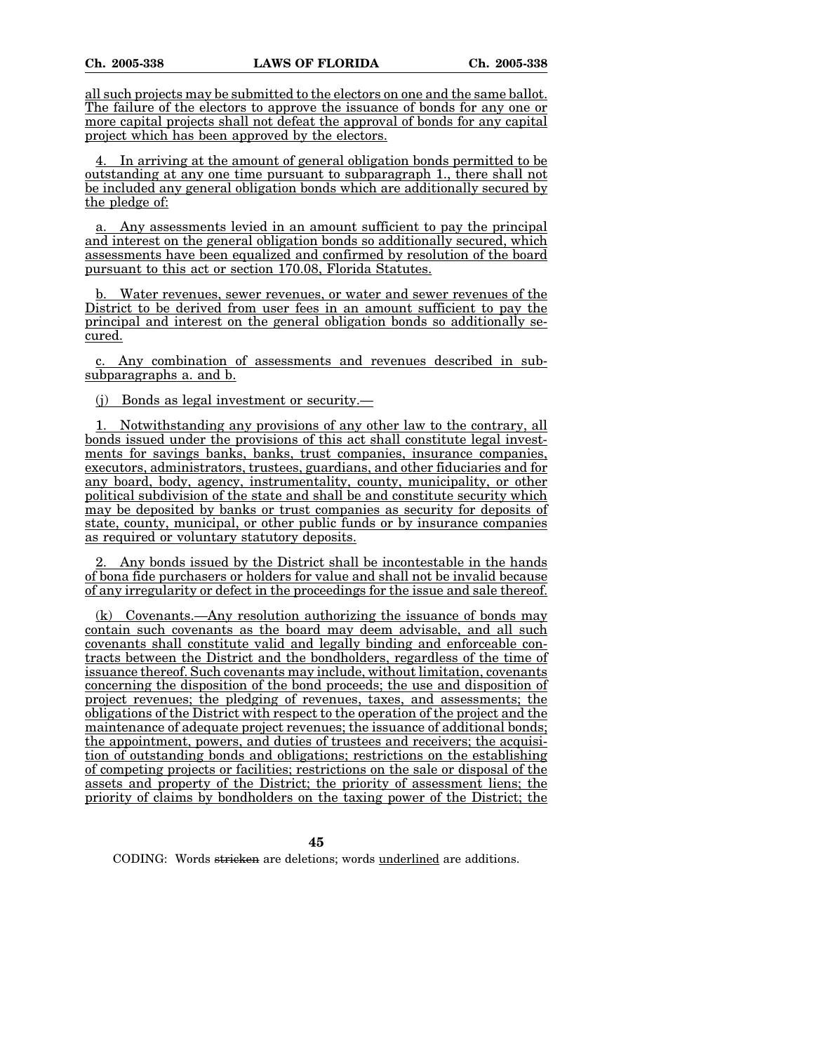all such projects may be submitted to the electors on one and the same ballot. The failure of the electors to approve the issuance of bonds for any one or more capital projects shall not defeat the approval of bonds for any capital project which has been approved by the electors.

4. In arriving at the amount of general obligation bonds permitted to be outstanding at any one time pursuant to subparagraph 1., there shall not be included any general obligation bonds which are additionally secured by the pledge of:

a. Any assessments levied in an amount sufficient to pay the principal and interest on the general obligation bonds so additionally secured, which assessments have been equalized and confirmed by resolution of the board pursuant to this act or section 170.08, Florida Statutes.

b. Water revenues, sewer revenues, or water and sewer revenues of the District to be derived from user fees in an amount sufficient to pay the principal and interest on the general obligation bonds so additionally secured.

c. Any combination of assessments and revenues described in sub-subparagraphs a. and b.

(j) Bonds as legal investment or security.—

1. Notwithstanding any provisions of any other law to the contrary, all bonds issued under the provisions of this act shall constitute legal investments for savings banks, banks, trust companies, insurance companies, executors, administrators, trustees, guardians, and other fiduciaries and for any board, body, agency, instrumentality, county, municipality, or other political subdivision of the state and shall be and constitute security which may be deposited by banks or trust companies as security for deposits of state, county, municipal, or other public funds or by insurance companies as required or voluntary statutory deposits.

2. Any bonds issued by the District shall be incontestable in the hands of bona fide purchasers or holders for value and shall not be invalid because of any irregularity or defect in the proceedings for the issue and sale thereof.

(k) Covenants.—Any resolution authorizing the issuance of bonds may contain such covenants as the board may deem advisable, and all such covenants shall constitute valid and legally binding and enforceable contracts between the District and the bondholders, regardless of the time of issuance thereof. Such covenants may include, without limitation, covenants concerning the disposition of the bond proceeds; the use and disposition of project revenues; the pledging of revenues, taxes, and assessments; the obligations of the District with respect to the operation of the project and the maintenance of adequate project revenues; the issuance of additional bonds; the appointment, powers, and duties of trustees and receivers; the acquisition of outstanding bonds and obligations; restrictions on the establishing of competing projects or facilities; restrictions on the sale or disposal of the assets and property of the District; the priority of assessment liens; the priority of claims by bondholders on the taxing power of the District; the

CODING: Words ~~stricken~~ are deletions; words underlined are additions.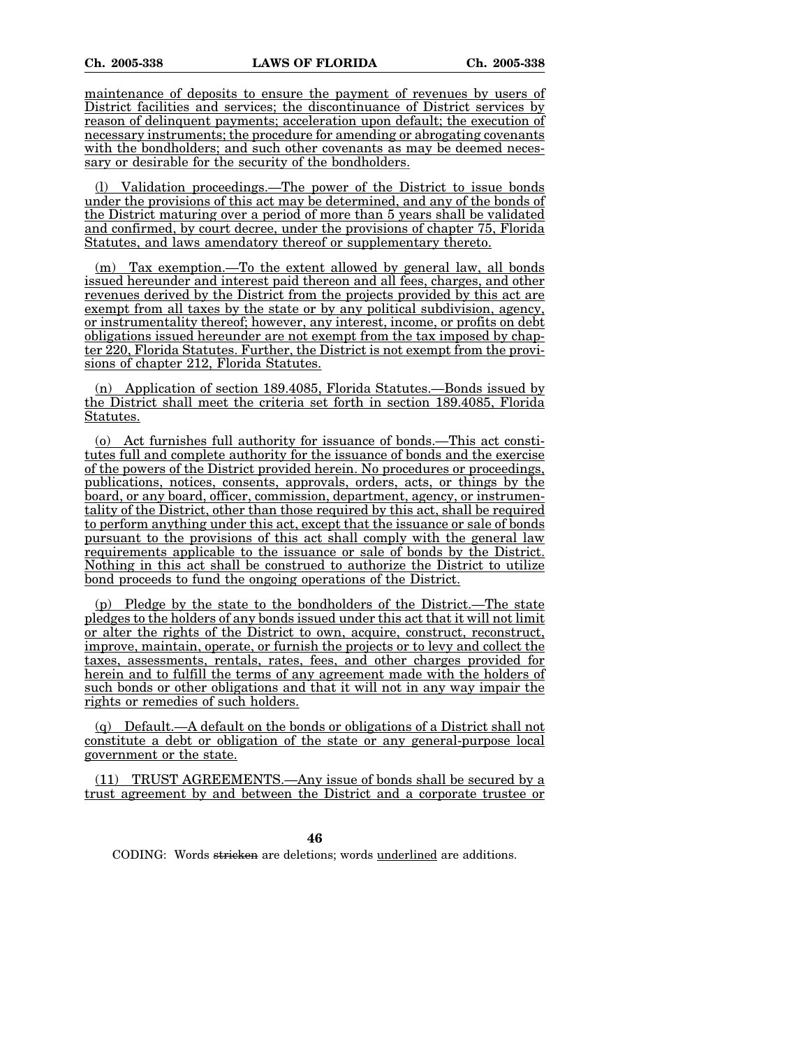maintenance of deposits to ensure the payment of revenues by users of District facilities and services; the discontinuance of District services by reason of delinquent payments; acceleration upon default; the execution of necessary instruments; the procedure for amending or abrogating covenants with the bondholders; and such other covenants as may be deemed necessary or desirable for the security of the bondholders.

(l) Validation proceedings.—The power of the District to issue bonds under the provisions of this act may be determined, and any of the bonds of the District maturing over a period of more than 5 years shall be validated and confirmed, by court decree, under the provisions of chapter 75, Florida Statutes, and laws amendatory thereof or supplementary thereto.

(m) Tax exemption.—To the extent allowed by general law, all bonds issued hereunder and interest paid thereon and all fees, charges, and other revenues derived by the District from the projects provided by this act are exempt from all taxes by the state or by any political subdivision, agency, or instrumentality thereof; however, any interest, income, or profits on debt obligations issued hereunder are not exempt from the tax imposed by chapter 220, Florida Statutes. Further, the District is not exempt from the provisions of chapter 212, Florida Statutes.

(n) Application of section 189.4085, Florida Statutes.—Bonds issued by the District shall meet the criteria set forth in section 189.4085, Florida Statutes.

(o) Act furnishes full authority for issuance of bonds.—This act constitutes full and complete authority for the issuance of bonds and the exercise of the powers of the District provided herein. No procedures or proceedings, publications, notices, consents, approvals, orders, acts, or things by the board, or any board, officer, commission, department, agency, or instrumentality of the District, other than those required by this act, shall be required to perform anything under this act, except that the issuance or sale of bonds pursuant to the provisions of this act shall comply with the general law requirements applicable to the issuance or sale of bonds by the District. Nothing in this act shall be construed to authorize the District to utilize bond proceeds to fund the ongoing operations of the District.

(p) Pledge by the state to the bondholders of the District.—The state pledges to the holders of any bonds issued under this act that it will not limit or alter the rights of the District to own, acquire, construct, reconstruct, improve, maintain, operate, or furnish the projects or to levy and collect the taxes, assessments, rentals, rates, fees, and other charges provided for herein and to fulfill the terms of any agreement made with the holders of such bonds or other obligations and that it will not in any way impair the rights or remedies of such holders.

(q) Default.—A default on the bonds or obligations of a District shall not constitute a debt or obligation of the state or any general-purpose local government or the state.

(11) TRUST AGREEMENTS.—Any issue of bonds shall be secured by a trust agreement by and between the District and a corporate trustee or

CODING: Words stricken are deletions; words underlined are additions.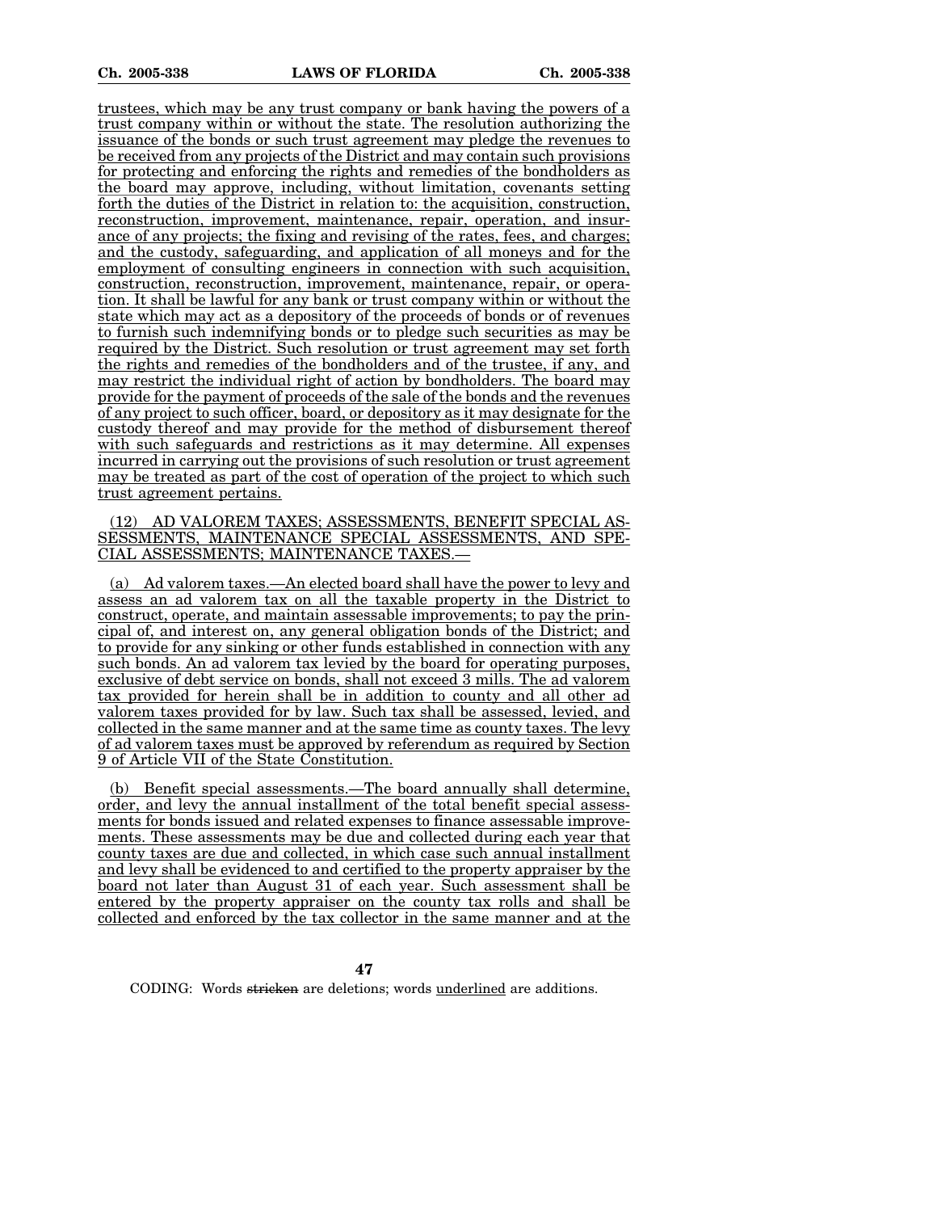trustees, which may be any trust company or bank having the powers of a trust company within or without the state. The resolution authorizing the issuance of the bonds or such trust agreement may pledge the revenues to be received from any projects of the District and may contain such provisions for protecting and enforcing the rights and remedies of the bondholders as the board may approve, including, without limitation, covenants setting forth the duties of the District in relation to: the acquisition, construction, reconstruction, improvement, maintenance, repair, operation, and insurance of any projects; the fixing and revising of the rates, fees, and charges; and the custody, safeguarding, and application of all moneys and for the employment of consulting engineers in connection with such acquisition, construction, reconstruction, improvement, maintenance, repair, or operation. It shall be lawful for any bank or trust company within or without the state which may act as a depository of the proceeds of bonds or of revenues to furnish such indemnifying bonds or to pledge such securities as may be required by the District. Such resolution or trust agreement may set forth the rights and remedies of the bondholders and of the trustee, if any, and may restrict the individual right of action by bondholders. The board may provide for the payment of proceeds of the sale of the bonds and the revenues of any project to such officer, board, or depository as it may designate for the custody thereof and may provide for the method of disbursement thereof with such safeguards and restrictions as it may determine. All expenses incurred in carrying out the provisions of such resolution or trust agreement may be treated as part of the cost of operation of the project to which such trust agreement pertains.

(12) AD VALOREM TAXES; ASSESSMENTS, BENEFIT SPECIAL ASSESSMENTS, MAINTENANCE SPECIAL ASSESSMENTS, AND SPECIAL ASSESSMENTS; MAINTENANCE TAXES.—

(a) Ad valorem taxes.—An elected board shall have the power to levy and assess an ad valorem tax on all the taxable property in the District to construct, operate, and maintain assessable improvements; to pay the principal of, and interest on, any general obligation bonds of the District; and to provide for any sinking or other funds established in connection with any such bonds. An ad valorem tax levied by the board for operating purposes, exclusive of debt service on bonds, shall not exceed 3 mills. The ad valorem tax provided for herein shall be in addition to county and all other ad valorem taxes provided for by law. Such tax shall be assessed, levied, and collected in the same manner and at the same time as county taxes. The levy of ad valorem taxes must be approved by referendum as required by Section 9 of Article VII of the State Constitution.

(b) Benefit special assessments.—The board annually shall determine, order, and levy the annual installment of the total benefit special assessments for bonds issued and related expenses to finance assessable improvements. These assessments may be due and collected during each year that county taxes are due and collected, in which case such annual installment and levy shall be evidenced to and certified to the property appraiser by the board not later than August 31 of each year. Such assessment shall be entered by the property appraiser on the county tax rolls and shall be collected and enforced by the tax collector in the same manner and at the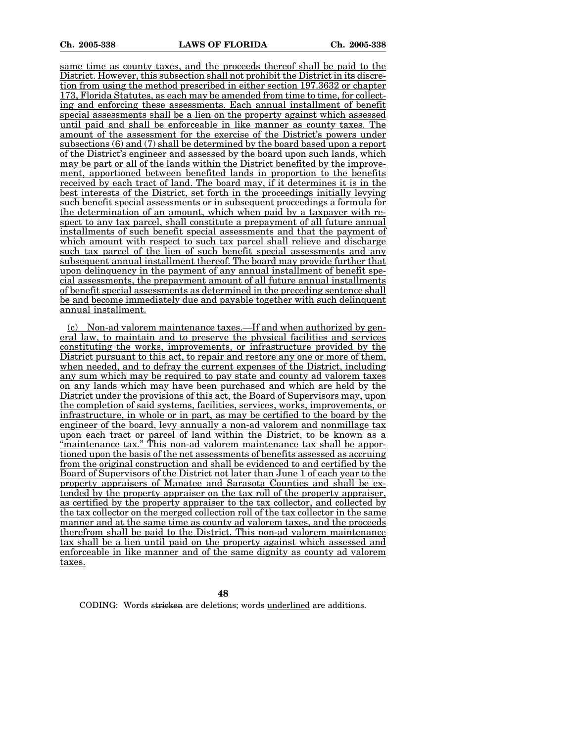same time as county taxes, and the proceeds thereof shall be paid to the District. However, this subsection shall not prohibit the District in its discretion from using the method prescribed in either section 197.3632 or chapter 173, Florida Statutes, as each may be amended from time to time, for collecting and enforcing these assessments. Each annual installment of benefit special assessments shall be a lien on the property against which assessed until paid and shall be enforceable in like manner as county taxes. The amount of the assessment for the exercise of the District's powers under subsections (6) and (7) shall be determined by the board based upon a report of the District's engineer and assessed by the board upon such lands, which may be part or all of the lands within the District benefited by the improvement, apportioned between benefited lands in proportion to the benefits received by each tract of land. The board may, if it determines it is in the best interests of the District, set forth in the proceedings initially levying such benefit special assessments or in subsequent proceedings a formula for the determination of an amount, which when paid by a taxpayer with respect to any tax parcel, shall constitute a prepayment of all future annual installments of such benefit special assessments and that the payment of which amount with respect to such tax parcel shall relieve and discharge such tax parcel of the lien of such benefit special assessments and any subsequent annual installment thereof. The board may provide further that upon delinquency in the payment of any annual installment of benefit special assessments, the prepayment amount of all future annual installments of benefit special assessments as determined in the preceding sentence shall be and become immediately due and payable together with such delinquent annual installment.

(c) Non-ad valorem maintenance taxes.—If and when authorized by general law, to maintain and to preserve the physical facilities and services constituting the works, improvements, or infrastructure provided by the District pursuant to this act, to repair and restore any one or more of them, when needed, and to defray the current expenses of the District, including any sum which may be required to pay state and county ad valorem taxes on any lands which may have been purchased and which are held by the District under the provisions of this act, the Board of Supervisors may, upon the completion of said systems, facilities, services, works, improvements, or infrastructure, in whole or in part, as may be certified to the board by the engineer of the board, levy annually a non-ad valorem and nonmillage tax upon each tract or parcel of land within the District, to be known as a "maintenance tax." This non-ad valorem maintenance tax shall be apportioned upon the basis of the net assessments of benefits assessed as accruing from the original construction and shall be evidenced to and certified by the Board of Supervisors of the District not later than June 1 of each year to the property appraisers of Manatee and Sarasota Counties and shall be extended by the property appraiser on the tax roll of the property appraiser, as certified by the property appraiser to the tax collector, and collected by the tax collector on the merged collection roll of the tax collector in the same manner and at the same time as county ad valorem taxes, and the proceeds therefrom shall be paid to the District. This non-ad valorem maintenance tax shall be a lien until paid on the property against which assessed and enforceable in like manner and of the same dignity as county ad valorem taxes.

CODING: Words stricken are deletions; words underlined are additions.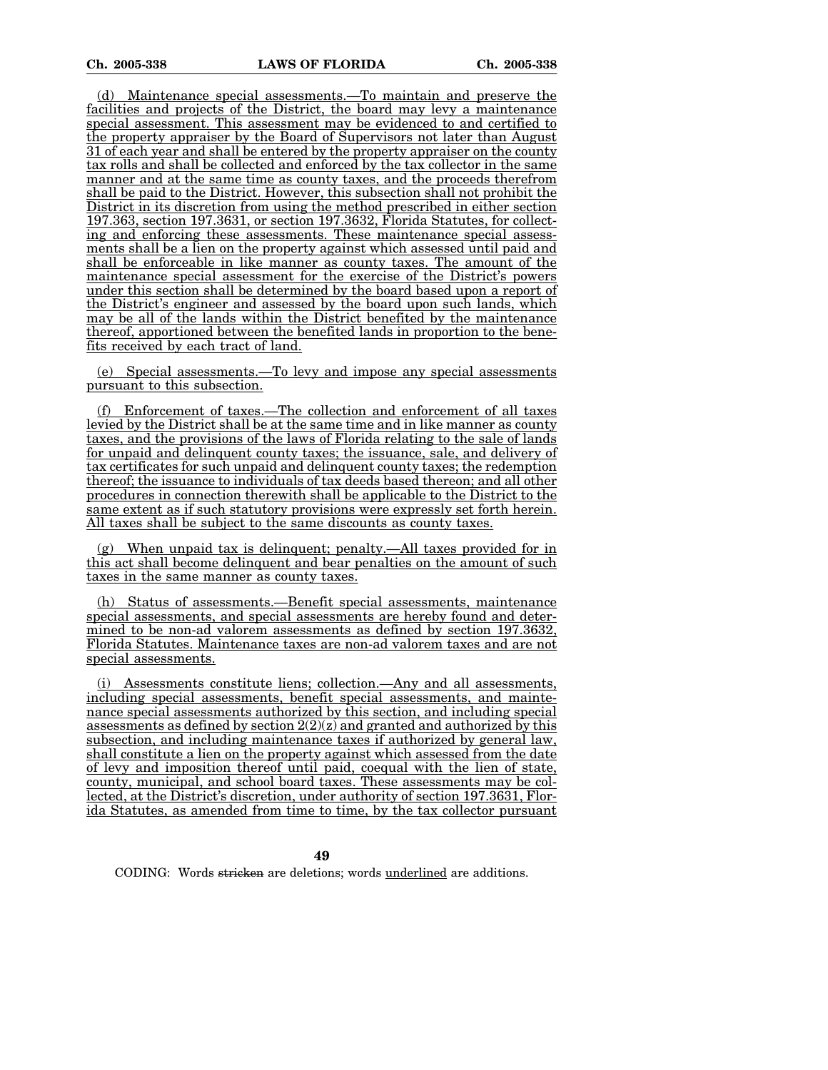(d) Maintenance special assessments.—To maintain and preserve the facilities and projects of the District, the board may levy a maintenance special assessment. This assessment may be evidenced to and certified to the property appraiser by the Board of Supervisors not later than August 31 of each year and shall be entered by the property appraiser on the county tax rolls and shall be collected and enforced by the tax collector in the same manner and at the same time as county taxes, and the proceeds therefrom shall be paid to the District. However, this subsection shall not prohibit the District in its discretion from using the method prescribed in either section 197.363, section 197.3631, or section 197.3632, Florida Statutes, for collecting and enforcing these assessments. These maintenance special assessments shall be a lien on the property against which assessed until paid and shall be enforceable in like manner as county taxes. The amount of the maintenance special assessment for the exercise of the District's powers under this section shall be determined by the board based upon a report of the District's engineer and assessed by the board upon such lands, which may be all of the lands within the District benefited by the maintenance thereof, apportioned between the benefited lands in proportion to the benefits received by each tract of land.

(e) Special assessments.—To levy and impose any special assessments pursuant to this subsection.

(f) Enforcement of taxes.—The collection and enforcement of all taxes levied by the District shall be at the same time and in like manner as county taxes, and the provisions of the laws of Florida relating to the sale of lands for unpaid and delinquent county taxes; the issuance, sale, and delivery of tax certificates for such unpaid and delinquent county taxes; the redemption thereof; the issuance to individuals of tax deeds based thereon; and all other procedures in connection therewith shall be applicable to the District to the same extent as if such statutory provisions were expressly set forth herein. All taxes shall be subject to the same discounts as county taxes.

(g) When unpaid tax is delinquent; penalty.—All taxes provided for in this act shall become delinquent and bear penalties on the amount of such taxes in the same manner as county taxes.

(h) Status of assessments.—Benefit special assessments, maintenance special assessments, and special assessments are hereby found and determined to be non-ad valorem assessments as defined by section 197.3632, Florida Statutes. Maintenance taxes are non-ad valorem taxes and are not special assessments.

(i) Assessments constitute liens; collection.—Any and all assessments, including special assessments, benefit special assessments, and maintenance special assessments authorized by this section, and including special assessments as defined by section 2(2)(z) and granted and authorized by this subsection, and including maintenance taxes if authorized by general law, shall constitute a lien on the property against which assessed from the date of levy and imposition thereof until paid, coequal with the lien of state, county, municipal, and school board taxes. These assessments may be collected, at the District's discretion, under authority of section 197.3631, Florida Statutes, as amended from time to time, by the tax collector pursuant

CODING: Words stricken are deletions; words underlined are additions.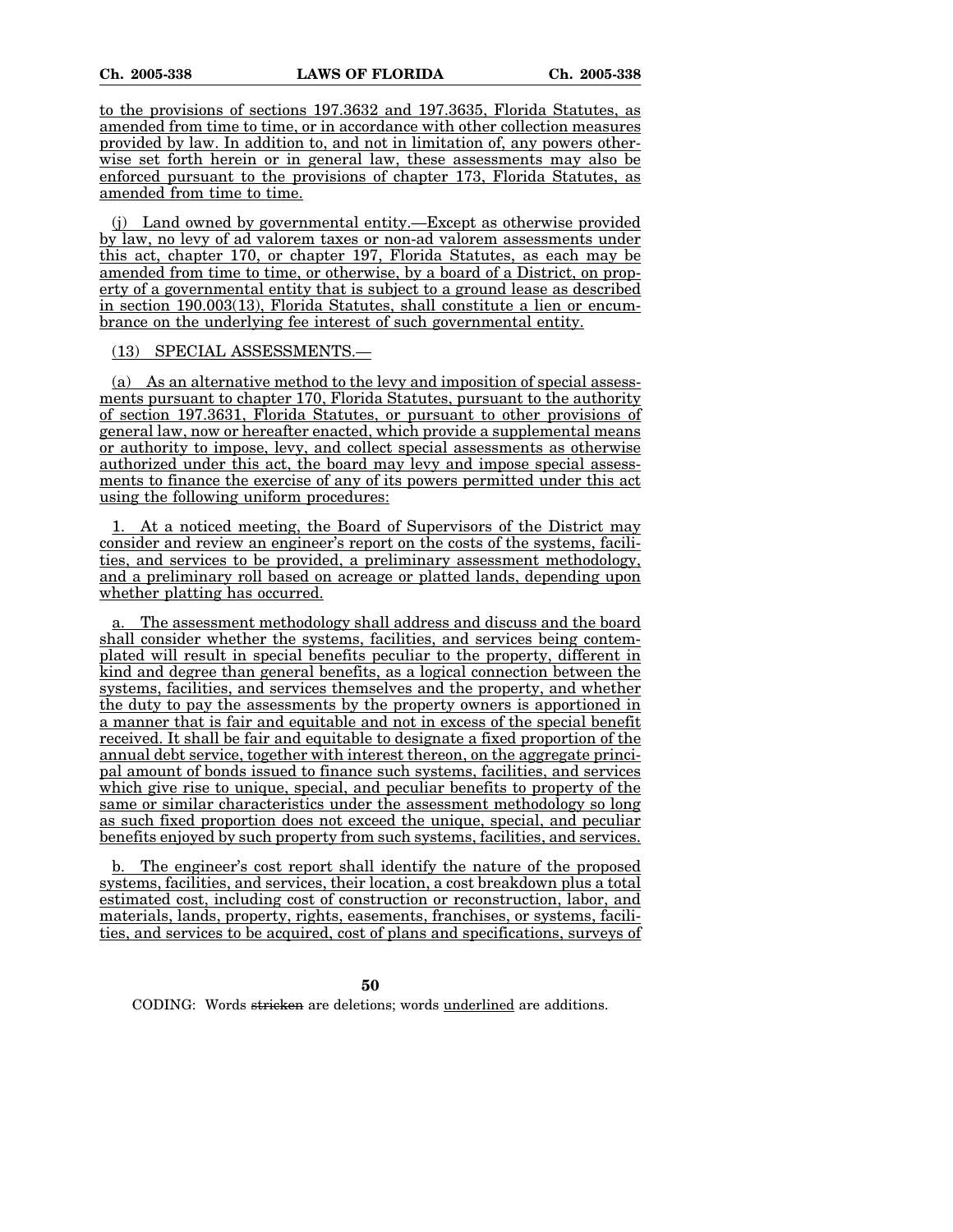to the provisions of sections 197.3632 and 197.3635, Florida Statutes, as amended from time to time, or in accordance with other collection measures provided by law. In addition to, and not in limitation of, any powers otherwise set forth herein or in general law, these assessments may also be enforced pursuant to the provisions of chapter 173, Florida Statutes, as amended from time to time.

(j) Land owned by governmental entity.—Except as otherwise provided by law, no levy of ad valorem taxes or non-ad valorem assessments under this act, chapter 170, or chapter 197, Florida Statutes, as each may be amended from time to time, or otherwise, by a board of a District, on property of a governmental entity that is subject to a ground lease as described in section 190.003(13), Florida Statutes, shall constitute a lien or encumbrance on the underlying fee interest of such governmental entity.

(13) SPECIAL ASSESSMENTS.—

(a) As an alternative method to the levy and imposition of special assessments pursuant to chapter 170, Florida Statutes, pursuant to the authority of section 197.3631, Florida Statutes, or pursuant to other provisions of general law, now or hereafter enacted, which provide a supplemental means or authority to impose, levy, and collect special assessments as otherwise authorized under this act, the board may levy and impose special assessments to finance the exercise of any of its powers permitted under this act using the following uniform procedures:

1. At a noticed meeting, the Board of Supervisors of the District may consider and review an engineer's report on the costs of the systems, facilities, and services to be provided, a preliminary assessment methodology, and a preliminary roll based on acreage or platted lands, depending upon whether platting has occurred.

a. The assessment methodology shall address and discuss and the board shall consider whether the systems, facilities, and services being contemplated will result in special benefits peculiar to the property, different in kind and degree than general benefits, as a logical connection between the systems, facilities, and services themselves and the property, and whether the duty to pay the assessments by the property owners is apportioned in a manner that is fair and equitable and not in excess of the special benefit received. It shall be fair and equitable to designate a fixed proportion of the annual debt service, together with interest thereon, on the aggregate principal amount of bonds issued to finance such systems, facilities, and services which give rise to unique, special, and peculiar benefits to property of the same or similar characteristics under the assessment methodology so long as such fixed proportion does not exceed the unique, special, and peculiar benefits enjoyed by such property from such systems, facilities, and services.

b. The engineer's cost report shall identify the nature of the proposed systems, facilities, and services, their location, a cost breakdown plus a total estimated cost, including cost of construction or reconstruction, labor, and materials, lands, property, rights, easements, franchises, or systems, facilities, and services to be acquired, cost of plans and specifications, surveys of

CODING: Words ~~stricken~~ are deletions; words underlined are additions.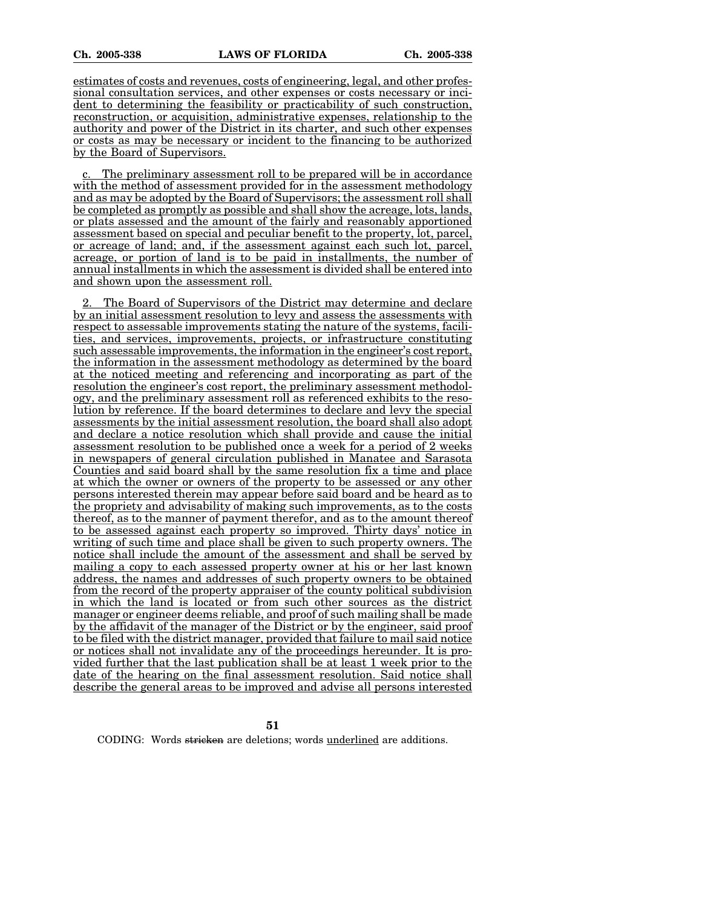estimates of costs and revenues, costs of engineering, legal, and other professional consultation services, and other expenses or costs necessary or incident to determining the feasibility or practicability of such construction, reconstruction, or acquisition, administrative expenses, relationship to the authority and power of the District in its charter, and such other expenses or costs as may be necessary or incident to the financing to be authorized by the Board of Supervisors.

c. The preliminary assessment roll to be prepared will be in accordance with the method of assessment provided for in the assessment methodology and as may be adopted by the Board of Supervisors; the assessment roll shall be completed as promptly as possible and shall show the acreage, lots, lands, or plats assessed and the amount of the fairly and reasonably apportioned assessment based on special and peculiar benefit to the property, lot, parcel, or acreage of land; and, if the assessment against each such lot, parcel, acreage, or portion of land is to be paid in installments, the number of annual installments in which the assessment is divided shall be entered into and shown upon the assessment roll.

2. The Board of Supervisors of the District may determine and declare by an initial assessment resolution to levy and assess the assessments with respect to assessable improvements stating the nature of the systems, facilities, and services, improvements, projects, or infrastructure constituting such assessable improvements, the information in the engineer's cost report, the information in the assessment methodology as determined by the board at the noticed meeting and referencing and incorporating as part of the resolution the engineer's cost report, the preliminary assessment methodology, and the preliminary assessment roll as referenced exhibits to the resolution by reference. If the board determines to declare and levy the special assessments by the initial assessment resolution, the board shall also adopt and declare a notice resolution which shall provide and cause the initial assessment resolution to be published once a week for a period of 2 weeks in newspapers of general circulation published in Manatee and Sarasota Counties and said board shall by the same resolution fix a time and place at which the owner or owners of the property to be assessed or any other persons interested therein may appear before said board and be heard as to the propriety and advisability of making such improvements, as to the costs thereof, as to the manner of payment therefor, and as to the amount thereof to be assessed against each property so improved. Thirty days' notice in writing of such time and place shall be given to such property owners. The notice shall include the amount of the assessment and shall be served by mailing a copy to each assessed property owner at his or her last known address, the names and addresses of such property owners to be obtained from the record of the property appraiser of the county political subdivision in which the land is located or from such other sources as the district manager or engineer deems reliable, and proof of such mailing shall be made by the affidavit of the manager of the District or by the engineer, said proof to be filed with the district manager, provided that failure to mail said notice or notices shall not invalidate any of the proceedings hereunder. It is provided further that the last publication shall be at least 1 week prior to the date of the hearing on the final assessment resolution. Said notice shall describe the general areas to be improved and advise all persons interested

CODING: Words stricken are deletions; words underlined are additions.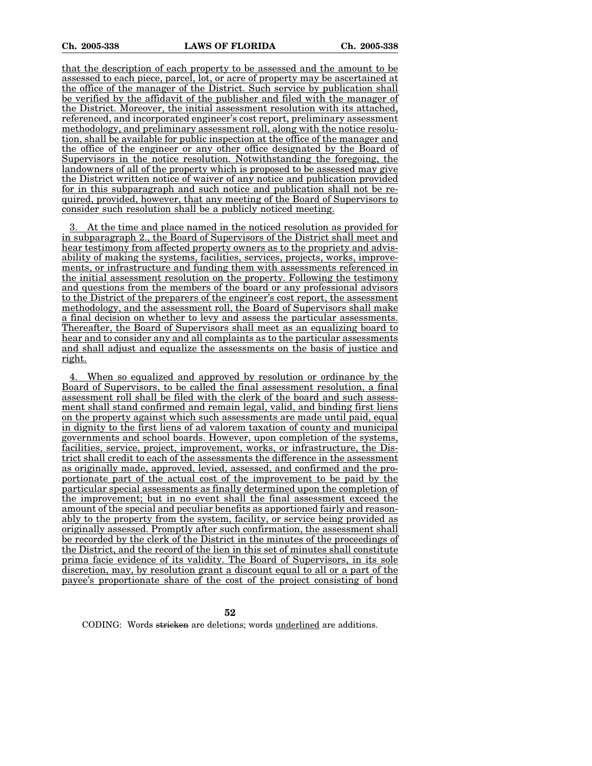that the description of each property to be assessed and the amount to be assessed to each piece, parcel, lot, or acre of property may be ascertained at the office of the manager of the District. Such service by publication shall be verified by the affidavit of the publisher and filed with the manager of the District. Moreover, the initial assessment resolution with its attached, referenced, and incorporated engineer's cost report, preliminary assessment methodology, and preliminary assessment roll, along with the notice resolution, shall be available for public inspection at the office of the manager and the office of the engineer or any other office designated by the Board of Supervisors in the notice resolution. Notwithstanding the foregoing, the landowners of all of the property which is proposed to be assessed may give the District written notice of waiver of any notice and publication provided for in this subparagraph and such notice and publication shall not be required, provided, however, that any meeting of the Board of Supervisors to consider such resolution shall be a publicly noticed meeting.

3. At the time and place named in the noticed resolution as provided for in subparagraph 2., the Board of Supervisors of the District shall meet and hear testimony from affected property owners as to the propriety and advisability of making the systems, facilities, services, projects, works, improvements, or infrastructure and funding them with assessments referenced in the initial assessment resolution on the property. Following the testimony and questions from the members of the board or any professional advisors to the District of the preparers of the engineer's cost report, the assessment methodology, and the assessment roll, the Board of Supervisors shall make a final decision on whether to levy and assess the particular assessments. Thereafter, the Board of Supervisors shall meet as an equalizing board to hear and to consider any and all complaints as to the particular assessments and shall adjust and equalize the assessments on the basis of justice and right.

4. When so equalized and approved by resolution or ordinance by the Board of Supervisors, to be called the final assessment resolution, a final assessment roll shall be filed with the clerk of the board and such assessment shall stand confirmed and remain legal, valid, and binding first liens on the property against which such assessments are made until paid, equal in dignity to the first liens of ad valorem taxation of county and municipal governments and school boards. However, upon completion of the systems, facilities, service, project, improvement, works, or infrastructure, the District shall credit to each of the assessments the difference in the assessment as originally made, approved, levied, assessed, and confirmed and the proportionate part of the actual cost of the improvement to be paid by the particular special assessments as finally determined upon the completion of the improvement; but in no event shall the final assessment exceed the amount of the special and peculiar benefits as apportioned fairly and reasonably to the property from the system, facility, or service being provided as originally assessed. Promptly after such confirmation, the assessment shall be recorded by the clerk of the District in the minutes of the proceedings of the District, and the record of the lien in this set of minutes shall constitute prima facie evidence of its validity. The Board of Supervisors, in its sole discretion, may, by resolution grant a discount equal to all or a part of the payee's proportionate share of the cost of the project consisting of bond

CODING: Words ~~stricken~~ are deletions; words underlined are additions.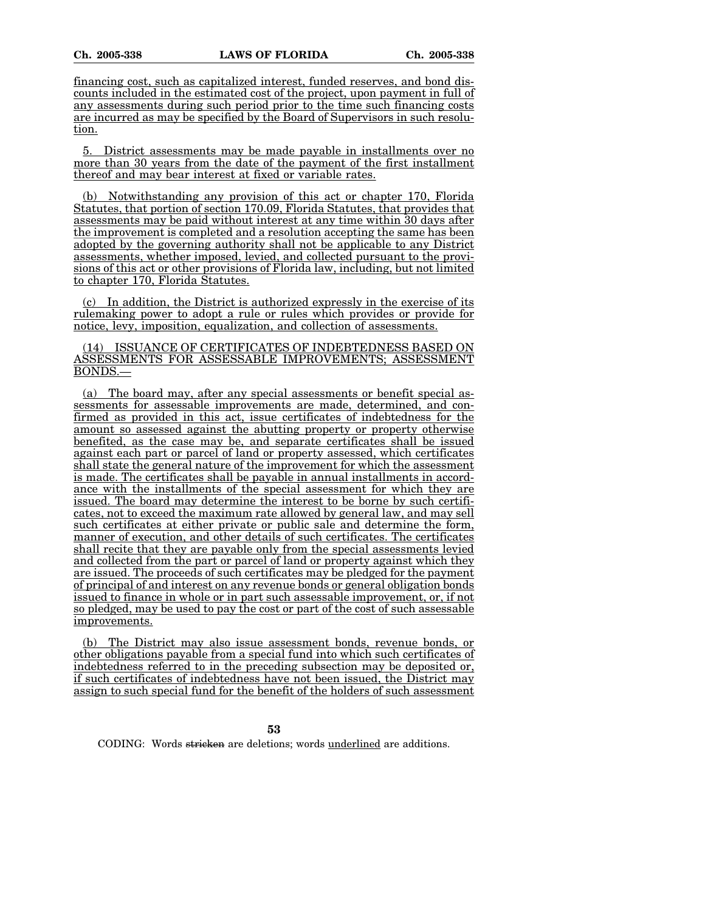financing cost, such as capitalized interest, funded reserves, and bond discounts included in the estimated cost of the project, upon payment in full of any assessments during such period prior to the time such financing costs are incurred as may be specified by the Board of Supervisors in such resolution.

5. District assessments may be made payable in installments over no more than 30 years from the date of the payment of the first installment thereof and may bear interest at fixed or variable rates.

(b) Notwithstanding any provision of this act or chapter 170, Florida Statutes, that portion of section 170.09, Florida Statutes, that provides that assessments may be paid without interest at any time within 30 days after the improvement is completed and a resolution accepting the same has been adopted by the governing authority shall not be applicable to any District assessments, whether imposed, levied, and collected pursuant to the provisions of this act or other provisions of Florida law, including, but not limited to chapter 170, Florida Statutes.

(c) In addition, the District is authorized expressly in the exercise of its rulemaking power to adopt a rule or rules which provides or provide for notice, levy, imposition, equalization, and collection of assessments.

(14) ISSUANCE OF CERTIFICATES OF INDEBTEDNESS BASED ON ASSESSMENTS FOR ASSESSABLE IMPROVEMENTS; ASSESSMENT BONDS.—

(a) The board may, after any special assessments or benefit special assessments for assessable improvements are made, determined, and confirmed as provided in this act, issue certificates of indebtedness for the amount so assessed against the abutting property or property otherwise benefited, as the case may be, and separate certificates shall be issued against each part or parcel of land or property assessed, which certificates shall state the general nature of the improvement for which the assessment is made. The certificates shall be payable in annual installments in accordance with the installments of the special assessment for which they are issued. The board may determine the interest to be borne by such certificates, not to exceed the maximum rate allowed by general law, and may sell such certificates at either private or public sale and determine the form, manner of execution, and other details of such certificates. The certificates shall recite that they are payable only from the special assessments levied and collected from the part or parcel of land or property against which they are issued. The proceeds of such certificates may be pledged for the payment of principal of and interest on any revenue bonds or general obligation bonds issued to finance in whole or in part such assessable improvement, or, if not so pledged, may be used to pay the cost or part of the cost of such assessable improvements.

(b) The District may also issue assessment bonds, revenue bonds, or other obligations payable from a special fund into which such certificates of indebtedness referred to in the preceding subsection may be deposited or, if such certificates of indebtedness have not been issued, the District may assign to such special fund for the benefit of the holders of such assessment

CODING: Words ~~stricken~~ are deletions; words underlined are additions.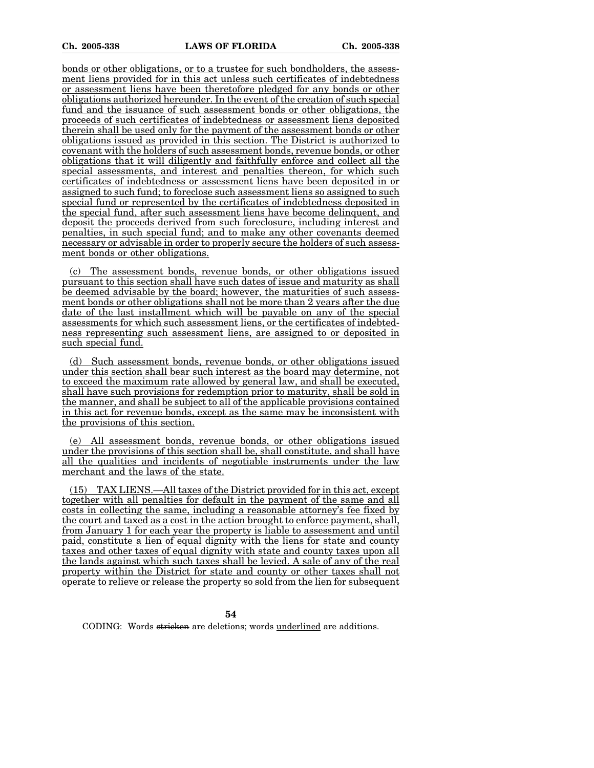bonds or other obligations, or to a trustee for such bondholders, the assessment liens provided for in this act unless such certificates of indebtedness or assessment liens have been theretofore pledged for any bonds or other obligations authorized hereunder. In the event of the creation of such special fund and the issuance of such assessment bonds or other obligations, the proceeds of such certificates of indebtedness or assessment liens deposited therein shall be used only for the payment of the assessment bonds or other obligations issued as provided in this section. The District is authorized to covenant with the holders of such assessment bonds, revenue bonds, or other obligations that it will diligently and faithfully enforce and collect all the special assessments, and interest and penalties thereon, for which such certificates of indebtedness or assessment liens have been deposited in or assigned to such fund; to foreclose such assessment liens so assigned to such special fund or represented by the certificates of indebtedness deposited in the special fund, after such assessment liens have become delinquent, and deposit the proceeds derived from such foreclosure, including interest and penalties, in such special fund; and to make any other covenants deemed necessary or advisable in order to properly secure the holders of such assessment bonds or other obligations.

(c) The assessment bonds, revenue bonds, or other obligations issued pursuant to this section shall have such dates of issue and maturity as shall be deemed advisable by the board; however, the maturities of such assessment bonds or other obligations shall not be more than 2 years after the due date of the last installment which will be payable on any of the special assessments for which such assessment liens, or the certificates of indebtedness representing such assessment liens, are assigned to or deposited in such special fund.

(d) Such assessment bonds, revenue bonds, or other obligations issued under this section shall bear such interest as the board may determine, not to exceed the maximum rate allowed by general law, and shall be executed, shall have such provisions for redemption prior to maturity, shall be sold in the manner, and shall be subject to all of the applicable provisions contained in this act for revenue bonds, except as the same may be inconsistent with the provisions of this section.

(e) All assessment bonds, revenue bonds, or other obligations issued under the provisions of this section shall be, shall constitute, and shall have all the qualities and incidents of negotiable instruments under the law merchant and the laws of the state.

(15) TAX LIENS.—All taxes of the District provided for in this act, except together with all penalties for default in the payment of the same and all costs in collecting the same, including a reasonable attorney's fee fixed by the court and taxed as a cost in the action brought to enforce payment, shall, from January 1 for each year the property is liable to assessment and until paid, constitute a lien of equal dignity with the liens for state and county taxes and other taxes of equal dignity with state and county taxes upon all the lands against which such taxes shall be levied. A sale of any of the real property within the District for state and county or other taxes shall not operate to relieve or release the property so sold from the lien for subsequent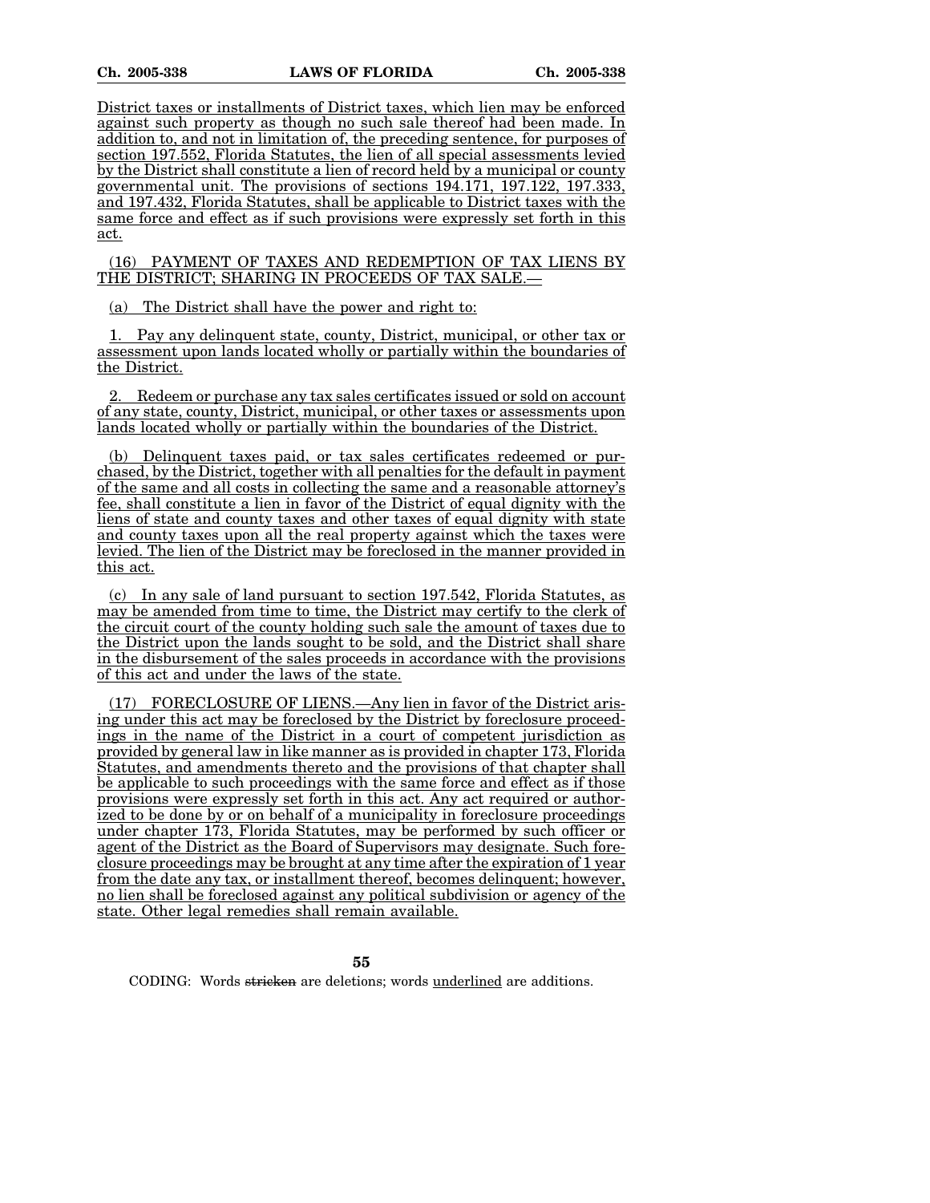District taxes or installments of District taxes, which lien may be enforced against such property as though no such sale thereof had been made. In addition to, and not in limitation of, the preceding sentence, for purposes of section 197.552, Florida Statutes, the lien of all special assessments levied by the District shall constitute a lien of record held by a municipal or county governmental unit. The provisions of sections 194.171, 197.122, 197.333, and 197.432, Florida Statutes, shall be applicable to District taxes with the same force and effect as if such provisions were expressly set forth in this act.

(16) PAYMENT OF TAXES AND REDEMPTION OF TAX LIENS BY THE DISTRICT; SHARING IN PROCEEDS OF TAX SALE.—

(a) The District shall have the power and right to:

1. Pay any delinquent state, county, District, municipal, or other tax or assessment upon lands located wholly or partially within the boundaries of the District.

2. Redeem or purchase any tax sales certificates issued or sold on account of any state, county, District, municipal, or other taxes or assessments upon lands located wholly or partially within the boundaries of the District.

(b) Delinquent taxes paid, or tax sales certificates redeemed or purchased, by the District, together with all penalties for the default in payment of the same and all costs in collecting the same and a reasonable attorney's fee, shall constitute a lien in favor of the District of equal dignity with the liens of state and county taxes and other taxes of equal dignity with state and county taxes upon all the real property against which the taxes were levied. The lien of the District may be foreclosed in the manner provided in this act.

(c) In any sale of land pursuant to section 197.542, Florida Statutes, as may be amended from time to time, the District may certify to the clerk of the circuit court of the county holding such sale the amount of taxes due to the District upon the lands sought to be sold, and the District shall share in the disbursement of the sales proceeds in accordance with the provisions of this act and under the laws of the state.

(17) FORECLOSURE OF LIENS.—Any lien in favor of the District arising under this act may be foreclosed by the District by foreclosure proceedings in the name of the District in a court of competent jurisdiction as provided by general law in like manner as is provided in chapter 173, Florida Statutes, and amendments thereto and the provisions of that chapter shall be applicable to such proceedings with the same force and effect as if those provisions were expressly set forth in this act. Any act required or authorized to be done by or on behalf of a municipality in foreclosure proceedings under chapter 173, Florida Statutes, may be performed by such officer or agent of the District as the Board of Supervisors may designate. Such foreclosure proceedings may be brought at any time after the expiration of 1 year from the date any tax, or installment thereof, becomes delinquent; however, no lien shall be foreclosed against any political subdivision or agency of the state. Other legal remedies shall remain available.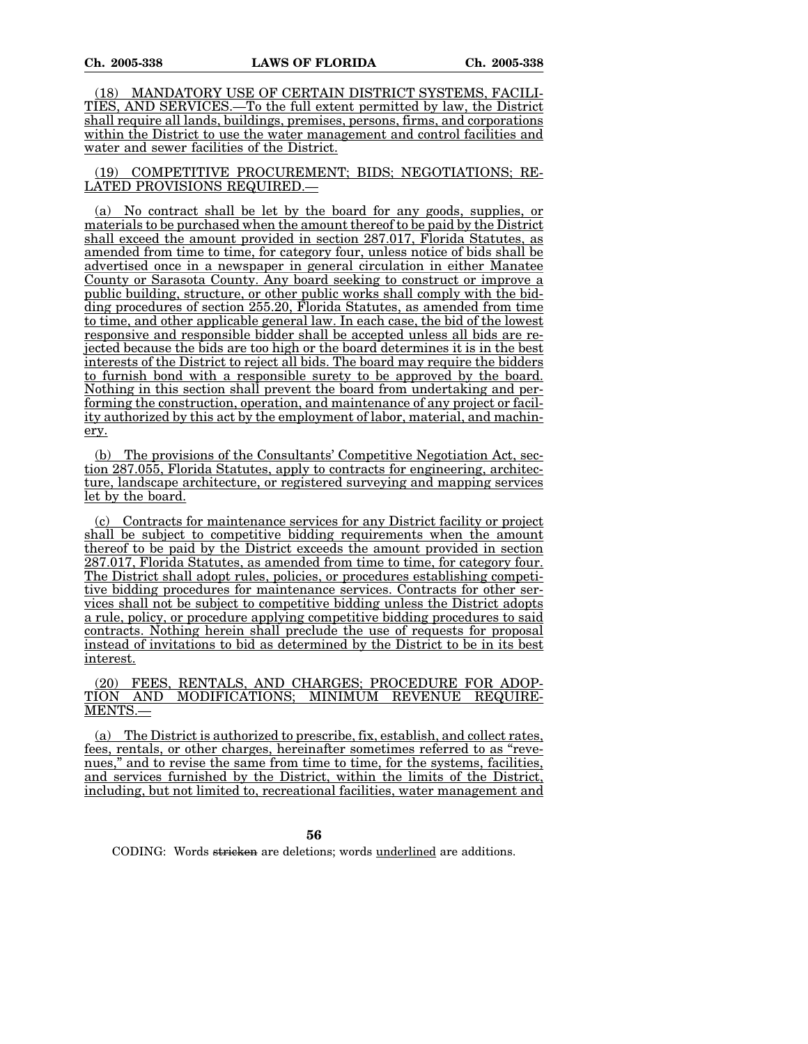(18) MANDATORY USE OF CERTAIN DISTRICT SYSTEMS, FACILITIES, AND SERVICES.—To the full extent permitted by law, the District shall require all lands, buildings, premises, persons, firms, and corporations within the District to use the water management and control facilities and water and sewer facilities of the District.

(19) COMPETITIVE PROCUREMENT; BIDS; NEGOTIATIONS; RELATED PROVISIONS REQUIRED.—

(a) No contract shall be let by the board for any goods, supplies, or materials to be purchased when the amount thereof to be paid by the District shall exceed the amount provided in section 287.017, Florida Statutes, as amended from time to time, for category four, unless notice of bids shall be advertised once in a newspaper in general circulation in either Manatee County or Sarasota County. Any board seeking to construct or improve a public building, structure, or other public works shall comply with the bidding procedures of section 255.20, Florida Statutes, as amended from time to time, and other applicable general law. In each case, the bid of the lowest responsive and responsible bidder shall be accepted unless all bids are rejected because the bids are too high or the board determines it is in the best interests of the District to reject all bids. The board may require the bidders to furnish bond with a responsible surety to be approved by the board. Nothing in this section shall prevent the board from undertaking and performing the construction, operation, and maintenance of any project or facility authorized by this act by the employment of labor, material, and machinery.

(b) The provisions of the Consultants' Competitive Negotiation Act, section 287.055, Florida Statutes, apply to contracts for engineering, architecture, landscape architecture, or registered surveying and mapping services let by the board.

(c) Contracts for maintenance services for any District facility or project shall be subject to competitive bidding requirements when the amount thereof to be paid by the District exceeds the amount provided in section 287.017, Florida Statutes, as amended from time to time, for category four. The District shall adopt rules, policies, or procedures establishing competitive bidding procedures for maintenance services. Contracts for other services shall not be subject to competitive bidding unless the District adopts a rule, policy, or procedure applying competitive bidding procedures to said contracts. Nothing herein shall preclude the use of requests for proposal instead of invitations to bid as determined by the District to be in its best interest.

(20) FEES, RENTALS, AND CHARGES; PROCEDURE FOR ADOPTION AND MODIFICATIONS; MINIMUM REVENUE REQUIREMENTS.—

(a) The District is authorized to prescribe, fix, establish, and collect rates, fees, rentals, or other charges, hereinafter sometimes referred to as "revenues," and to revise the same from time to time, for the systems, facilities, and services furnished by the District, within the limits of the District, including, but not limited to, recreational facilities, water management and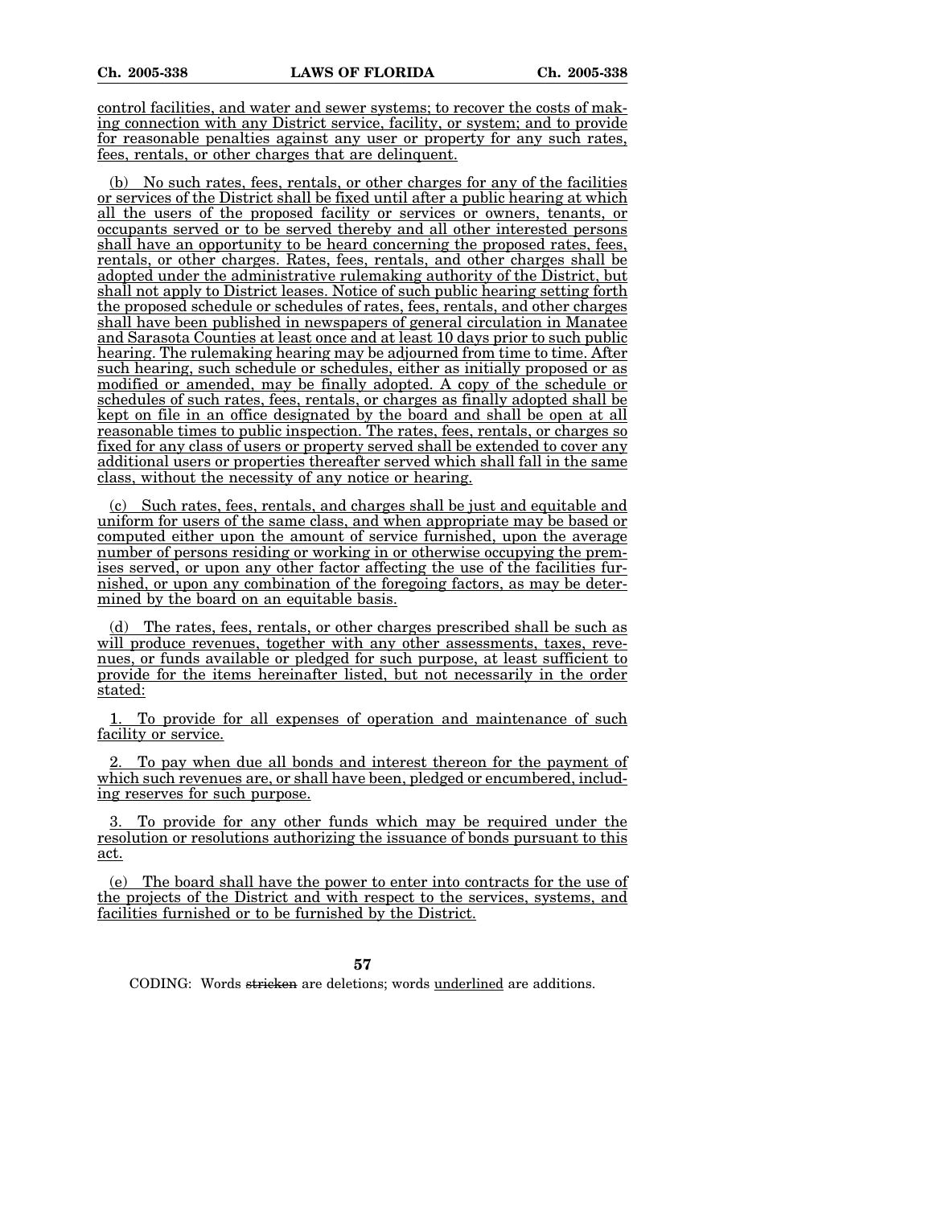control facilities, and water and sewer systems; to recover the costs of making connection with any District service, facility, or system; and to provide for reasonable penalties against any user or property for any such rates, fees, rentals, or other charges that are delinquent.

(b) No such rates, fees, rentals, or other charges for any of the facilities or services of the District shall be fixed until after a public hearing at which all the users of the proposed facility or services or owners, tenants, or occupants served or to be served thereby and all other interested persons shall have an opportunity to be heard concerning the proposed rates, fees, rentals, or other charges. Rates, fees, rentals, and other charges shall be adopted under the administrative rulemaking authority of the District, but shall not apply to District leases. Notice of such public hearing setting forth the proposed schedule or schedules of rates, fees, rentals, and other charges shall have been published in newspapers of general circulation in Manatee and Sarasota Counties at least once and at least 10 days prior to such public hearing. The rulemaking hearing may be adjourned from time to time. After such hearing, such schedule or schedules, either as initially proposed or as modified or amended, may be finally adopted. A copy of the schedule or schedules of such rates, fees, rentals, or charges as finally adopted shall be kept on file in an office designated by the board and shall be open at all reasonable times to public inspection. The rates, fees, rentals, or charges so fixed for any class of users or property served shall be extended to cover any additional users or properties thereafter served which shall fall in the same class, without the necessity of any notice or hearing.

(c) Such rates, fees, rentals, and charges shall be just and equitable and uniform for users of the same class, and when appropriate may be based or computed either upon the amount of service furnished, upon the average number of persons residing or working in or otherwise occupying the premises served, or upon any other factor affecting the use of the facilities furnished, or upon any combination of the foregoing factors, as may be determined by the board on an equitable basis.

(d) The rates, fees, rentals, or other charges prescribed shall be such as will produce revenues, together with any other assessments, taxes, revenues, or funds available or pledged for such purpose, at least sufficient to provide for the items hereinafter listed, but not necessarily in the order stated:

1. To provide for all expenses of operation and maintenance of such facility or service.

2. To pay when due all bonds and interest thereon for the payment of which such revenues are, or shall have been, pledged or encumbered, including reserves for such purpose.

3. To provide for any other funds which may be required under the resolution or resolutions authorizing the issuance of bonds pursuant to this act.

(e) The board shall have the power to enter into contracts for the use of the projects of the District and with respect to the services, systems, and facilities furnished or to be furnished by the District.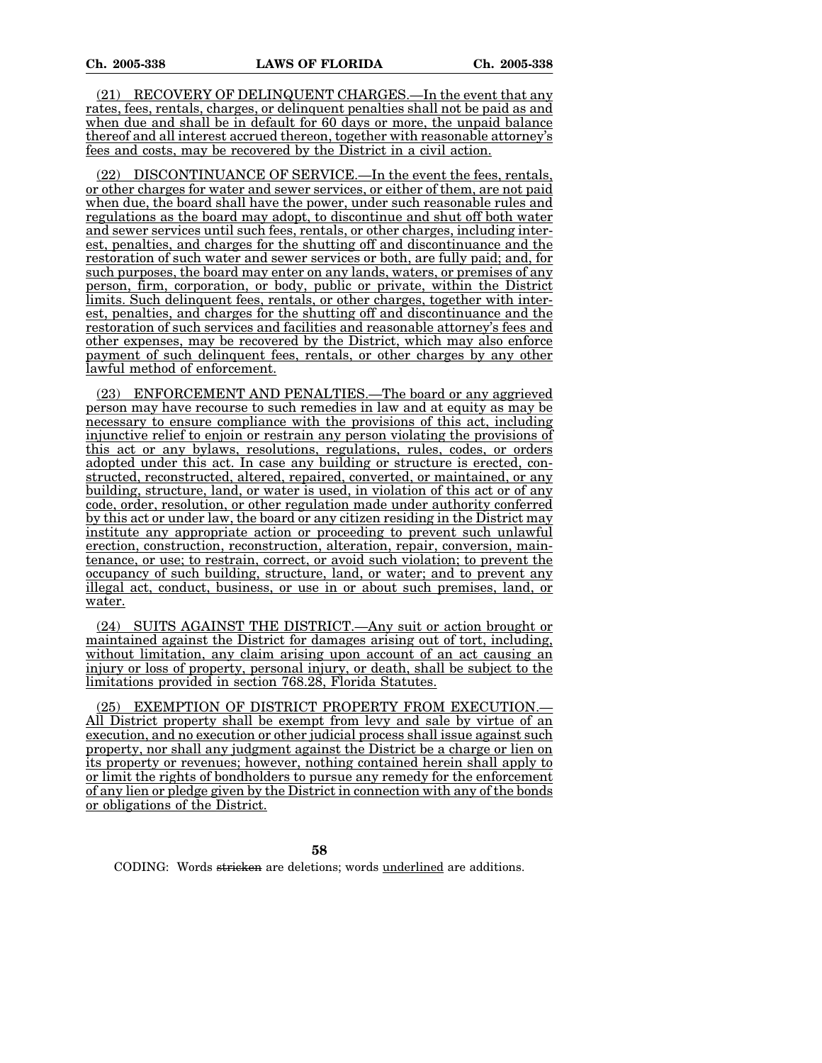(21) RECOVERY OF DELINQUENT CHARGES.—In the event that any rates, fees, rentals, charges, or delinquent penalties shall not be paid as and when due and shall be in default for 60 days or more, the unpaid balance thereof and all interest accrued thereon, together with reasonable attorney's fees and costs, may be recovered by the District in a civil action.

(22) DISCONTINUANCE OF SERVICE.—In the event the fees, rentals, or other charges for water and sewer services, or either of them, are not paid when due, the board shall have the power, under such reasonable rules and regulations as the board may adopt, to discontinue and shut off both water and sewer services until such fees, rentals, or other charges, including interest, penalties, and charges for the shutting off and discontinuance and the restoration of such water and sewer services or both, are fully paid; and, for such purposes, the board may enter on any lands, waters, or premises of any person, firm, corporation, or body, public or private, within the District limits. Such delinquent fees, rentals, or other charges, together with interest, penalties, and charges for the shutting off and discontinuance and the restoration of such services and facilities and reasonable attorney's fees and other expenses, may be recovered by the District, which may also enforce payment of such delinquent fees, rentals, or other charges by any other lawful method of enforcement.

(23) ENFORCEMENT AND PENALTIES.—The board or any aggrieved person may have recourse to such remedies in law and at equity as may be necessary to ensure compliance with the provisions of this act, including injunctive relief to enjoin or restrain any person violating the provisions of this act or any bylaws, resolutions, regulations, rules, codes, or orders adopted under this act. In case any building or structure is erected, constructed, reconstructed, altered, repaired, converted, or maintained, or any building, structure, land, or water is used, in violation of this act or of any code, order, resolution, or other regulation made under authority conferred by this act or under law, the board or any citizen residing in the District may institute any appropriate action or proceeding to prevent such unlawful erection, construction, reconstruction, alteration, repair, conversion, maintenance, or use; to restrain, correct, or avoid such violation; to prevent the occupancy of such building, structure, land, or water; and to prevent any illegal act, conduct, business, or use in or about such premises, land, or water.

(24) SUITS AGAINST THE DISTRICT.—Any suit or action brought or maintained against the District for damages arising out of tort, including, without limitation, any claim arising upon account of an act causing an injury or loss of property, personal injury, or death, shall be subject to the limitations provided in section 768.28, Florida Statutes.

(25) EXEMPTION OF DISTRICT PROPERTY FROM EXECUTION.—All District property shall be exempt from levy and sale by virtue of an execution, and no execution or other judicial process shall issue against such property, nor shall any judgment against the District be a charge or lien on its property or revenues; however, nothing contained herein shall apply to or limit the rights of bondholders to pursue any remedy for the enforcement of any lien or pledge given by the District in connection with any of the bonds or obligations of the District.

CODING: Words ~~stricken~~ are deletions; words underlined are additions.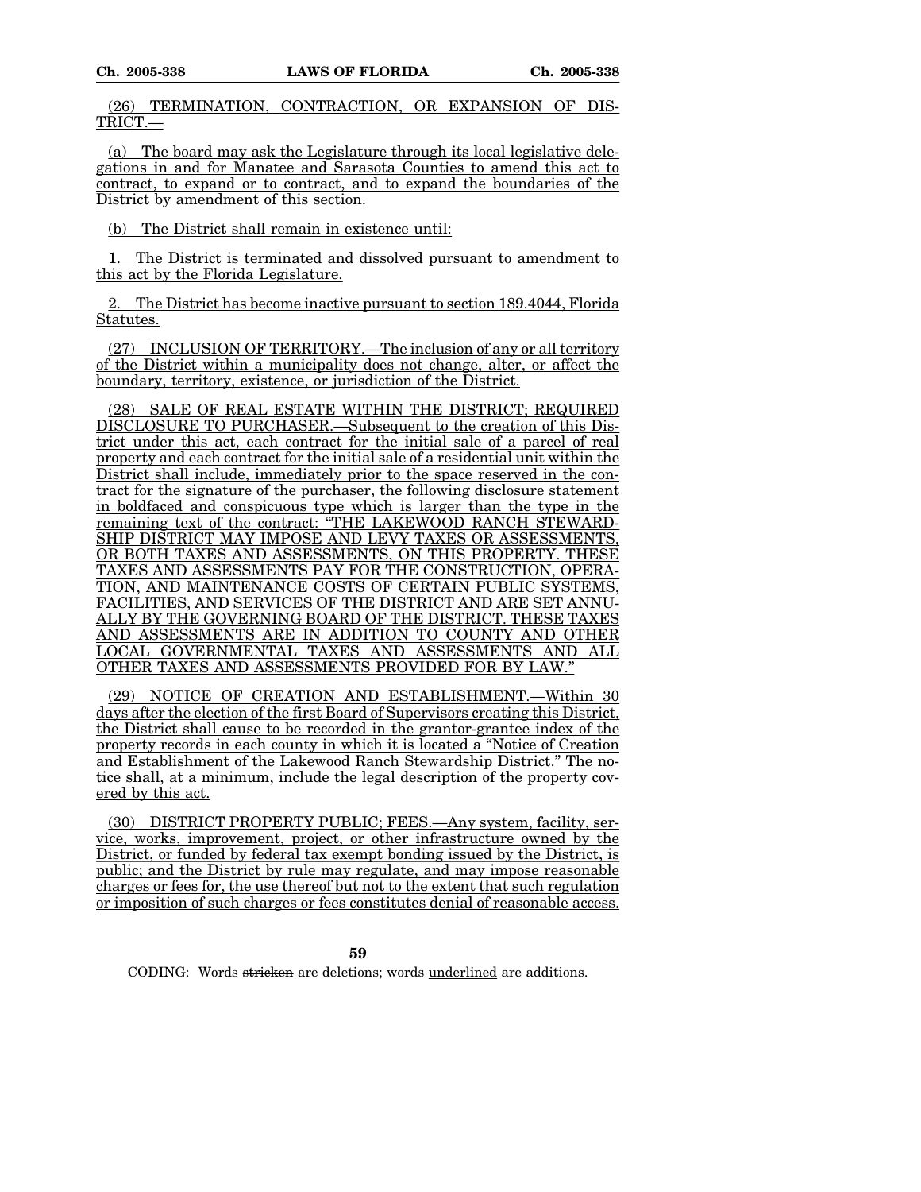(26) TERMINATION, CONTRACTION, OR EXPANSION OF DISTRICT.—

(a) The board may ask the Legislature through its local legislative delegations in and for Manatee and Sarasota Counties to amend this act to contract, to expand or to contract, and to expand the boundaries of the District by amendment of this section.

(b) The District shall remain in existence until:

1. The District is terminated and dissolved pursuant to amendment to this act by the Florida Legislature.

2. The District has become inactive pursuant to section 189.4044, Florida Statutes.

(27) INCLUSION OF TERRITORY.—The inclusion of any or all territory of the District within a municipality does not change, alter, or affect the boundary, territory, existence, or jurisdiction of the District.

(28) SALE OF REAL ESTATE WITHIN THE DISTRICT; REQUIRED DISCLOSURE TO PURCHASER.—Subsequent to the creation of this District under this act, each contract for the initial sale of a parcel of real property and each contract for the initial sale of a residential unit within the District shall include, immediately prior to the space reserved in the contract for the signature of the purchaser, the following disclosure statement in boldfaced and conspicuous type which is larger than the type in the remaining text of the contract: "THE LAKEWOOD RANCH STEWARDSHIP DISTRICT MAY IMPOSE AND LEVY TAXES OR ASSESSMENTS, OR BOTH TAXES AND ASSESSMENTS, ON THIS PROPERTY. THESE TAXES AND ASSESSMENTS PAY FOR THE CONSTRUCTION, OPERATION, AND MAINTENANCE COSTS OF CERTAIN PUBLIC SYSTEMS, FACILITIES, AND SERVICES OF THE DISTRICT AND ARE SET ANNUALLY BY THE GOVERNING BOARD OF THE DISTRICT. THESE TAXES AND ASSESSMENTS ARE IN ADDITION TO COUNTY AND OTHER LOCAL GOVERNMENTAL TAXES AND ASSESSMENTS AND ALL OTHER TAXES AND ASSESSMENTS PROVIDED FOR BY LAW."

(29) NOTICE OF CREATION AND ESTABLISHMENT.—Within 30 days after the election of the first Board of Supervisors creating this District, the District shall cause to be recorded in the grantor-grantee index of the property records in each county in which it is located a "Notice of Creation and Establishment of the Lakewood Ranch Stewardship District." The notice shall, at a minimum, include the legal description of the property covered by this act.

(30) DISTRICT PROPERTY PUBLIC; FEES.—Any system, facility, service, works, improvement, project, or other infrastructure owned by the District, or funded by federal tax exempt bonding issued by the District, is public; and the District by rule may regulate, and may impose reasonable charges or fees for, the use thereof but not to the extent that such regulation or imposition of such charges or fees constitutes denial of reasonable access.

CODING: Words ~~stricken~~ are deletions; words underlined are additions.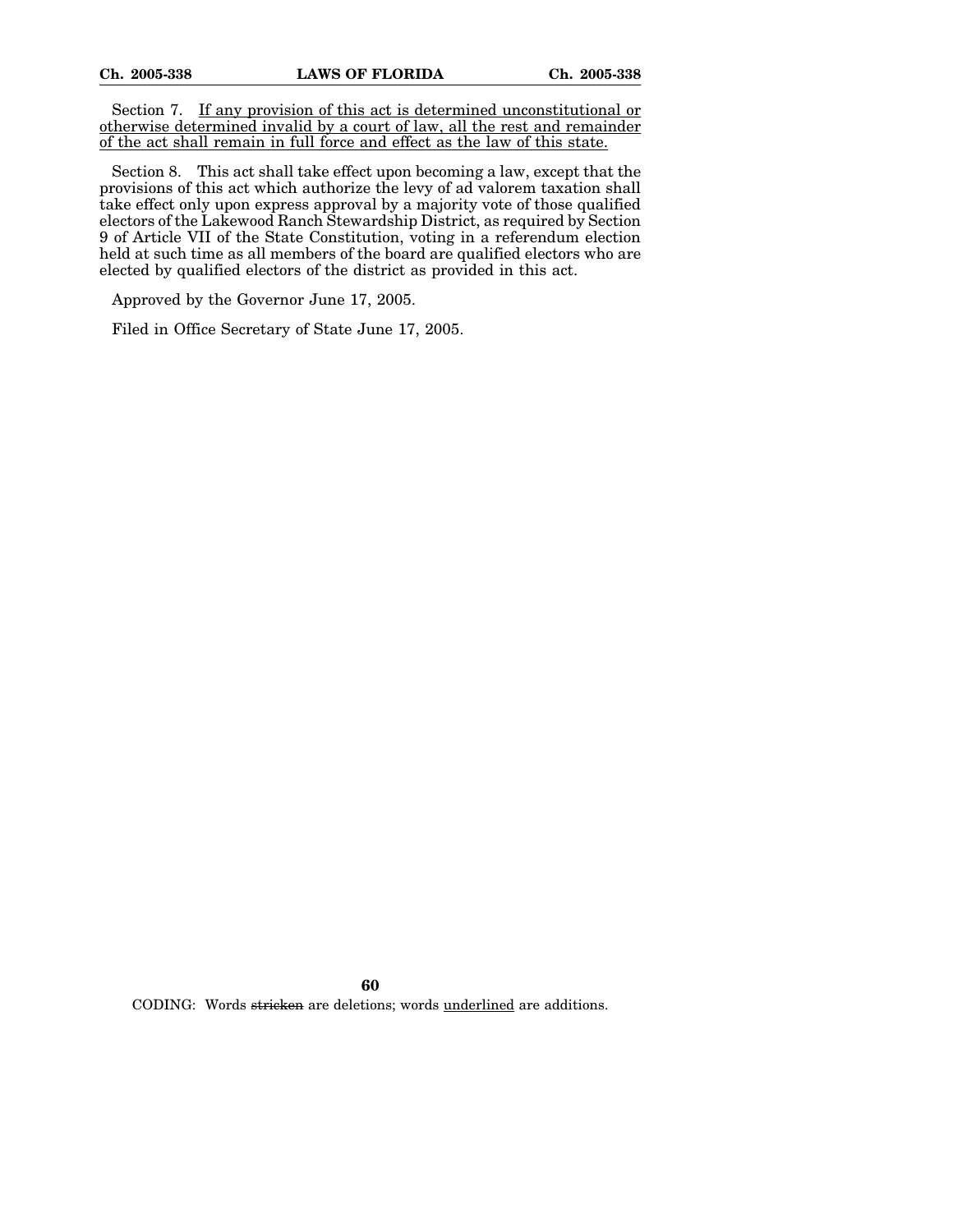Section 7. <u>If any provision of this act is determined unconstitutional or otherwise determined invalid by a court of law, all the rest and remainder of the act shall remain in full force and effect as the law of this state.</u>

Section 8. This act shall take effect upon becoming a law, except that the provisions of this act which authorize the levy of ad valorem taxation shall take effect only upon express approval by a majority vote of those qualified electors of the Lakewood Ranch Stewardship District, as required by Section 9 of Article VII of the State Constitution, voting in a referendum election held at such time as all members of the board are qualified electors who are elected by qualified electors of the district as provided in this act.

Approved by the Governor June 17, 2005.

Filed in Office Secretary of State June 17, 2005.

CODING: Words ~~stricken~~ are deletions; words <u>underlined</u> are additions.